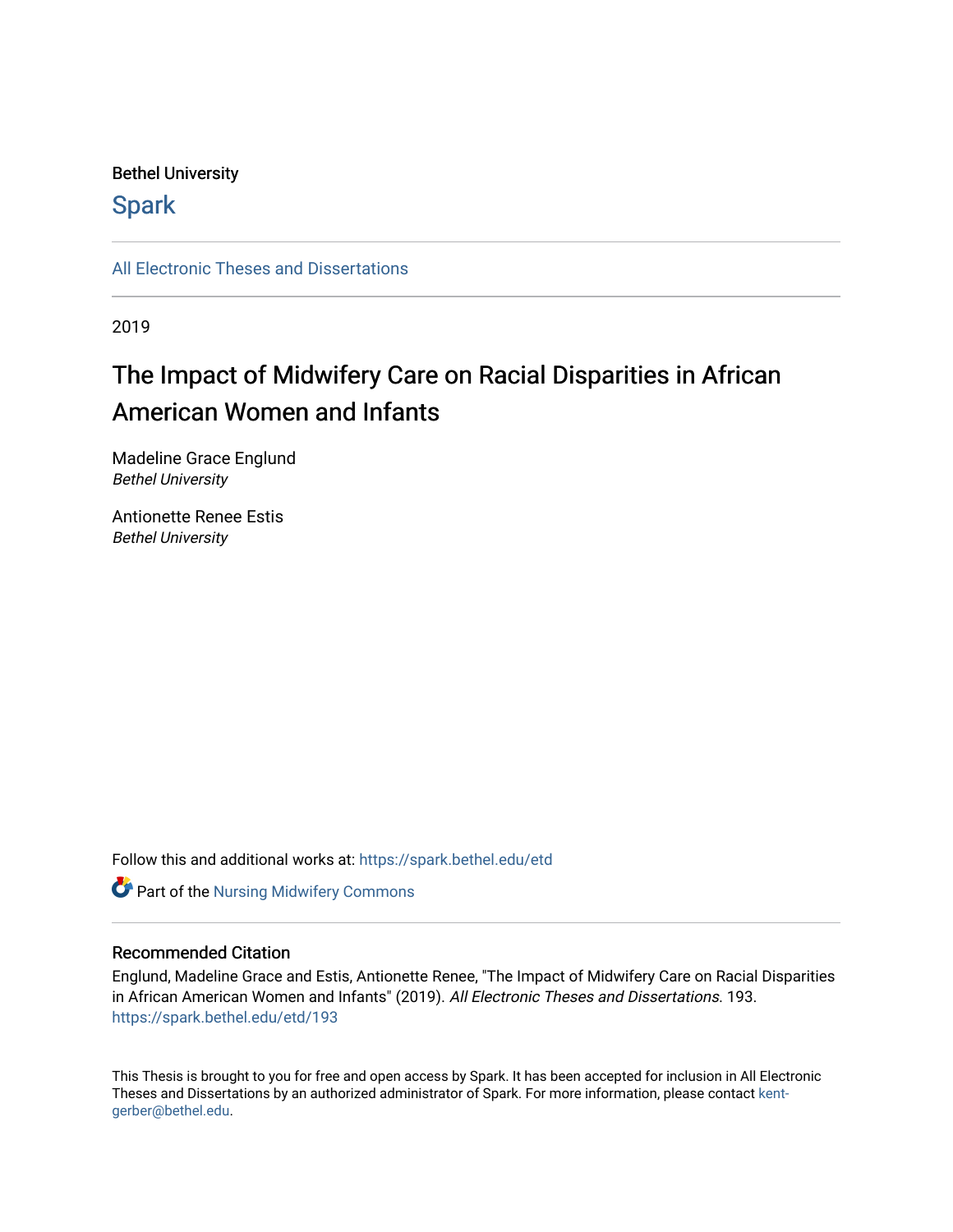Bethel University

# Spark

All Electronic Theses and Dissertations

2019

# The Impact of Midwifery Care on Racial Disparities in African American Women and Infants

Madeline Grace Englund
*Bethel University*

Antionette Renee Estis
*Bethel University*

Follow this and additional works at: https://spark.bethel.edu/etd

Part of the Nursing Midwifery Commons

## Recommended Citation

Englund, Madeline Grace and Estis, Antionette Renee, "The Impact of Midwifery Care on Racial Disparities in African American Women and Infants" (2019). *All Electronic Theses and Dissertations*. 193.
https://spark.bethel.edu/etd/193

This Thesis is brought to you for free and open access by Spark. It has been accepted for inclusion in All Electronic Theses and Dissertations by an authorized administrator of Spark. For more information, please contact kent-gerber@bethel.edu.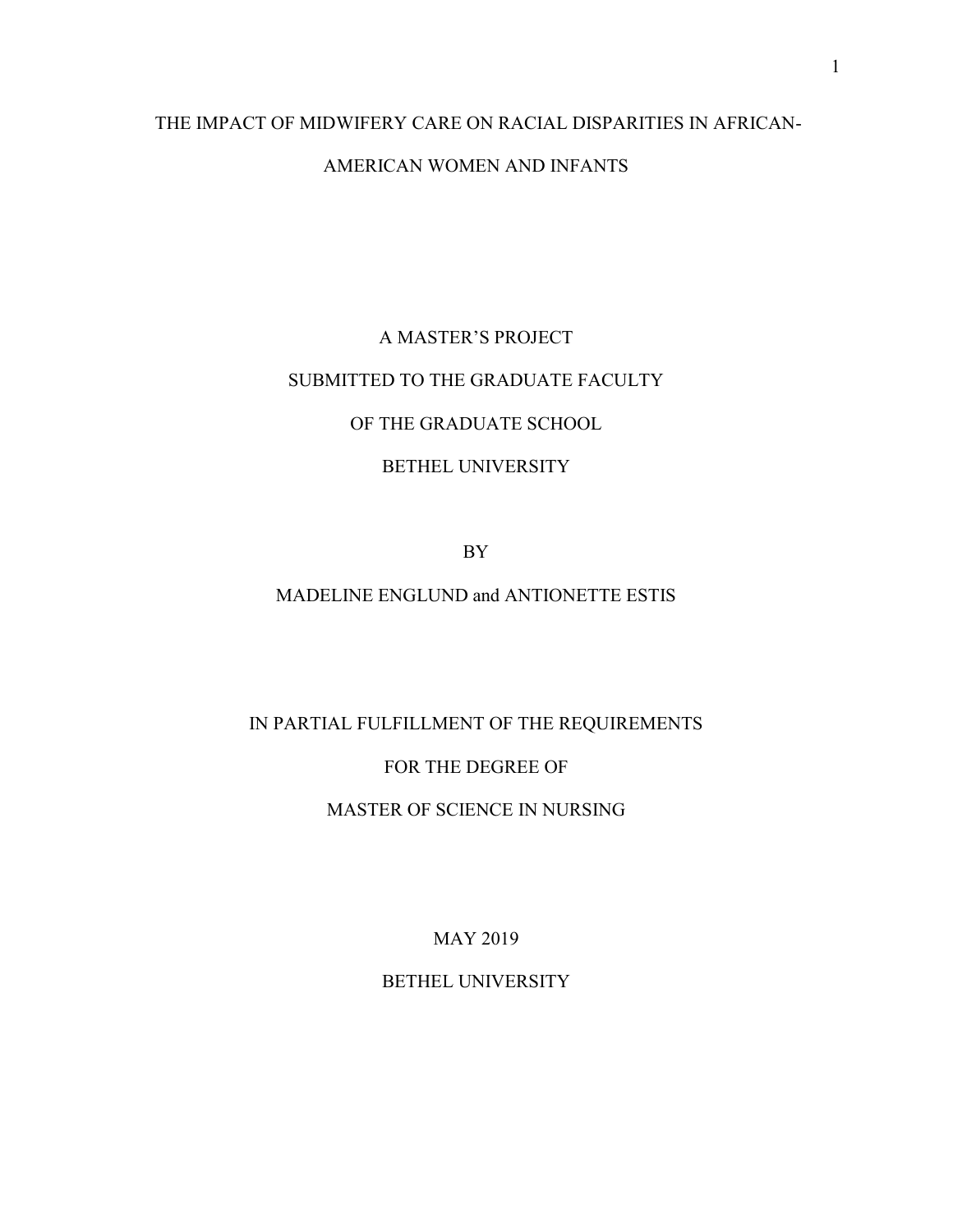# THE IMPACT OF MIDWIFERY CARE ON RACIAL DISPARITIES IN AFRICAN-AMERICAN WOMEN AND INFANTS

A MASTER'S PROJECT

SUBMITTED TO THE GRADUATE FACULTY

OF THE GRADUATE SCHOOL

BETHEL UNIVERSITY

BY

MADELINE ENGLUND and ANTIONETTE ESTIS

IN PARTIAL FULFILLMENT OF THE REQUIREMENTS

FOR THE DEGREE OF

MASTER OF SCIENCE IN NURSING

MAY 2019

BETHEL UNIVERSITY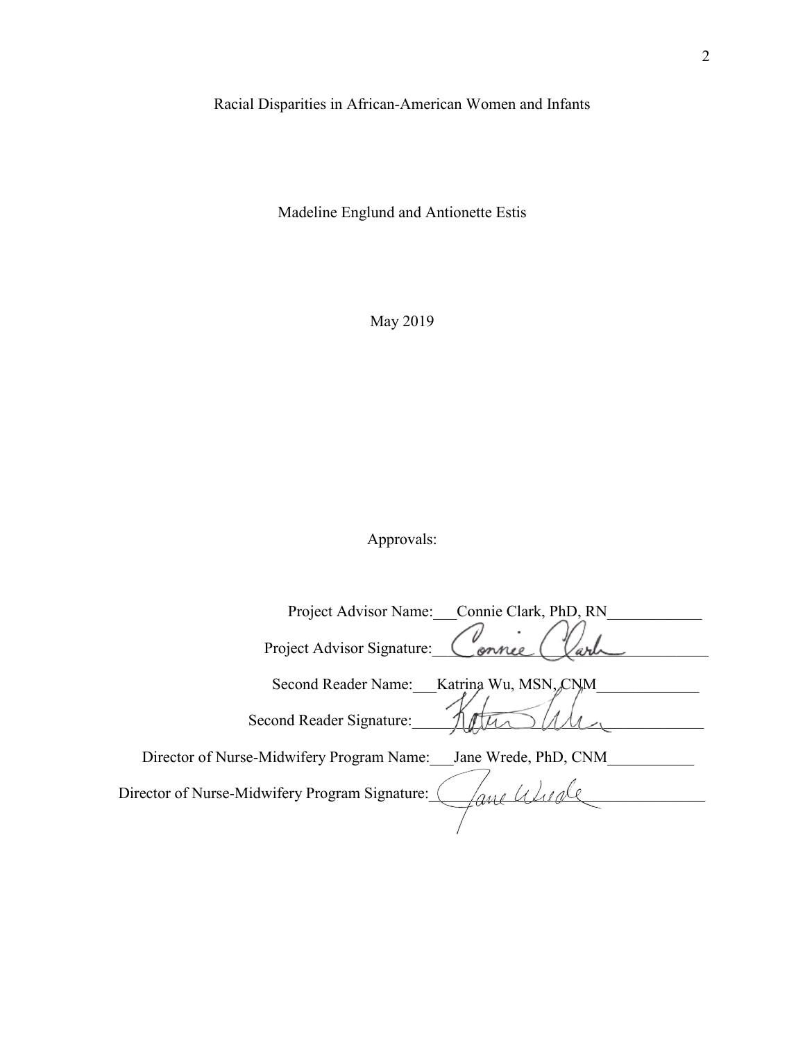Racial Disparities in African-American Women and Infants

Madeline Englund and Antionette Estis

May 2019

Approvals:

Project Advisor Name:___Connie Clark, PhD, RN____________

Project Advisor Signature:______________________________

Second Reader Name:___Katrina Wu, MSN, CNM_____________

Second Reader Signature:______________________________

Director of Nurse-Midwifery Program Name:___Jane Wrede, PhD, CNM___________

Director of Nurse-Midwifery Program Signature:______________________________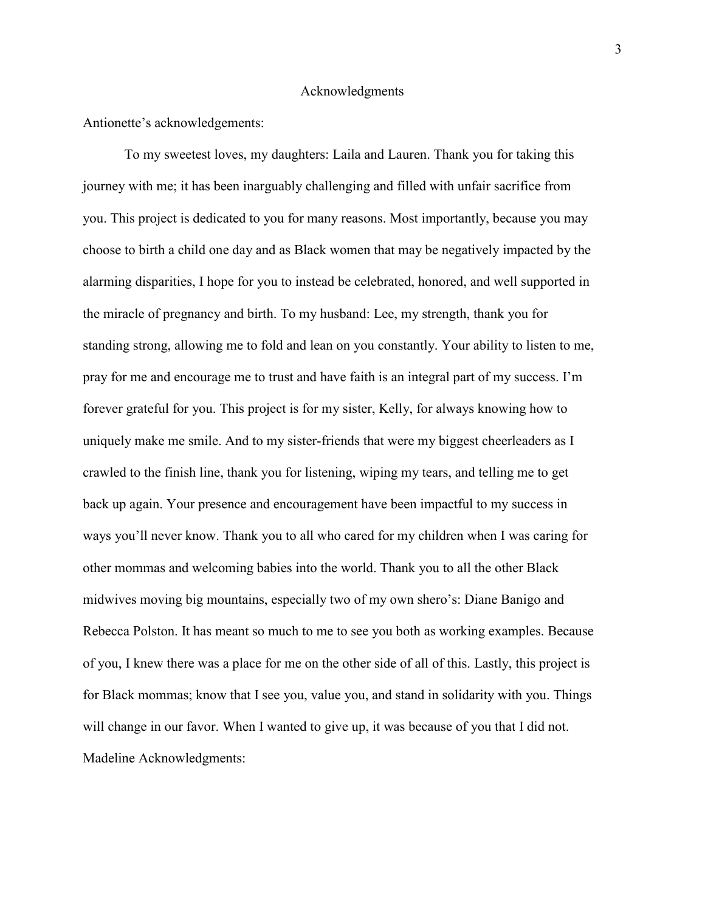# Acknowledgments

Antionette's acknowledgements:

To my sweetest loves, my daughters: Laila and Lauren. Thank you for taking this journey with me; it has been inarguably challenging and filled with unfair sacrifice from you. This project is dedicated to you for many reasons. Most importantly, because you may choose to birth a child one day and as Black women that may be negatively impacted by the alarming disparities, I hope for you to instead be celebrated, honored, and well supported in the miracle of pregnancy and birth. To my husband: Lee, my strength, thank you for standing strong, allowing me to fold and lean on you constantly. Your ability to listen to me, pray for me and encourage me to trust and have faith is an integral part of my success. I'm forever grateful for you. This project is for my sister, Kelly, for always knowing how to uniquely make me smile. And to my sister-friends that were my biggest cheerleaders as I crawled to the finish line, thank you for listening, wiping my tears, and telling me to get back up again. Your presence and encouragement have been impactful to my success in ways you'll never know. Thank you to all who cared for my children when I was caring for other mommas and welcoming babies into the world. Thank you to all the other Black midwives moving big mountains, especially two of my own shero's: Diane Banigo and Rebecca Polston. It has meant so much to me to see you both as working examples. Because of you, I knew there was a place for me on the other side of all of this. Lastly, this project is for Black mommas; know that I see you, value you, and stand in solidarity with you. Things will change in our favor. When I wanted to give up, it was because of you that I did not.

Madeline Acknowledgments: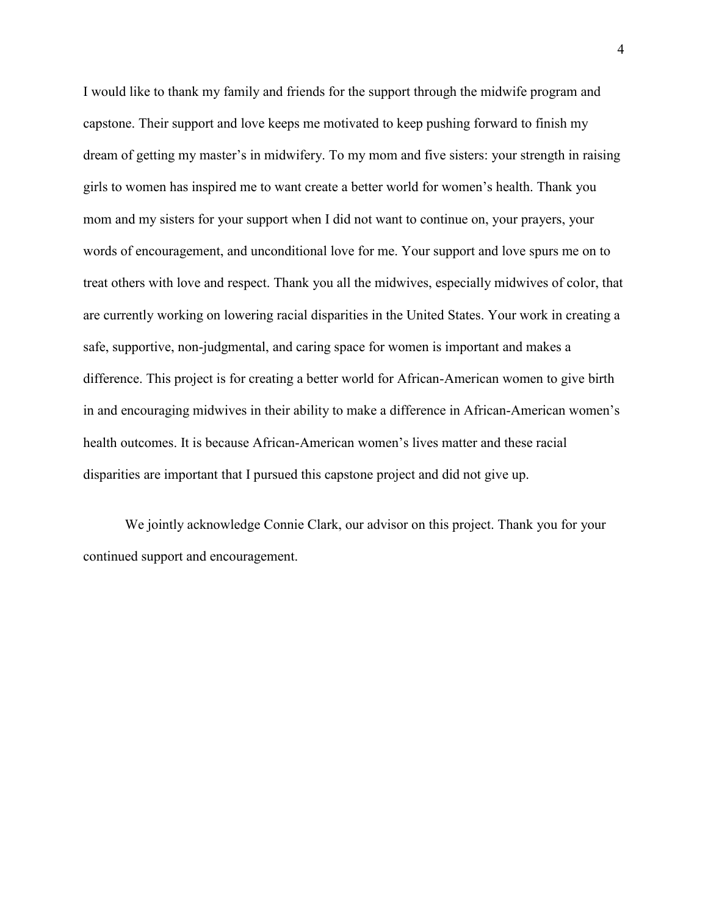I would like to thank my family and friends for the support through the midwife program and capstone. Their support and love keeps me motivated to keep pushing forward to finish my dream of getting my master's in midwifery. To my mom and five sisters: your strength in raising girls to women has inspired me to want create a better world for women's health. Thank you mom and my sisters for your support when I did not want to continue on, your prayers, your words of encouragement, and unconditional love for me. Your support and love spurs me on to treat others with love and respect. Thank you all the midwives, especially midwives of color, that are currently working on lowering racial disparities in the United States. Your work in creating a safe, supportive, non-judgmental, and caring space for women is important and makes a difference. This project is for creating a better world for African-American women to give birth in and encouraging midwives in their ability to make a difference in African-American women's health outcomes. It is because African-American women's lives matter and these racial disparities are important that I pursued this capstone project and did not give up.

We jointly acknowledge Connie Clark, our advisor on this project. Thank you for your continued support and encouragement.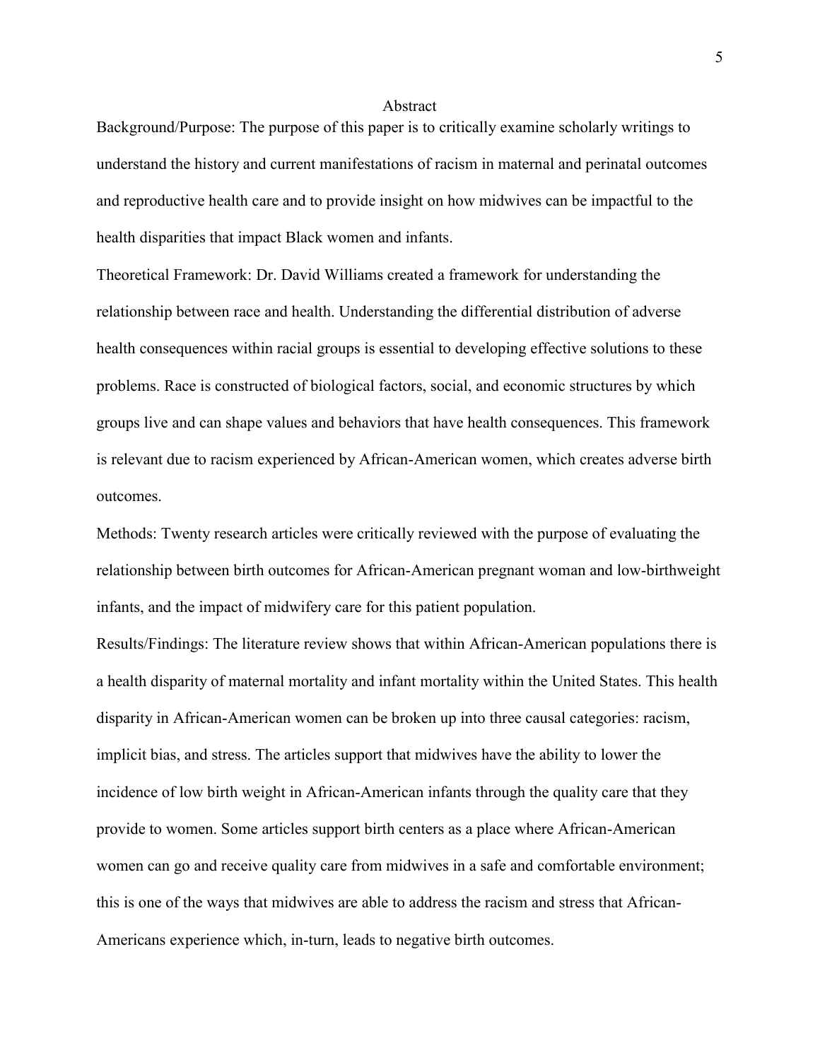# Abstract

Background/Purpose: The purpose of this paper is to critically examine scholarly writings to understand the history and current manifestations of racism in maternal and perinatal outcomes and reproductive health care and to provide insight on how midwives can be impactful to the health disparities that impact Black women and infants.

Theoretical Framework: Dr. David Williams created a framework for understanding the relationship between race and health. Understanding the differential distribution of adverse health consequences within racial groups is essential to developing effective solutions to these problems. Race is constructed of biological factors, social, and economic structures by which groups live and can shape values and behaviors that have health consequences. This framework is relevant due to racism experienced by African-American women, which creates adverse birth outcomes.

Methods: Twenty research articles were critically reviewed with the purpose of evaluating the relationship between birth outcomes for African-American pregnant woman and low-birthweight infants, and the impact of midwifery care for this patient population.

Results/Findings: The literature review shows that within African-American populations there is a health disparity of maternal mortality and infant mortality within the United States. This health disparity in African-American women can be broken up into three causal categories: racism, implicit bias, and stress. The articles support that midwives have the ability to lower the incidence of low birth weight in African-American infants through the quality care that they provide to women. Some articles support birth centers as a place where African-American women can go and receive quality care from midwives in a safe and comfortable environment; this is one of the ways that midwives are able to address the racism and stress that African-Americans experience which, in-turn, leads to negative birth outcomes.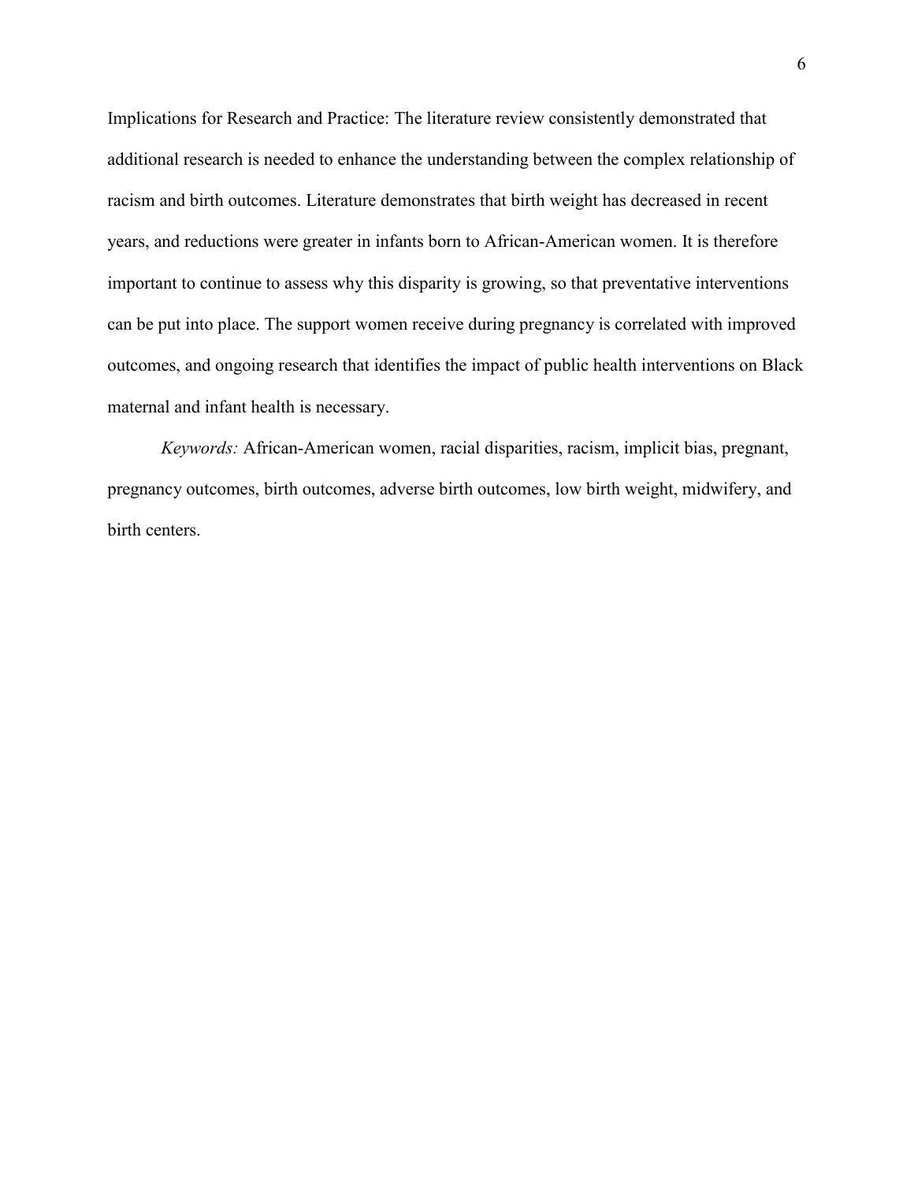Implications for Research and Practice: The literature review consistently demonstrated that additional research is needed to enhance the understanding between the complex relationship of racism and birth outcomes. Literature demonstrates that birth weight has decreased in recent years, and reductions were greater in infants born to African-American women. It is therefore important to continue to assess why this disparity is growing, so that preventative interventions can be put into place. The support women receive during pregnancy is correlated with improved outcomes, and ongoing research that identifies the impact of public health interventions on Black maternal and infant health is necessary.

*Keywords:* African-American women, racial disparities, racism, implicit bias, pregnant, pregnancy outcomes, birth outcomes, adverse birth outcomes, low birth weight, midwifery, and birth centers.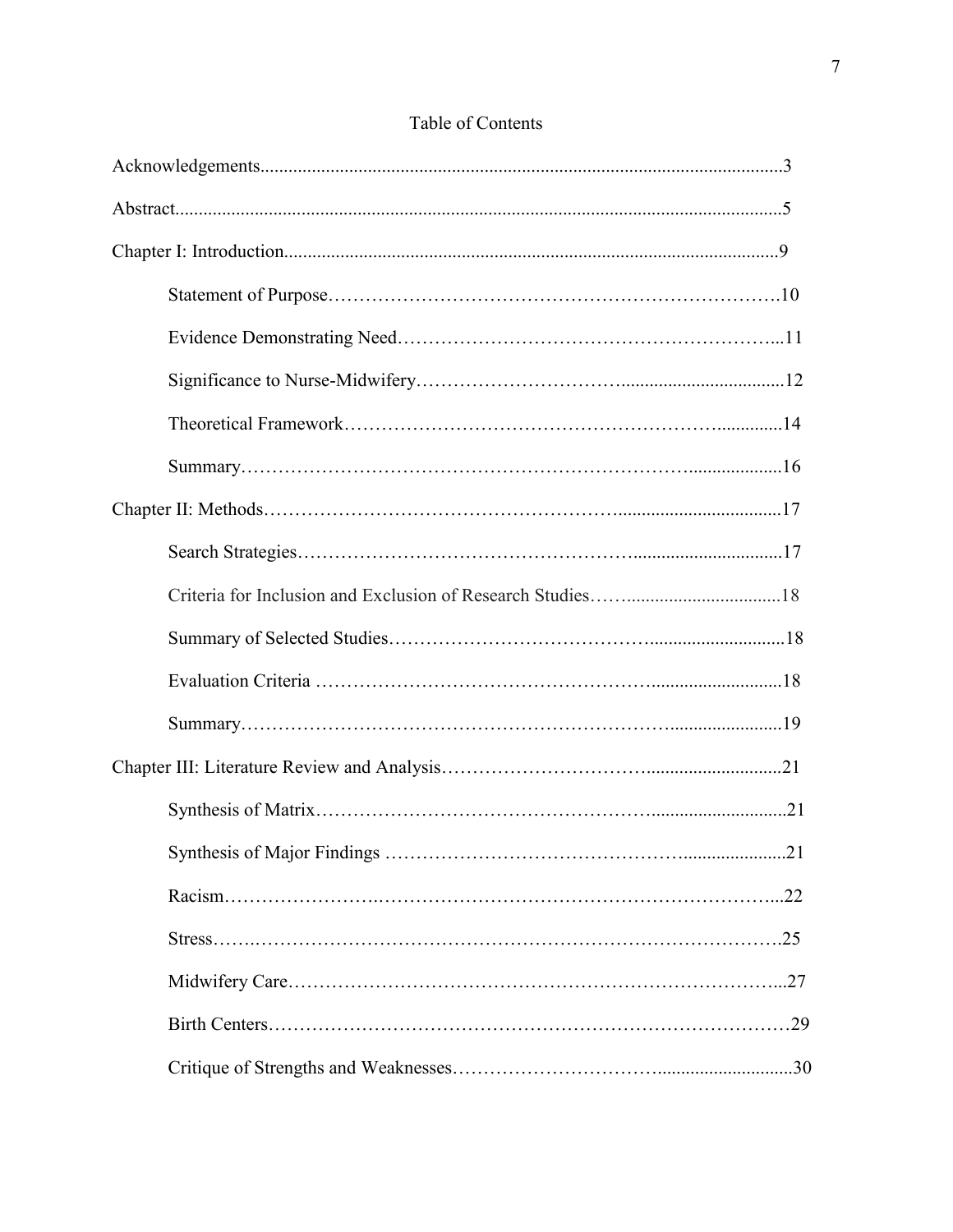# Table of Contents

Acknowledgements....................................................................................................3

Abstract....................................................................................................................5

Chapter I: Introduction.............................................................................................9

- Statement of Purpose..............................................................................10
- Evidence Demonstrating Need...............................................................11
- Significance to Nurse-Midwifery............................................................12
- Theoretical Framework...........................................................................14
- Summary..................................................................................................16

Chapter II: Methods.................................................................................................17

- Search Strategies......................................................................................17
- Criteria for Inclusion and Exclusion of Research Studies.......................18
- Summary of Selected Studies..................................................................18
- Evaluation Criteria ..................................................................................18
- Summary..................................................................................................19

Chapter III: Literature Review and Analysis..........................................................21

- Synthesis of Matrix..................................................................................21
- Synthesis of Major Findings ...................................................................21
- Racism.....................................................................................................22
- Stress.......................................................................................................25
- Midwifery Care.......................................................................................27
- Birth Centers............................................................................................29
- Critique of Strengths and Weaknesses.....................................................30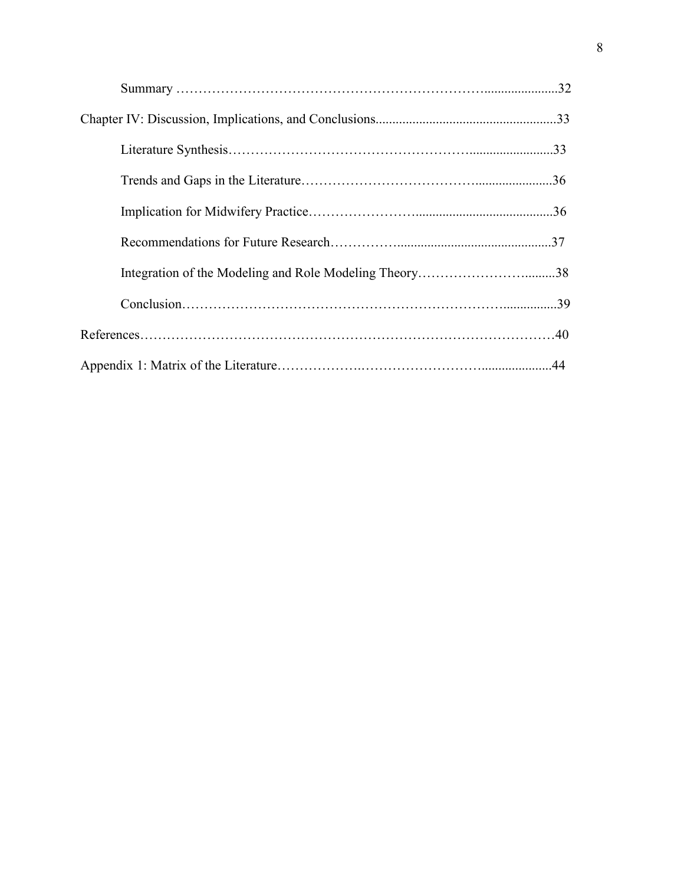Summary ……………………………………………………………......................32

Chapter IV: Discussion, Implications, and Conclusions.....................................................33

Literature Synthesis…………………………………………….........................33

Trends and Gaps in the Literature………………………………......................36

Implication for Midwifery Practice……………………........................................36

Recommendations for Future Research……………..............................................37

Integration of the Modeling and Role Modeling Theory……………………..........38

Conclusion……………………………………………………………................39

References………………………………………………………………………………40

Appendix 1: Matrix of the Literature……………….………………………....................44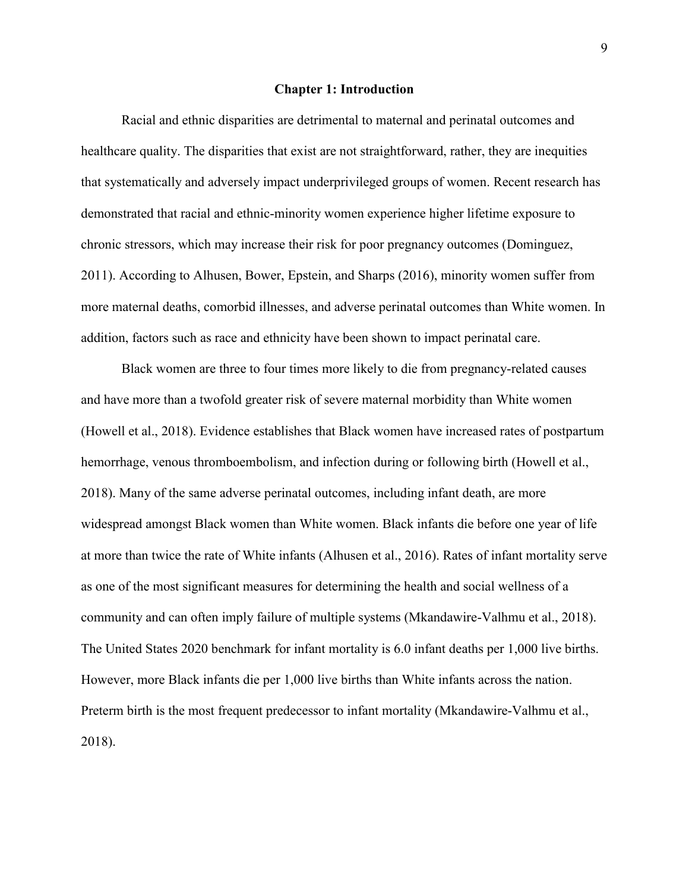# Chapter 1: Introduction

Racial and ethnic disparities are detrimental to maternal and perinatal outcomes and healthcare quality. The disparities that exist are not straightforward, rather, they are inequities that systematically and adversely impact underprivileged groups of women. Recent research has demonstrated that racial and ethnic-minority women experience higher lifetime exposure to chronic stressors, which may increase their risk for poor pregnancy outcomes (Dominguez, 2011). According to Alhusen, Bower, Epstein, and Sharps (2016), minority women suffer from more maternal deaths, comorbid illnesses, and adverse perinatal outcomes than White women. In addition, factors such as race and ethnicity have been shown to impact perinatal care.

Black women are three to four times more likely to die from pregnancy-related causes and have more than a twofold greater risk of severe maternal morbidity than White women (Howell et al., 2018). Evidence establishes that Black women have increased rates of postpartum hemorrhage, venous thromboembolism, and infection during or following birth (Howell et al., 2018). Many of the same adverse perinatal outcomes, including infant death, are more widespread amongst Black women than White women. Black infants die before one year of life at more than twice the rate of White infants (Alhusen et al., 2016). Rates of infant mortality serve as one of the most significant measures for determining the health and social wellness of a community and can often imply failure of multiple systems (Mkandawire-Valhmu et al., 2018). The United States 2020 benchmark for infant mortality is 6.0 infant deaths per 1,000 live births. However, more Black infants die per 1,000 live births than White infants across the nation. Preterm birth is the most frequent predecessor to infant mortality (Mkandawire-Valhmu et al., 2018).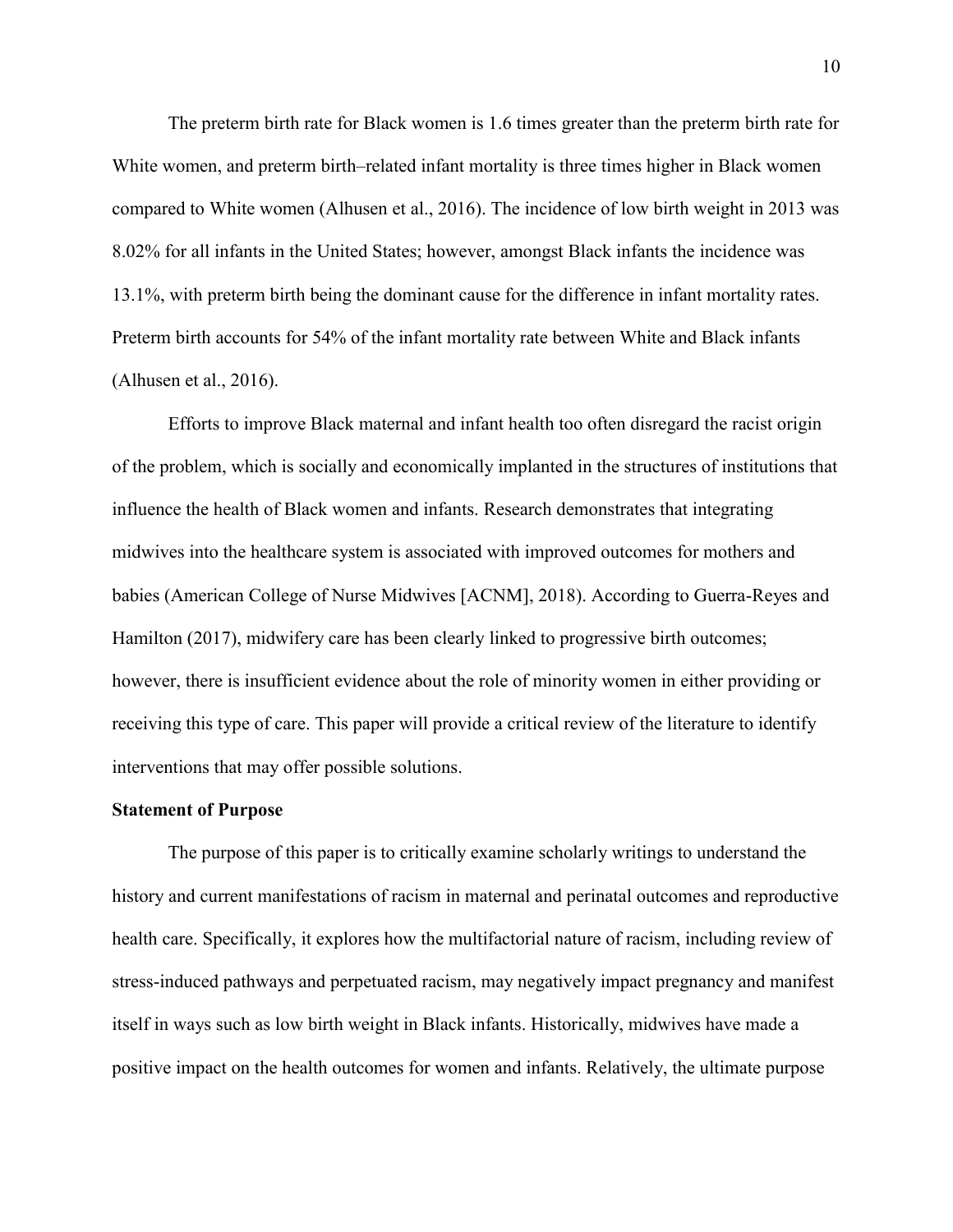The preterm birth rate for Black women is 1.6 times greater than the preterm birth rate for White women, and preterm birth–related infant mortality is three times higher in Black women compared to White women (Alhusen et al., 2016). The incidence of low birth weight in 2013 was 8.02% for all infants in the United States; however, amongst Black infants the incidence was 13.1%, with preterm birth being the dominant cause for the difference in infant mortality rates. Preterm birth accounts for 54% of the infant mortality rate between White and Black infants (Alhusen et al., 2016).

Efforts to improve Black maternal and infant health too often disregard the racist origin of the problem, which is socially and economically implanted in the structures of institutions that influence the health of Black women and infants. Research demonstrates that integrating midwives into the healthcare system is associated with improved outcomes for mothers and babies (American College of Nurse Midwives [ACNM], 2018). According to Guerra-Reyes and Hamilton (2017), midwifery care has been clearly linked to progressive birth outcomes; however, there is insufficient evidence about the role of minority women in either providing or receiving this type of care. This paper will provide a critical review of the literature to identify interventions that may offer possible solutions.

**Statement of Purpose**

The purpose of this paper is to critically examine scholarly writings to understand the history and current manifestations of racism in maternal and perinatal outcomes and reproductive health care. Specifically, it explores how the multifactorial nature of racism, including review of stress-induced pathways and perpetuated racism, may negatively impact pregnancy and manifest itself in ways such as low birth weight in Black infants. Historically, midwives have made a positive impact on the health outcomes for women and infants. Relatively, the ultimate purpose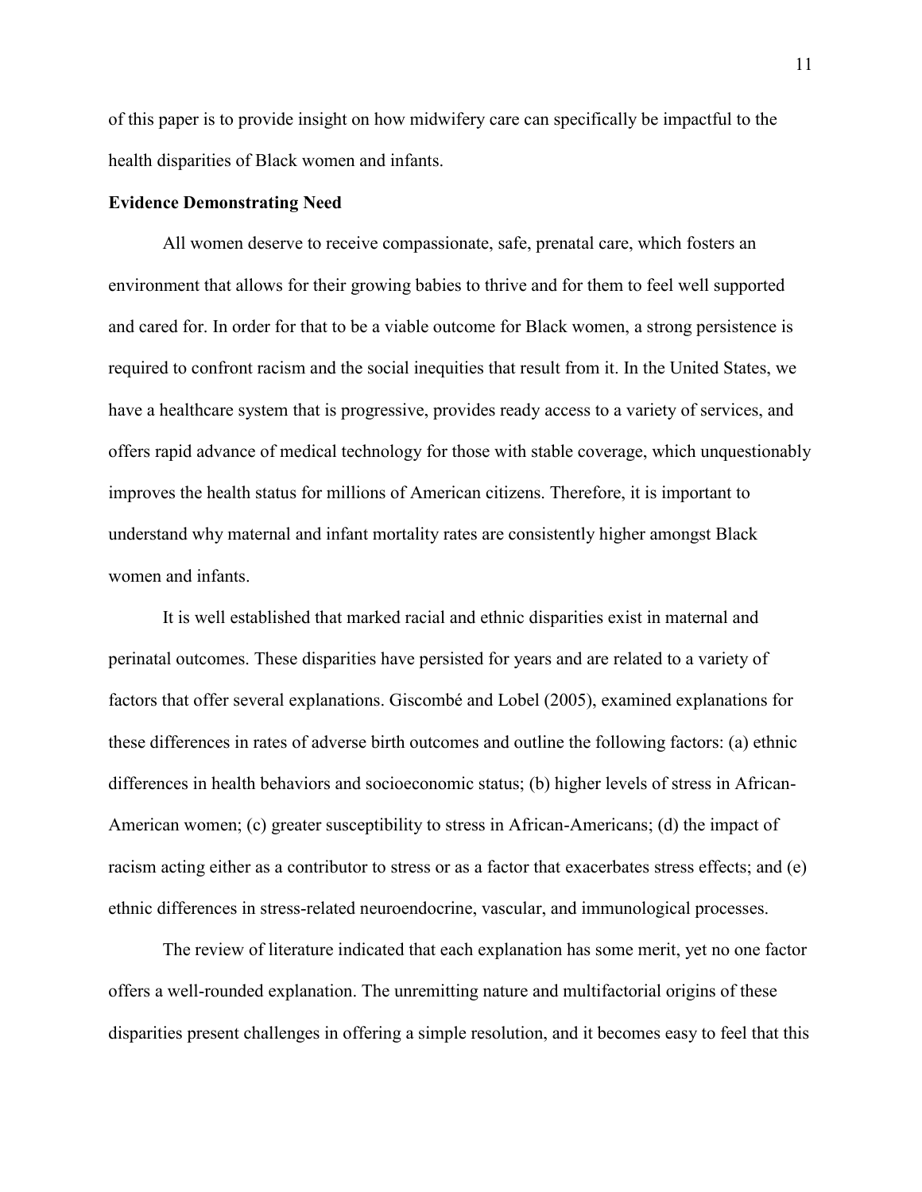of this paper is to provide insight on how midwifery care can specifically be impactful to the health disparities of Black women and infants.

**Evidence Demonstrating Need**

All women deserve to receive compassionate, safe, prenatal care, which fosters an environment that allows for their growing babies to thrive and for them to feel well supported and cared for. In order for that to be a viable outcome for Black women, a strong persistence is required to confront racism and the social inequities that result from it. In the United States, we have a healthcare system that is progressive, provides ready access to a variety of services, and offers rapid advance of medical technology for those with stable coverage, which unquestionably improves the health status for millions of American citizens. Therefore, it is important to understand why maternal and infant mortality rates are consistently higher amongst Black women and infants.

It is well established that marked racial and ethnic disparities exist in maternal and perinatal outcomes. These disparities have persisted for years and are related to a variety of factors that offer several explanations. Giscombé and Lobel (2005), examined explanations for these differences in rates of adverse birth outcomes and outline the following factors: (a) ethnic differences in health behaviors and socioeconomic status; (b) higher levels of stress in African-American women; (c) greater susceptibility to stress in African-Americans; (d) the impact of racism acting either as a contributor to stress or as a factor that exacerbates stress effects; and (e) ethnic differences in stress-related neuroendocrine, vascular, and immunological processes.

The review of literature indicated that each explanation has some merit, yet no one factor offers a well-rounded explanation. The unremitting nature and multifactorial origins of these disparities present challenges in offering a simple resolution, and it becomes easy to feel that this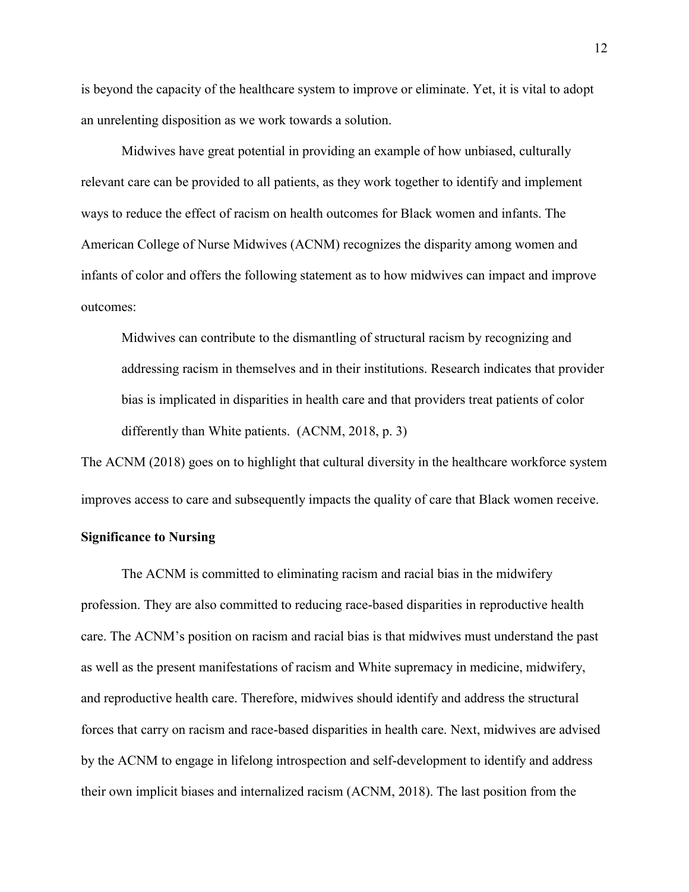is beyond the capacity of the healthcare system to improve or eliminate. Yet, it is vital to adopt an unrelenting disposition as we work towards a solution.

Midwives have great potential in providing an example of how unbiased, culturally relevant care can be provided to all patients, as they work together to identify and implement ways to reduce the effect of racism on health outcomes for Black women and infants. The American College of Nurse Midwives (ACNM) recognizes the disparity among women and infants of color and offers the following statement as to how midwives can impact and improve outcomes:

> Midwives can contribute to the dismantling of structural racism by recognizing and addressing racism in themselves and in their institutions. Research indicates that provider bias is implicated in disparities in health care and that providers treat patients of color differently than White patients. (ACNM, 2018, p. 3)

The ACNM (2018) goes on to highlight that cultural diversity in the healthcare workforce system improves access to care and subsequently impacts the quality of care that Black women receive.

**Significance to Nursing**

The ACNM is committed to eliminating racism and racial bias in the midwifery profession. They are also committed to reducing race-based disparities in reproductive health care. The ACNM's position on racism and racial bias is that midwives must understand the past as well as the present manifestations of racism and White supremacy in medicine, midwifery, and reproductive health care. Therefore, midwives should identify and address the structural forces that carry on racism and race-based disparities in health care. Next, midwives are advised by the ACNM to engage in lifelong introspection and self-development to identify and address their own implicit biases and internalized racism (ACNM, 2018). The last position from the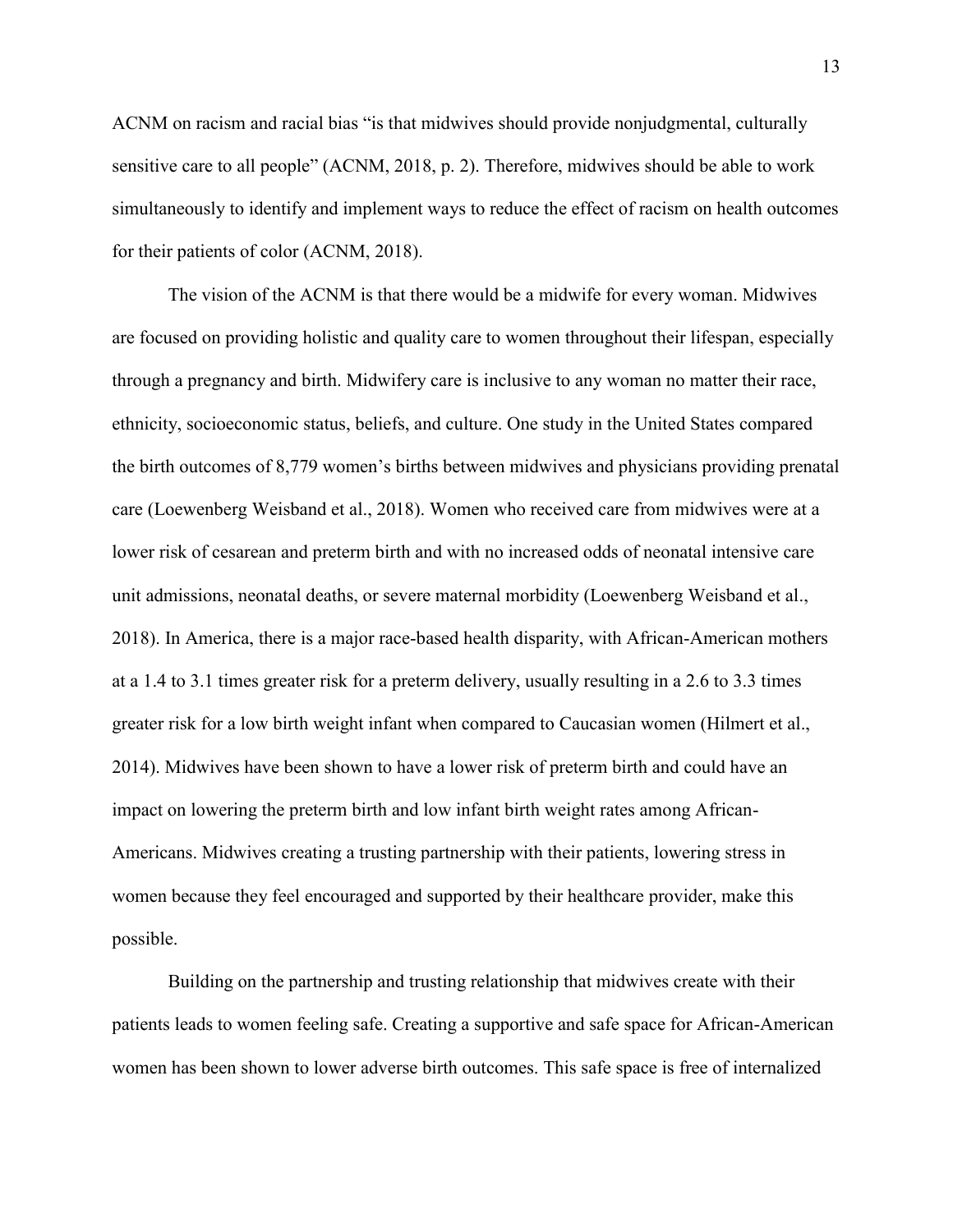ACNM on racism and racial bias "is that midwives should provide nonjudgmental, culturally sensitive care to all people" (ACNM, 2018, p. 2). Therefore, midwives should be able to work simultaneously to identify and implement ways to reduce the effect of racism on health outcomes for their patients of color (ACNM, 2018).

The vision of the ACNM is that there would be a midwife for every woman. Midwives are focused on providing holistic and quality care to women throughout their lifespan, especially through a pregnancy and birth. Midwifery care is inclusive to any woman no matter their race, ethnicity, socioeconomic status, beliefs, and culture. One study in the United States compared the birth outcomes of 8,779 women's births between midwives and physicians providing prenatal care (Loewenberg Weisband et al., 2018). Women who received care from midwives were at a lower risk of cesarean and preterm birth and with no increased odds of neonatal intensive care unit admissions, neonatal deaths, or severe maternal morbidity (Loewenberg Weisband et al., 2018). In America, there is a major race-based health disparity, with African-American mothers at a 1.4 to 3.1 times greater risk for a preterm delivery, usually resulting in a 2.6 to 3.3 times greater risk for a low birth weight infant when compared to Caucasian women (Hilmert et al., 2014). Midwives have been shown to have a lower risk of preterm birth and could have an impact on lowering the preterm birth and low infant birth weight rates among African-Americans. Midwives creating a trusting partnership with their patients, lowering stress in women because they feel encouraged and supported by their healthcare provider, make this possible.

Building on the partnership and trusting relationship that midwives create with their patients leads to women feeling safe. Creating a supportive and safe space for African-American women has been shown to lower adverse birth outcomes. This safe space is free of internalized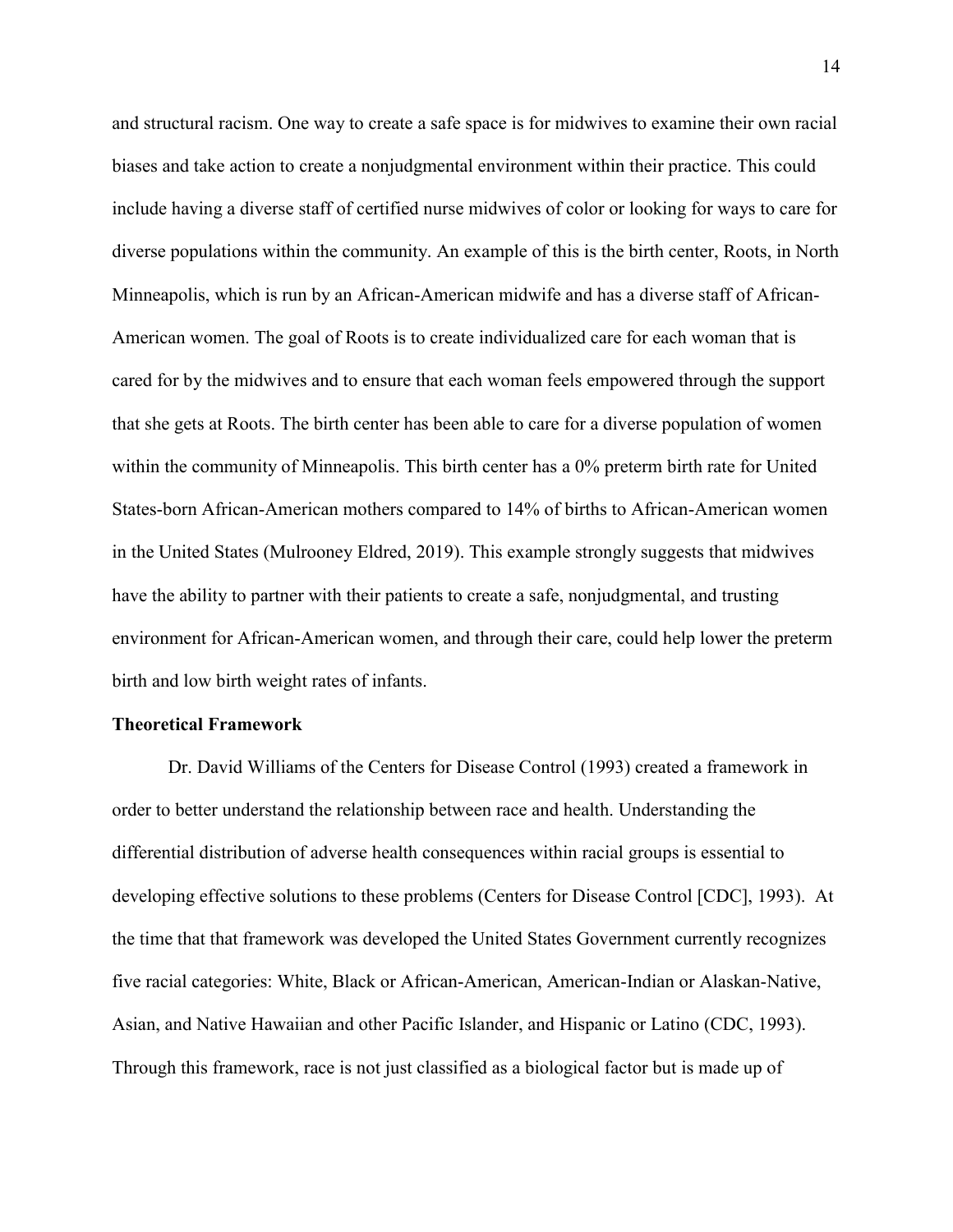and structural racism. One way to create a safe space is for midwives to examine their own racial biases and take action to create a nonjudgmental environment within their practice. This could include having a diverse staff of certified nurse midwives of color or looking for ways to care for diverse populations within the community. An example of this is the birth center, Roots, in North Minneapolis, which is run by an African-American midwife and has a diverse staff of African-American women. The goal of Roots is to create individualized care for each woman that is cared for by the midwives and to ensure that each woman feels empowered through the support that she gets at Roots. The birth center has been able to care for a diverse population of women within the community of Minneapolis. This birth center has a 0% preterm birth rate for United States-born African-American mothers compared to 14% of births to African-American women in the United States (Mulrooney Eldred, 2019). This example strongly suggests that midwives have the ability to partner with their patients to create a safe, nonjudgmental, and trusting environment for African-American women, and through their care, could help lower the preterm birth and low birth weight rates of infants.

**Theoretical Framework**

Dr. David Williams of the Centers for Disease Control (1993) created a framework in order to better understand the relationship between race and health. Understanding the differential distribution of adverse health consequences within racial groups is essential to developing effective solutions to these problems (Centers for Disease Control [CDC], 1993). At the time that that framework was developed the United States Government currently recognizes five racial categories: White, Black or African-American, American-Indian or Alaskan-Native, Asian, and Native Hawaiian and other Pacific Islander, and Hispanic or Latino (CDC, 1993). Through this framework, race is not just classified as a biological factor but is made up of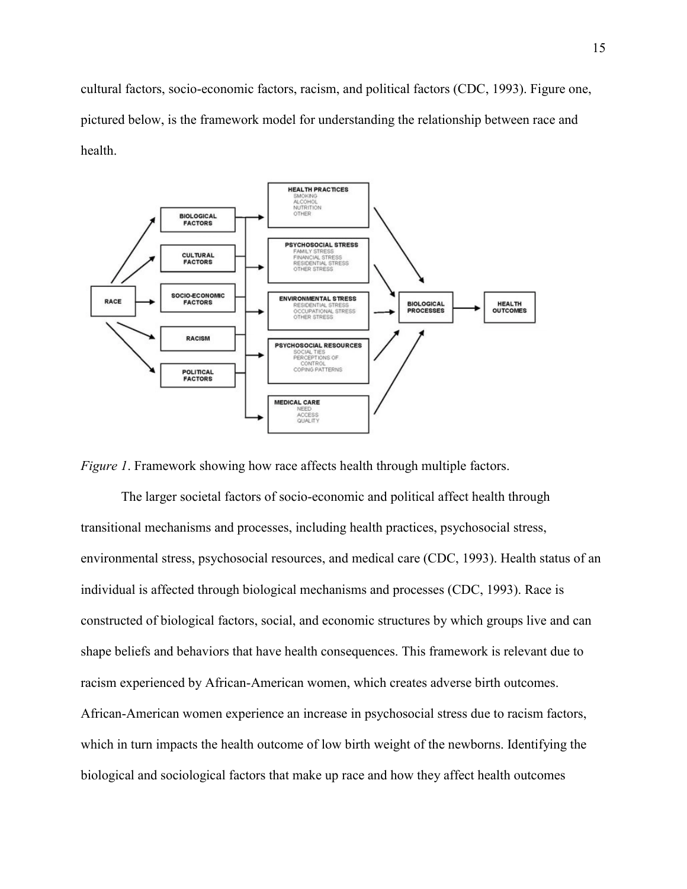cultural factors, socio-economic factors, racism, and political factors (CDC, 1993). Figure one, pictured below, is the framework model for understanding the relationship between race and health.

RACE

BIOLOGICAL FACTORS

CULTURAL FACTORS

SOCIO-ECONOMIC FACTORS

RACISM

POLITICAL FACTORS

HEALTH PRACTICES
SMOKING
ALCOHOL
NUTRITION
OTHER

PSYCHOSOCIAL STRESS
FAMILY STRESS
FINANCIAL STRESS
RESIDENTIAL STRESS
OTHER STRESS

ENVIRONMENTAL STRESS
RESIDENTIAL STRESS
OCCUPATIONAL STRESS
OTHER STRESS

PSYCHOSOCIAL RESOURCES
SOCIAL TIES
PERCEPTIONS OF CONTROL
COPING PATTERNS

MEDICAL CARE
NEED
ACCESS
QUALITY

BIOLOGICAL PROCESSES

HEALTH OUTCOMES

*Figure 1*. Framework showing how race affects health through multiple factors.

The larger societal factors of socio-economic and political affect health through transitional mechanisms and processes, including health practices, psychosocial stress, environmental stress, psychosocial resources, and medical care (CDC, 1993). Health status of an individual is affected through biological mechanisms and processes (CDC, 1993). Race is constructed of biological factors, social, and economic structures by which groups live and can shape beliefs and behaviors that have health consequences. This framework is relevant due to racism experienced by African-American women, which creates adverse birth outcomes. African-American women experience an increase in psychosocial stress due to racism factors, which in turn impacts the health outcome of low birth weight of the newborns. Identifying the biological and sociological factors that make up race and how they affect health outcomes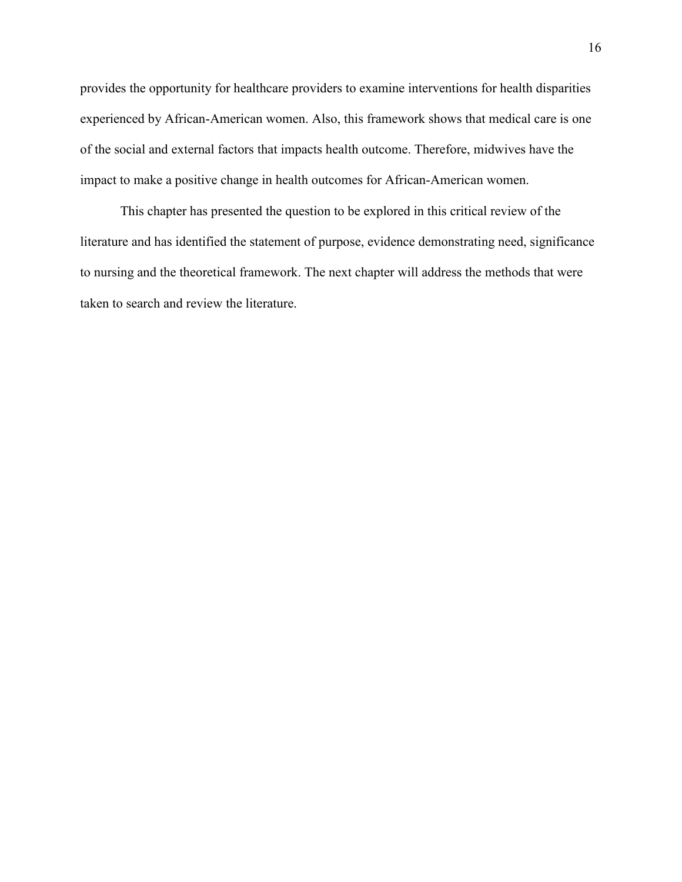provides the opportunity for healthcare providers to examine interventions for health disparities experienced by African-American women. Also, this framework shows that medical care is one of the social and external factors that impacts health outcome. Therefore, midwives have the impact to make a positive change in health outcomes for African-American women.

This chapter has presented the question to be explored in this critical review of the literature and has identified the statement of purpose, evidence demonstrating need, significance to nursing and the theoretical framework. The next chapter will address the methods that were taken to search and review the literature.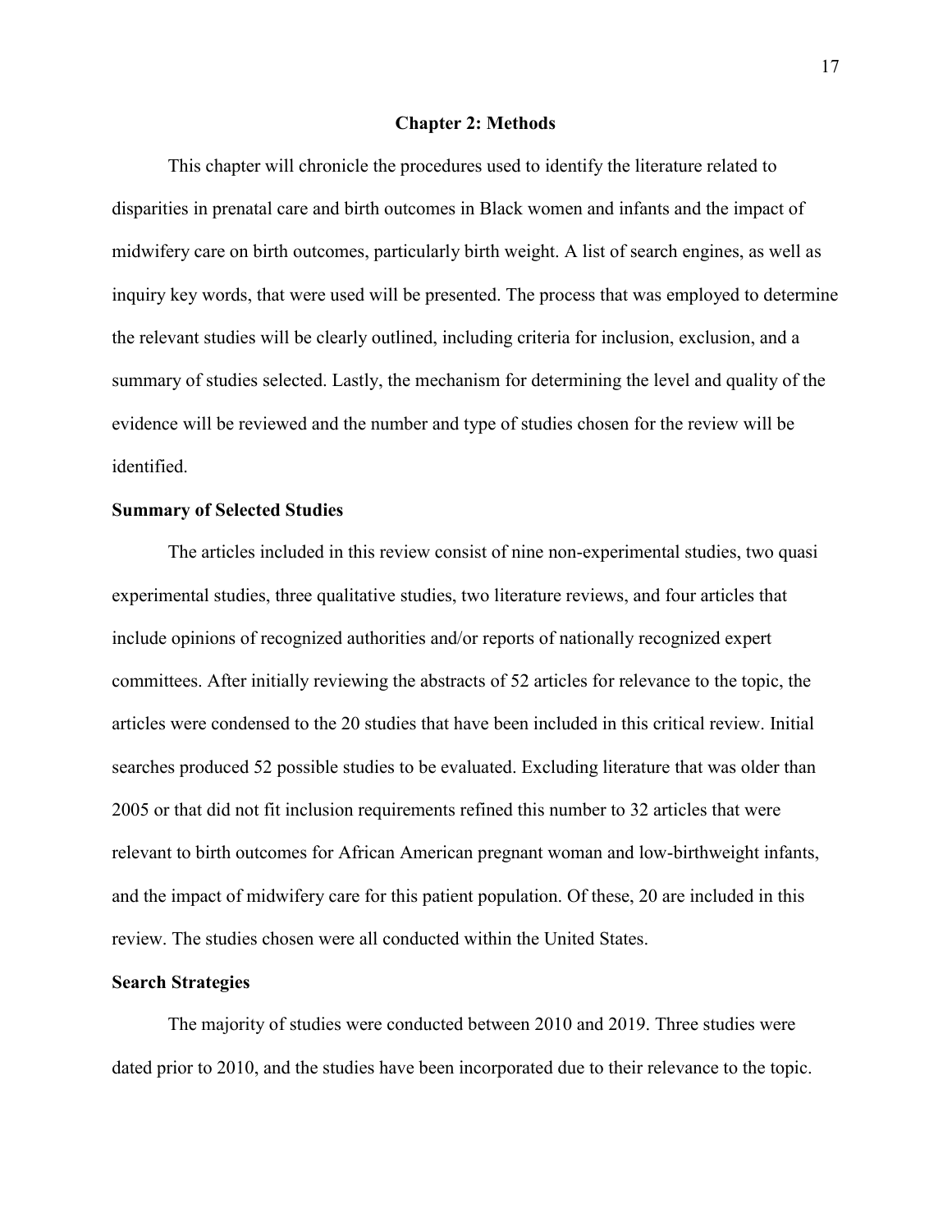# Chapter 2: Methods

This chapter will chronicle the procedures used to identify the literature related to disparities in prenatal care and birth outcomes in Black women and infants and the impact of midwifery care on birth outcomes, particularly birth weight. A list of search engines, as well as inquiry key words, that were used will be presented. The process that was employed to determine the relevant studies will be clearly outlined, including criteria for inclusion, exclusion, and a summary of studies selected. Lastly, the mechanism for determining the level and quality of the evidence will be reviewed and the number and type of studies chosen for the review will be identified.

## Summary of Selected Studies

The articles included in this review consist of nine non-experimental studies, two quasi experimental studies, three qualitative studies, two literature reviews, and four articles that include opinions of recognized authorities and/or reports of nationally recognized expert committees. After initially reviewing the abstracts of 52 articles for relevance to the topic, the articles were condensed to the 20 studies that have been included in this critical review. Initial searches produced 52 possible studies to be evaluated. Excluding literature that was older than 2005 or that did not fit inclusion requirements refined this number to 32 articles that were relevant to birth outcomes for African American pregnant woman and low-birthweight infants, and the impact of midwifery care for this patient population. Of these, 20 are included in this review. The studies chosen were all conducted within the United States.

## Search Strategies

The majority of studies were conducted between 2010 and 2019. Three studies were dated prior to 2010, and the studies have been incorporated due to their relevance to the topic.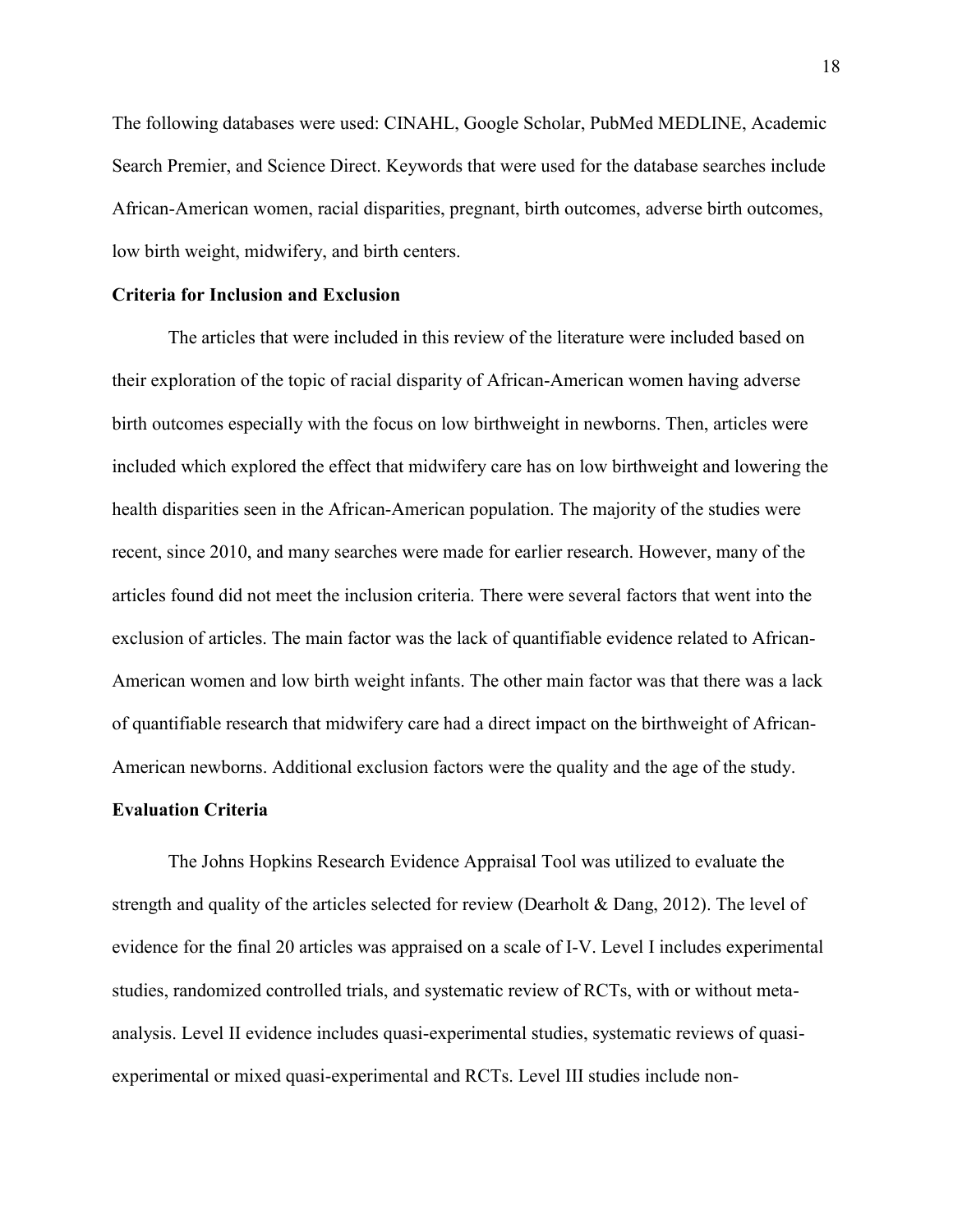The following databases were used: CINAHL, Google Scholar, PubMed MEDLINE, Academic Search Premier, and Science Direct. Keywords that were used for the database searches include African-American women, racial disparities, pregnant, birth outcomes, adverse birth outcomes, low birth weight, midwifery, and birth centers.

### Criteria for Inclusion and Exclusion

The articles that were included in this review of the literature were included based on their exploration of the topic of racial disparity of African-American women having adverse birth outcomes especially with the focus on low birthweight in newborns. Then, articles were included which explored the effect that midwifery care has on low birthweight and lowering the health disparities seen in the African-American population. The majority of the studies were recent, since 2010, and many searches were made for earlier research. However, many of the articles found did not meet the inclusion criteria. There were several factors that went into the exclusion of articles. The main factor was the lack of quantifiable evidence related to African-American women and low birth weight infants. The other main factor was that there was a lack of quantifiable research that midwifery care had a direct impact on the birthweight of African-American newborns. Additional exclusion factors were the quality and the age of the study.

### Evaluation Criteria

The Johns Hopkins Research Evidence Appraisal Tool was utilized to evaluate the strength and quality of the articles selected for review (Dearholt & Dang, 2012). The level of evidence for the final 20 articles was appraised on a scale of I-V. Level I includes experimental studies, randomized controlled trials, and systematic review of RCTs, with or without meta-analysis. Level II evidence includes quasi-experimental studies, systematic reviews of quasi-experimental or mixed quasi-experimental and RCTs. Level III studies include non-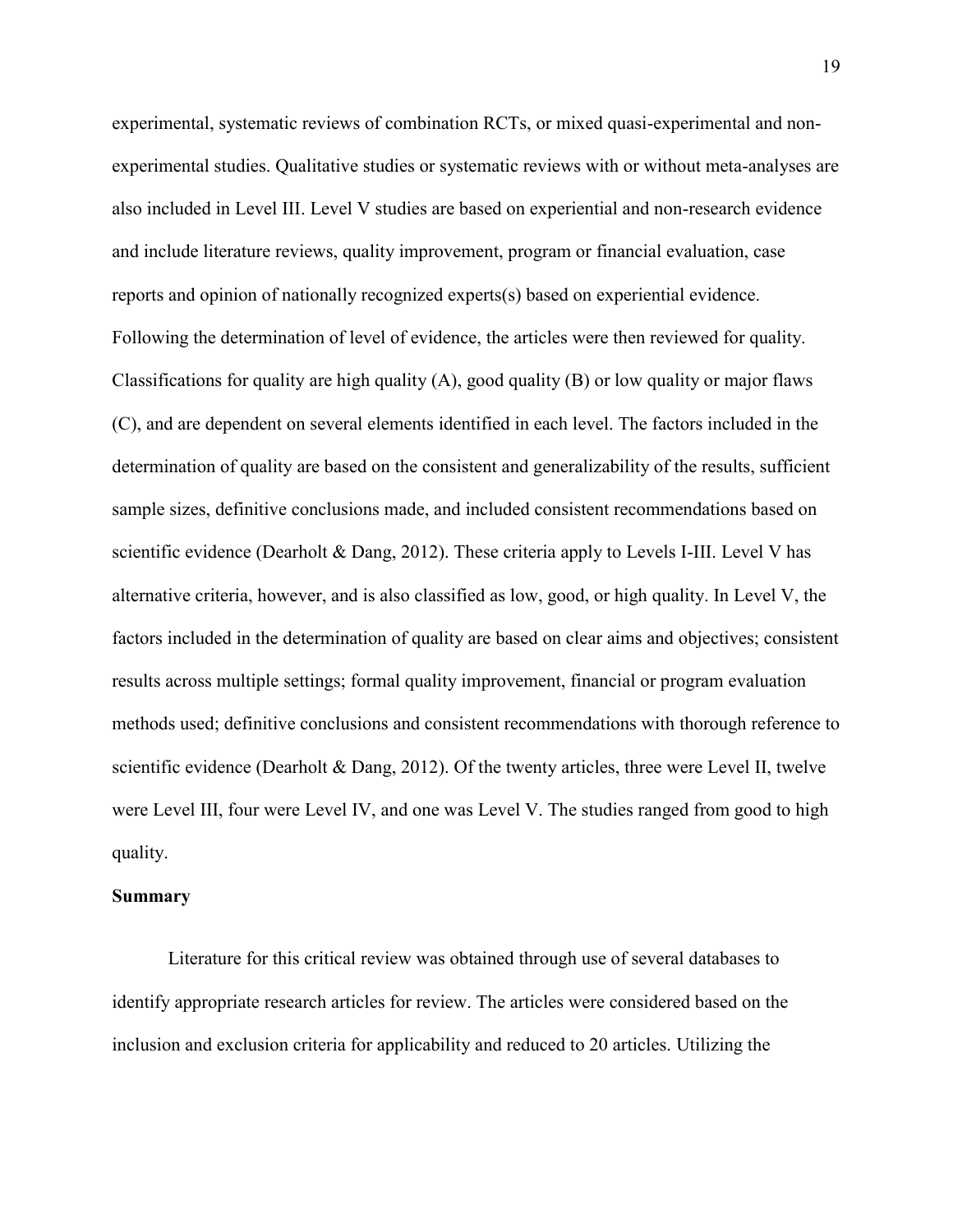experimental, systematic reviews of combination RCTs, or mixed quasi-experimental and non-experimental studies. Qualitative studies or systematic reviews with or without meta-analyses are also included in Level III. Level V studies are based on experiential and non-research evidence and include literature reviews, quality improvement, program or financial evaluation, case reports and opinion of nationally recognized experts(s) based on experiential evidence. Following the determination of level of evidence, the articles were then reviewed for quality. Classifications for quality are high quality (A), good quality (B) or low quality or major flaws (C), and are dependent on several elements identified in each level. The factors included in the determination of quality are based on the consistent and generalizability of the results, sufficient sample sizes, definitive conclusions made, and included consistent recommendations based on scientific evidence (Dearholt & Dang, 2012). These criteria apply to Levels I-III. Level V has alternative criteria, however, and is also classified as low, good, or high quality. In Level V, the factors included in the determination of quality are based on clear aims and objectives; consistent results across multiple settings; formal quality improvement, financial or program evaluation methods used; definitive conclusions and consistent recommendations with thorough reference to scientific evidence (Dearholt & Dang, 2012). Of the twenty articles, three were Level II, twelve were Level III, four were Level IV, and one was Level V. The studies ranged from good to high quality.

**Summary**

Literature for this critical review was obtained through use of several databases to identify appropriate research articles for review. The articles were considered based on the inclusion and exclusion criteria for applicability and reduced to 20 articles. Utilizing the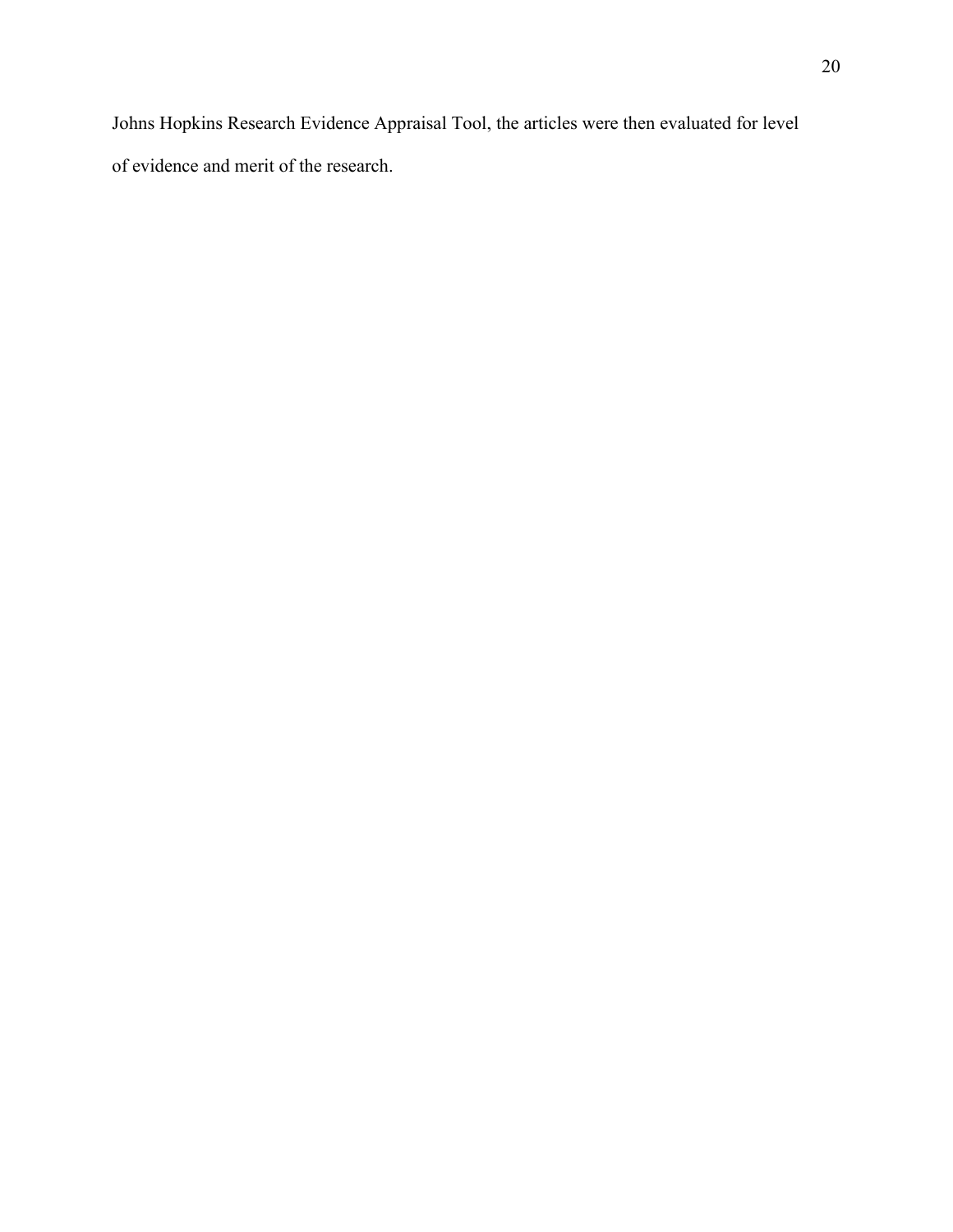Johns Hopkins Research Evidence Appraisal Tool, the articles were then evaluated for level of evidence and merit of the research.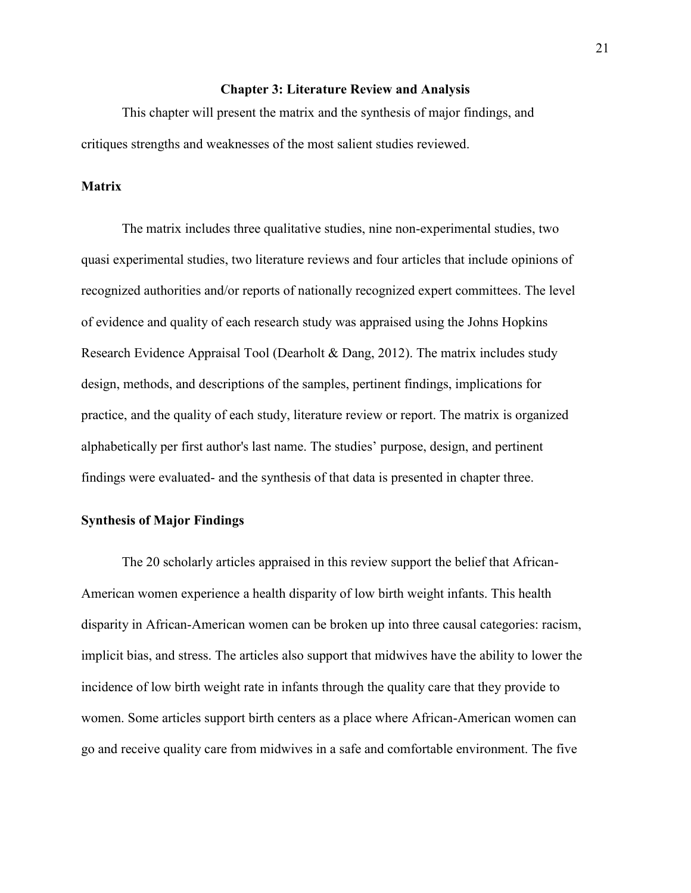## Chapter 3: Literature Review and Analysis

This chapter will present the matrix and the synthesis of major findings, and critiques strengths and weaknesses of the most salient studies reviewed.

### Matrix

The matrix includes three qualitative studies, nine non-experimental studies, two quasi experimental studies, two literature reviews and four articles that include opinions of recognized authorities and/or reports of nationally recognized expert committees. The level of evidence and quality of each research study was appraised using the Johns Hopkins Research Evidence Appraisal Tool (Dearholt & Dang, 2012). The matrix includes study design, methods, and descriptions of the samples, pertinent findings, implications for practice, and the quality of each study, literature review or report. The matrix is organized alphabetically per first author's last name. The studies' purpose, design, and pertinent findings were evaluated- and the synthesis of that data is presented in chapter three.

### Synthesis of Major Findings

The 20 scholarly articles appraised in this review support the belief that African-American women experience a health disparity of low birth weight infants. This health disparity in African-American women can be broken up into three causal categories: racism, implicit bias, and stress. The articles also support that midwives have the ability to lower the incidence of low birth weight rate in infants through the quality care that they provide to women. Some articles support birth centers as a place where African-American women can go and receive quality care from midwives in a safe and comfortable environment. The five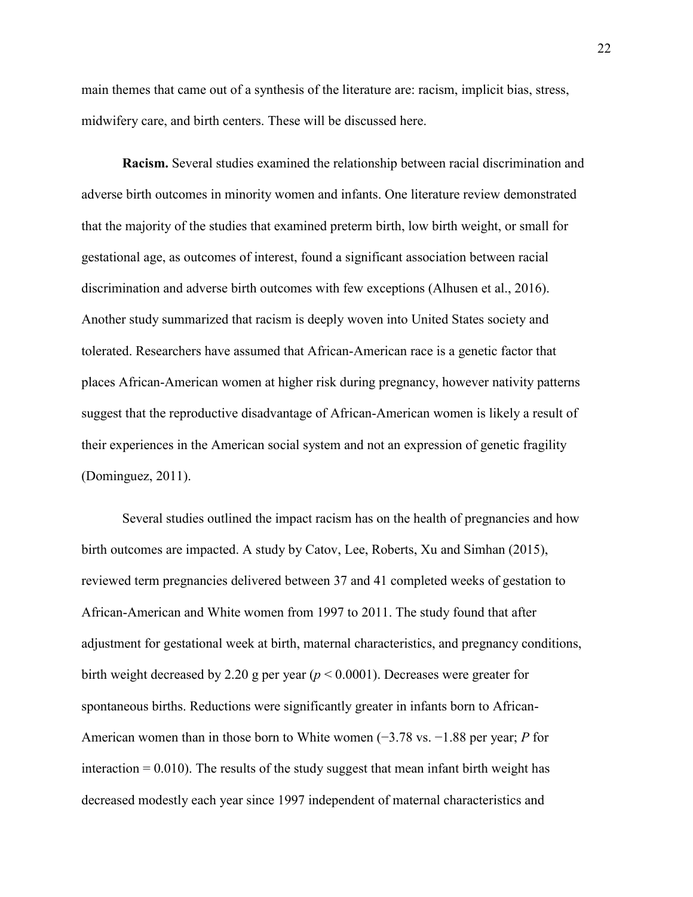main themes that came out of a synthesis of the literature are: racism, implicit bias, stress, midwifery care, and birth centers. These will be discussed here.

**Racism.** Several studies examined the relationship between racial discrimination and adverse birth outcomes in minority women and infants. One literature review demonstrated that the majority of the studies that examined preterm birth, low birth weight, or small for gestational age, as outcomes of interest, found a significant association between racial discrimination and adverse birth outcomes with few exceptions (Alhusen et al., 2016). Another study summarized that racism is deeply woven into United States society and tolerated. Researchers have assumed that African-American race is a genetic factor that places African-American women at higher risk during pregnancy, however nativity patterns suggest that the reproductive disadvantage of African-American women is likely a result of their experiences in the American social system and not an expression of genetic fragility (Dominguez, 2011).

Several studies outlined the impact racism has on the health of pregnancies and how birth outcomes are impacted. A study by Catov, Lee, Roberts, Xu and Simhan (2015), reviewed term pregnancies delivered between 37 and 41 completed weeks of gestation to African-American and White women from 1997 to 2011. The study found that after adjustment for gestational week at birth, maternal characteristics, and pregnancy conditions, birth weight decreased by 2.20 g per year ($p < 0.0001$). Decreases were greater for spontaneous births. Reductions were significantly greater in infants born to African-American women than in those born to White women (−3.78 vs. −1.88 per year; $P$ for interaction = 0.010). The results of the study suggest that mean infant birth weight has decreased modestly each year since 1997 independent of maternal characteristics and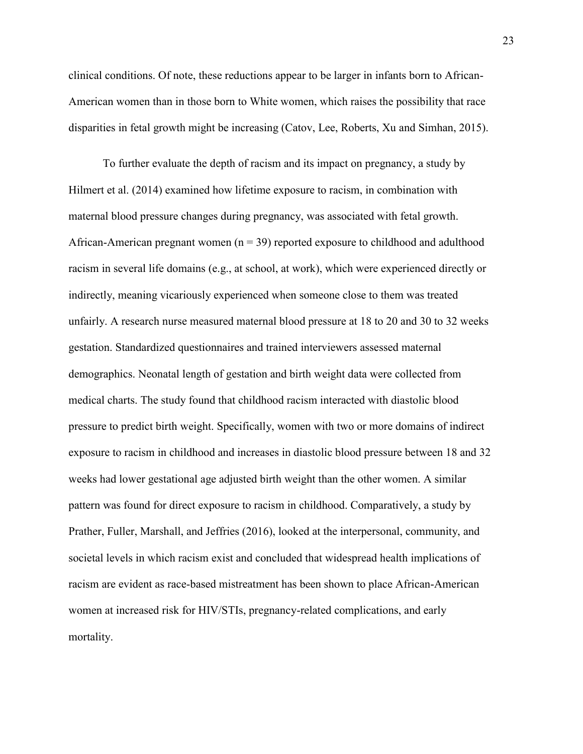clinical conditions. Of note, these reductions appear to be larger in infants born to African-American women than in those born to White women, which raises the possibility that race disparities in fetal growth might be increasing (Catov, Lee, Roberts, Xu and Simhan, 2015).

To further evaluate the depth of racism and its impact on pregnancy, a study by Hilmert et al. (2014) examined how lifetime exposure to racism, in combination with maternal blood pressure changes during pregnancy, was associated with fetal growth. African-American pregnant women (n = 39) reported exposure to childhood and adulthood racism in several life domains (e.g., at school, at work), which were experienced directly or indirectly, meaning vicariously experienced when someone close to them was treated unfairly. A research nurse measured maternal blood pressure at 18 to 20 and 30 to 32 weeks gestation. Standardized questionnaires and trained interviewers assessed maternal demographics. Neonatal length of gestation and birth weight data were collected from medical charts. The study found that childhood racism interacted with diastolic blood pressure to predict birth weight. Specifically, women with two or more domains of indirect exposure to racism in childhood and increases in diastolic blood pressure between 18 and 32 weeks had lower gestational age adjusted birth weight than the other women. A similar pattern was found for direct exposure to racism in childhood. Comparatively, a study by Prather, Fuller, Marshall, and Jeffries (2016), looked at the interpersonal, community, and societal levels in which racism exist and concluded that widespread health implications of racism are evident as race-based mistreatment has been shown to place African-American women at increased risk for HIV/STIs, pregnancy-related complications, and early mortality.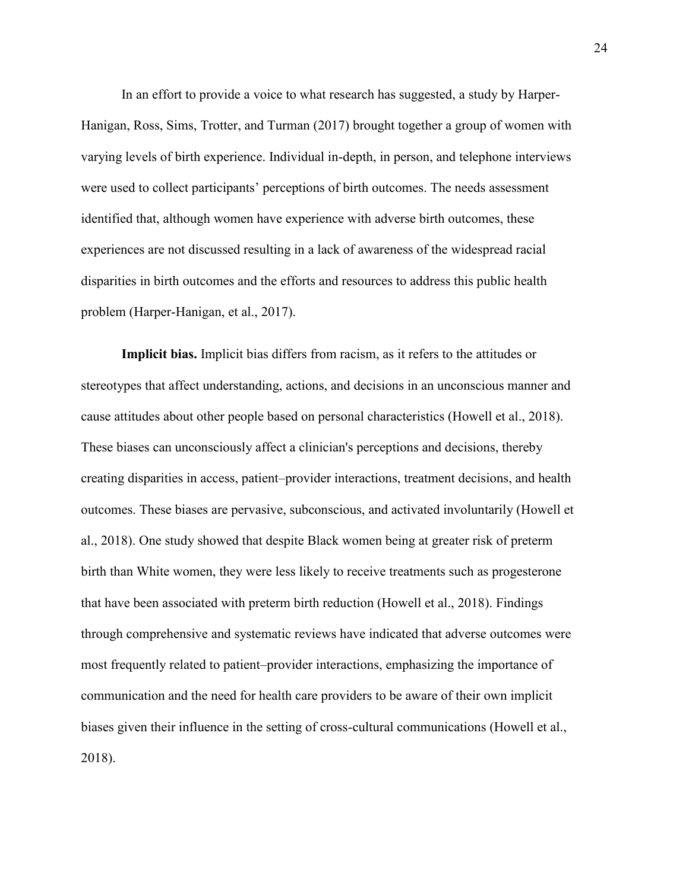In an effort to provide a voice to what research has suggested, a study by Harper-Hanigan, Ross, Sims, Trotter, and Turman (2017) brought together a group of women with varying levels of birth experience. Individual in-depth, in person, and telephone interviews were used to collect participants' perceptions of birth outcomes. The needs assessment identified that, although women have experience with adverse birth outcomes, these experiences are not discussed resulting in a lack of awareness of the widespread racial disparities in birth outcomes and the efforts and resources to address this public health problem (Harper-Hanigan, et al., 2017).

**Implicit bias.** Implicit bias differs from racism, as it refers to the attitudes or stereotypes that affect understanding, actions, and decisions in an unconscious manner and cause attitudes about other people based on personal characteristics (Howell et al., 2018). These biases can unconsciously affect a clinician's perceptions and decisions, thereby creating disparities in access, patient–provider interactions, treatment decisions, and health outcomes. These biases are pervasive, subconscious, and activated involuntarily (Howell et al., 2018). One study showed that despite Black women being at greater risk of preterm birth than White women, they were less likely to receive treatments such as progesterone that have been associated with preterm birth reduction (Howell et al., 2018). Findings through comprehensive and systematic reviews have indicated that adverse outcomes were most frequently related to patient–provider interactions, emphasizing the importance of communication and the need for health care providers to be aware of their own implicit biases given their influence in the setting of cross-cultural communications (Howell et al., 2018).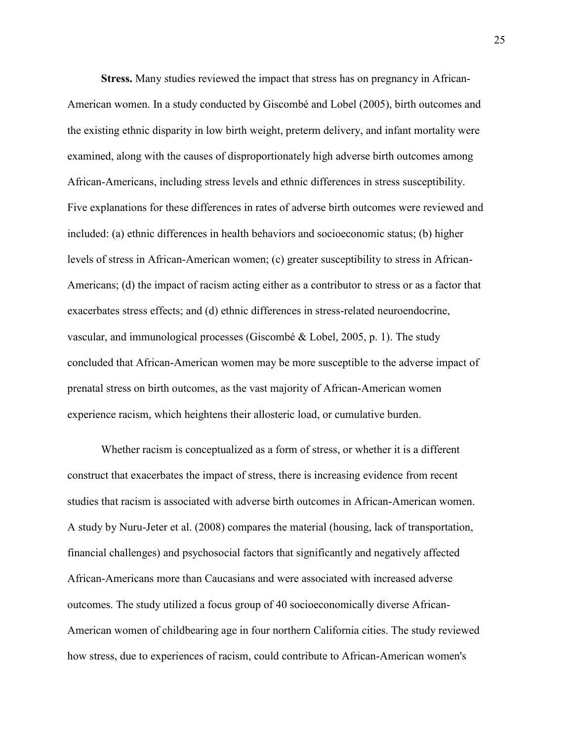**Stress.** Many studies reviewed the impact that stress has on pregnancy in African-American women. In a study conducted by Giscombé and Lobel (2005), birth outcomes and the existing ethnic disparity in low birth weight, preterm delivery, and infant mortality were examined, along with the causes of disproportionately high adverse birth outcomes among African-Americans, including stress levels and ethnic differences in stress susceptibility. Five explanations for these differences in rates of adverse birth outcomes were reviewed and included: (a) ethnic differences in health behaviors and socioeconomic status; (b) higher levels of stress in African-American women; (c) greater susceptibility to stress in African-Americans; (d) the impact of racism acting either as a contributor to stress or as a factor that exacerbates stress effects; and (d) ethnic differences in stress-related neuroendocrine, vascular, and immunological processes (Giscombé & Lobel, 2005, p. 1). The study concluded that African-American women may be more susceptible to the adverse impact of prenatal stress on birth outcomes, as the vast majority of African-American women experience racism, which heightens their allosteric load, or cumulative burden.

Whether racism is conceptualized as a form of stress, or whether it is a different construct that exacerbates the impact of stress, there is increasing evidence from recent studies that racism is associated with adverse birth outcomes in African-American women. A study by Nuru-Jeter et al. (2008) compares the material (housing, lack of transportation, financial challenges) and psychosocial factors that significantly and negatively affected African-Americans more than Caucasians and were associated with increased adverse outcomes. The study utilized a focus group of 40 socioeconomically diverse African-American women of childbearing age in four northern California cities. The study reviewed how stress, due to experiences of racism, could contribute to African-American women's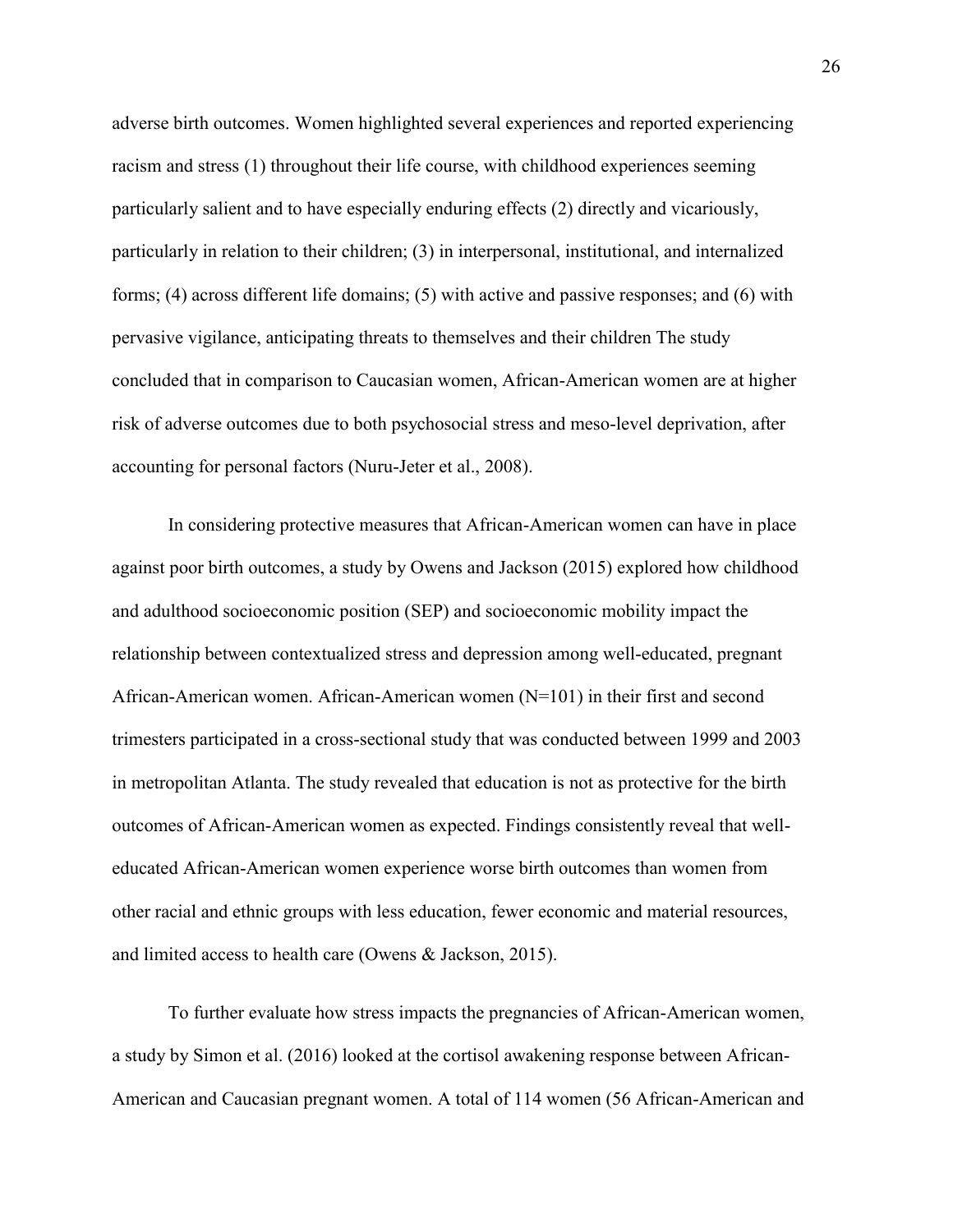adverse birth outcomes. Women highlighted several experiences and reported experiencing racism and stress (1) throughout their life course, with childhood experiences seeming particularly salient and to have especially enduring effects (2) directly and vicariously, particularly in relation to their children; (3) in interpersonal, institutional, and internalized forms; (4) across different life domains; (5) with active and passive responses; and (6) with pervasive vigilance, anticipating threats to themselves and their children The study concluded that in comparison to Caucasian women, African-American women are at higher risk of adverse outcomes due to both psychosocial stress and meso-level deprivation, after accounting for personal factors (Nuru-Jeter et al., 2008).

In considering protective measures that African-American women can have in place against poor birth outcomes, a study by Owens and Jackson (2015) explored how childhood and adulthood socioeconomic position (SEP) and socioeconomic mobility impact the relationship between contextualized stress and depression among well-educated, pregnant African-American women. African-American women (N=101) in their first and second trimesters participated in a cross-sectional study that was conducted between 1999 and 2003 in metropolitan Atlanta. The study revealed that education is not as protective for the birth outcomes of African-American women as expected. Findings consistently reveal that well-educated African-American women experience worse birth outcomes than women from other racial and ethnic groups with less education, fewer economic and material resources, and limited access to health care (Owens & Jackson, 2015).

To further evaluate how stress impacts the pregnancies of African-American women, a study by Simon et al. (2016) looked at the cortisol awakening response between African-American and Caucasian pregnant women. A total of 114 women (56 African-American and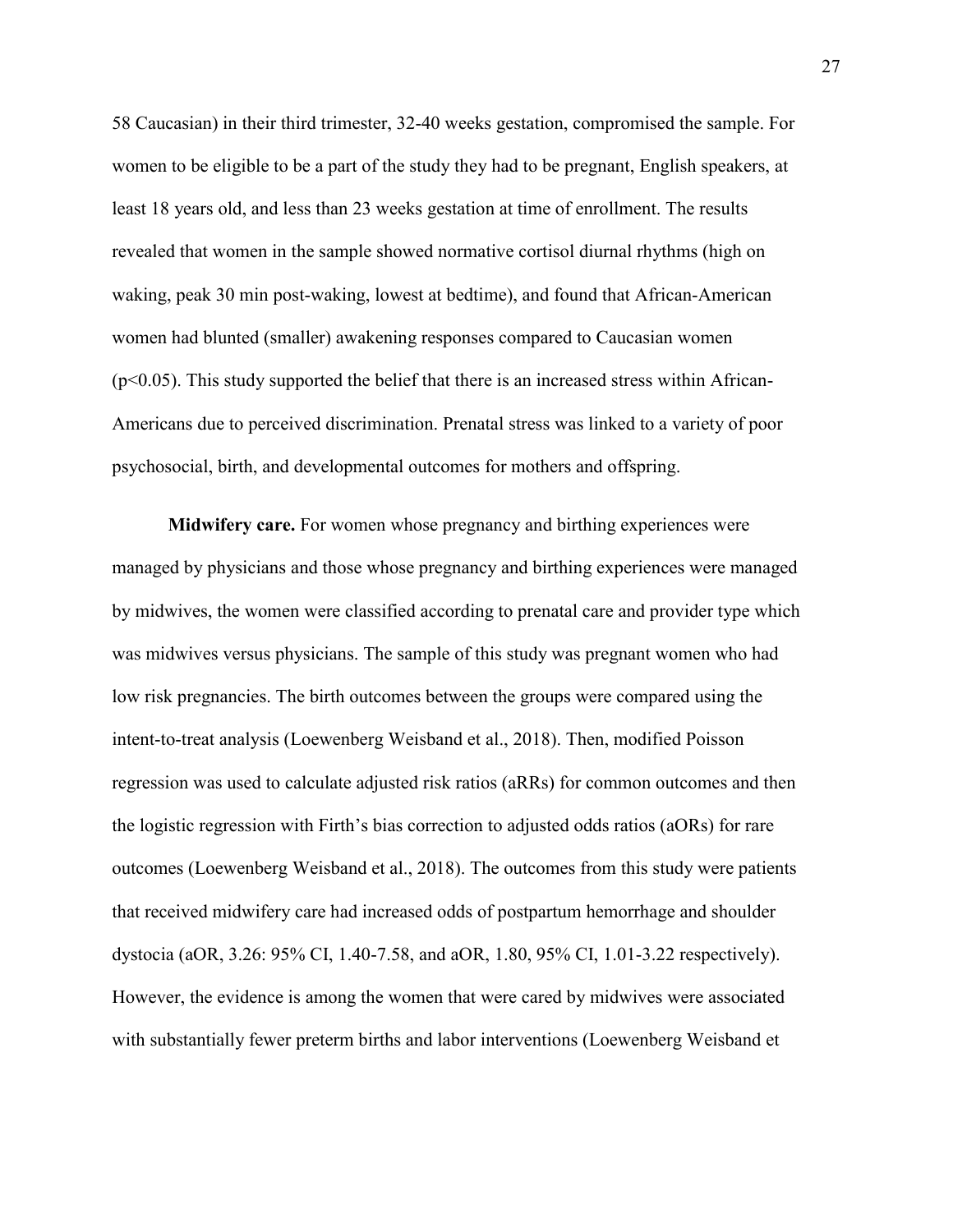58 Caucasian) in their third trimester, 32-40 weeks gestation, compromised the sample. For women to be eligible to be a part of the study they had to be pregnant, English speakers, at least 18 years old, and less than 23 weeks gestation at time of enrollment. The results revealed that women in the sample showed normative cortisol diurnal rhythms (high on waking, peak 30 min post-waking, lowest at bedtime), and found that African-American women had blunted (smaller) awakening responses compared to Caucasian women ($p<0.05$). This study supported the belief that there is an increased stress within African-Americans due to perceived discrimination. Prenatal stress was linked to a variety of poor psychosocial, birth, and developmental outcomes for mothers and offspring.

**Midwifery care.** For women whose pregnancy and birthing experiences were managed by physicians and those whose pregnancy and birthing experiences were managed by midwives, the women were classified according to prenatal care and provider type which was midwives versus physicians. The sample of this study was pregnant women who had low risk pregnancies. The birth outcomes between the groups were compared using the intent-to-treat analysis (Loewenberg Weisband et al., 2018). Then, modified Poisson regression was used to calculate adjusted risk ratios (aRRs) for common outcomes and then the logistic regression with Firth's bias correction to adjusted odds ratios (aORs) for rare outcomes (Loewenberg Weisband et al., 2018). The outcomes from this study were patients that received midwifery care had increased odds of postpartum hemorrhage and shoulder dystocia (aOR, 3.26: 95% CI, 1.40-7.58, and aOR, 1.80, 95% CI, 1.01-3.22 respectively). However, the evidence is among the women that were cared by midwives were associated with substantially fewer preterm births and labor interventions (Loewenberg Weisband et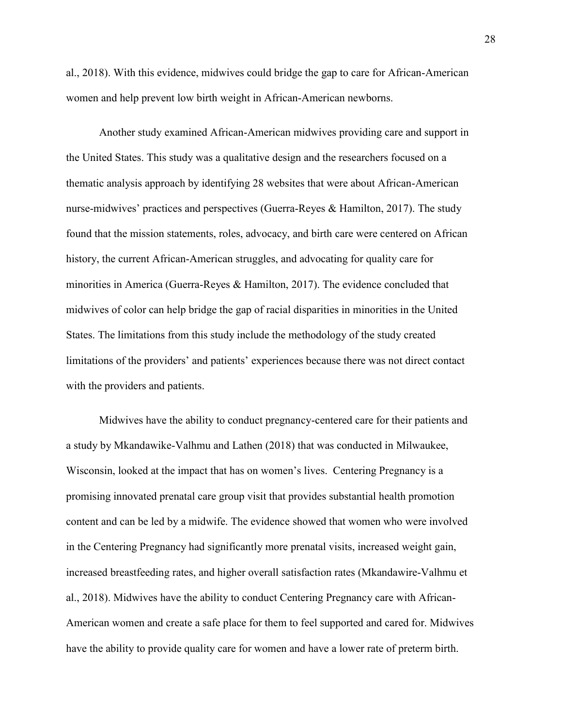al., 2018). With this evidence, midwives could bridge the gap to care for African-American women and help prevent low birth weight in African-American newborns.

Another study examined African-American midwives providing care and support in the United States. This study was a qualitative design and the researchers focused on a thematic analysis approach by identifying 28 websites that were about African-American nurse-midwives' practices and perspectives (Guerra-Reyes & Hamilton, 2017). The study found that the mission statements, roles, advocacy, and birth care were centered on African history, the current African-American struggles, and advocating for quality care for minorities in America (Guerra-Reyes & Hamilton, 2017). The evidence concluded that midwives of color can help bridge the gap of racial disparities in minorities in the United States. The limitations from this study include the methodology of the study created limitations of the providers' and patients' experiences because there was not direct contact with the providers and patients.

Midwives have the ability to conduct pregnancy-centered care for their patients and a study by Mkandawike-Valhmu and Lathen (2018) that was conducted in Milwaukee, Wisconsin, looked at the impact that has on women's lives. Centering Pregnancy is a promising innovated prenatal care group visit that provides substantial health promotion content and can be led by a midwife. The evidence showed that women who were involved in the Centering Pregnancy had significantly more prenatal visits, increased weight gain, increased breastfeeding rates, and higher overall satisfaction rates (Mkandawire-Valhmu et al., 2018). Midwives have the ability to conduct Centering Pregnancy care with African-American women and create a safe place for them to feel supported and cared for. Midwives have the ability to provide quality care for women and have a lower rate of preterm birth.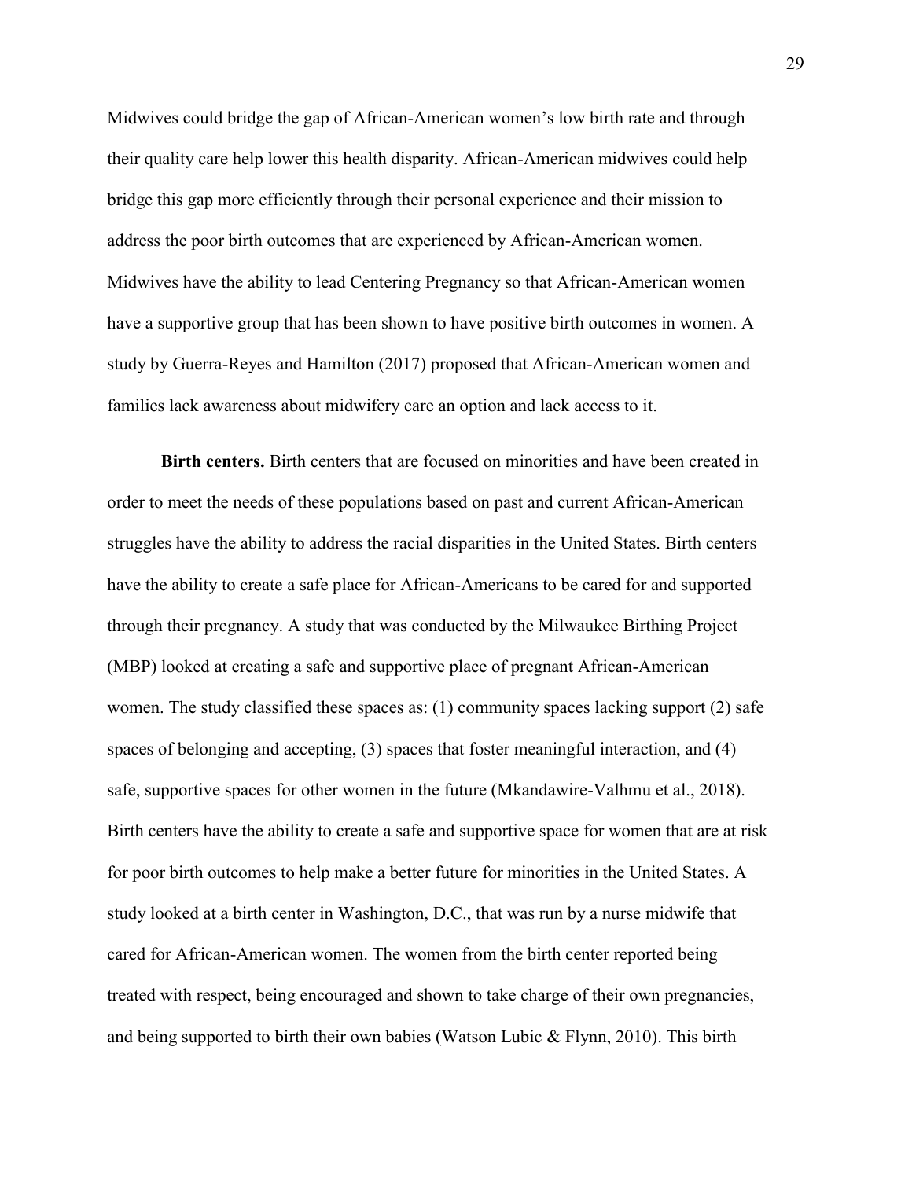Midwives could bridge the gap of African-American women's low birth rate and through their quality care help lower this health disparity. African-American midwives could help bridge this gap more efficiently through their personal experience and their mission to address the poor birth outcomes that are experienced by African-American women. Midwives have the ability to lead Centering Pregnancy so that African-American women have a supportive group that has been shown to have positive birth outcomes in women. A study by Guerra-Reyes and Hamilton (2017) proposed that African-American women and families lack awareness about midwifery care an option and lack access to it.

**Birth centers.** Birth centers that are focused on minorities and have been created in order to meet the needs of these populations based on past and current African-American struggles have the ability to address the racial disparities in the United States. Birth centers have the ability to create a safe place for African-Americans to be cared for and supported through their pregnancy. A study that was conducted by the Milwaukee Birthing Project (MBP) looked at creating a safe and supportive place of pregnant African-American women. The study classified these spaces as: (1) community spaces lacking support (2) safe spaces of belonging and accepting, (3) spaces that foster meaningful interaction, and (4) safe, supportive spaces for other women in the future (Mkandawire-Valhmu et al., 2018). Birth centers have the ability to create a safe and supportive space for women that are at risk for poor birth outcomes to help make a better future for minorities in the United States. A study looked at a birth center in Washington, D.C., that was run by a nurse midwife that cared for African-American women. The women from the birth center reported being treated with respect, being encouraged and shown to take charge of their own pregnancies, and being supported to birth their own babies (Watson Lubic & Flynn, 2010). This birth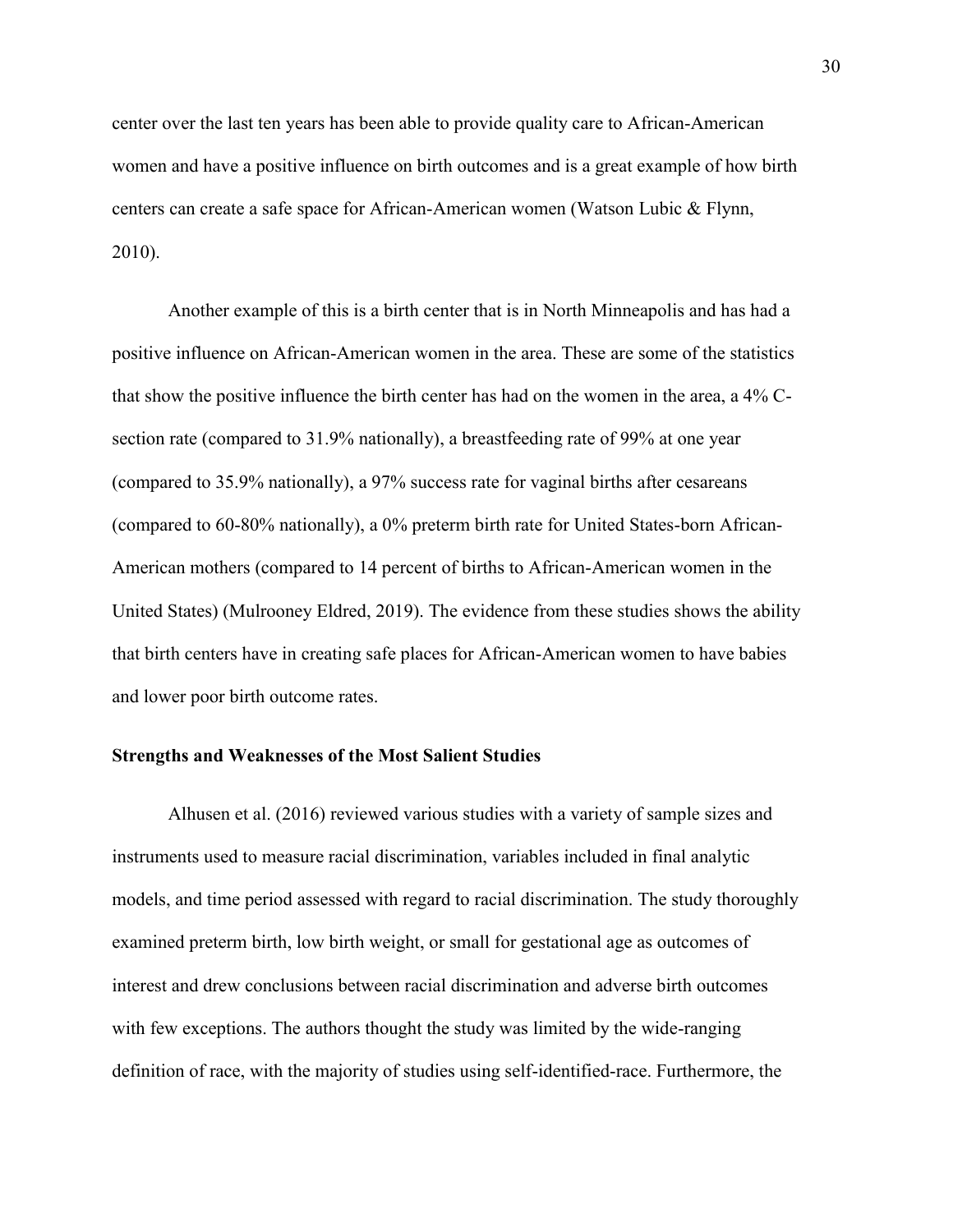center over the last ten years has been able to provide quality care to African-American women and have a positive influence on birth outcomes and is a great example of how birth centers can create a safe space for African-American women (Watson Lubic & Flynn, 2010).

Another example of this is a birth center that is in North Minneapolis and has had a positive influence on African-American women in the area. These are some of the statistics that show the positive influence the birth center has had on the women in the area, a 4% C-section rate (compared to 31.9% nationally), a breastfeeding rate of 99% at one year (compared to 35.9% nationally), a 97% success rate for vaginal births after cesareans (compared to 60-80% nationally), a 0% preterm birth rate for United States-born African-American mothers (compared to 14 percent of births to African-American women in the United States) (Mulrooney Eldred, 2019). The evidence from these studies shows the ability that birth centers have in creating safe places for African-American women to have babies and lower poor birth outcome rates.

### Strengths and Weaknesses of the Most Salient Studies

Alhusen et al. (2016) reviewed various studies with a variety of sample sizes and instruments used to measure racial discrimination, variables included in final analytic models, and time period assessed with regard to racial discrimination. The study thoroughly examined preterm birth, low birth weight, or small for gestational age as outcomes of interest and drew conclusions between racial discrimination and adverse birth outcomes with few exceptions. The authors thought the study was limited by the wide-ranging definition of race, with the majority of studies using self-identified-race. Furthermore, the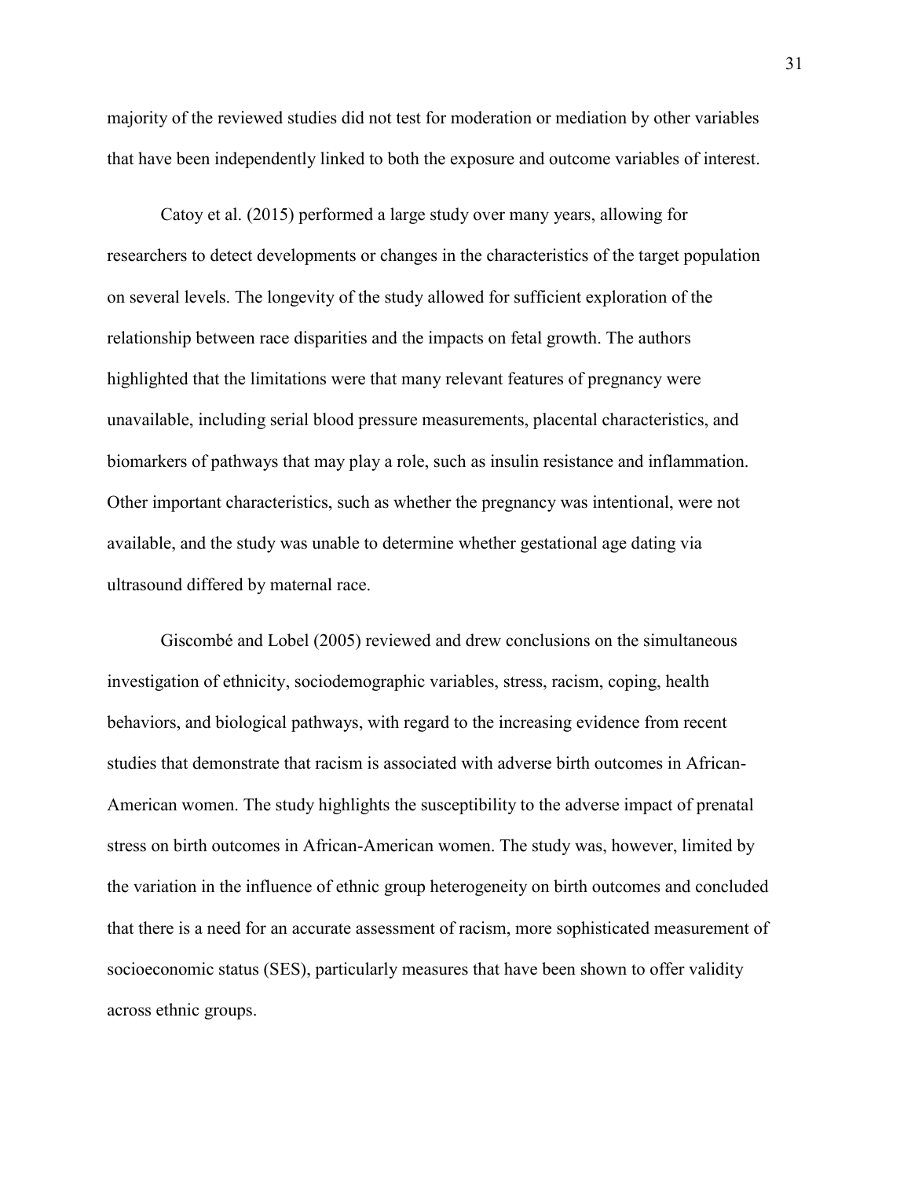majority of the reviewed studies did not test for moderation or mediation by other variables that have been independently linked to both the exposure and outcome variables of interest.

Catoy et al. (2015) performed a large study over many years, allowing for researchers to detect developments or changes in the characteristics of the target population on several levels. The longevity of the study allowed for sufficient exploration of the relationship between race disparities and the impacts on fetal growth. The authors highlighted that the limitations were that many relevant features of pregnancy were unavailable, including serial blood pressure measurements, placental characteristics, and biomarkers of pathways that may play a role, such as insulin resistance and inflammation. Other important characteristics, such as whether the pregnancy was intentional, were not available, and the study was unable to determine whether gestational age dating via ultrasound differed by maternal race.

Giscombé and Lobel (2005) reviewed and drew conclusions on the simultaneous investigation of ethnicity, sociodemographic variables, stress, racism, coping, health behaviors, and biological pathways, with regard to the increasing evidence from recent studies that demonstrate that racism is associated with adverse birth outcomes in African-American women. The study highlights the susceptibility to the adverse impact of prenatal stress on birth outcomes in African-American women. The study was, however, limited by the variation in the influence of ethnic group heterogeneity on birth outcomes and concluded that there is a need for an accurate assessment of racism, more sophisticated measurement of socioeconomic status (SES), particularly measures that have been shown to offer validity across ethnic groups.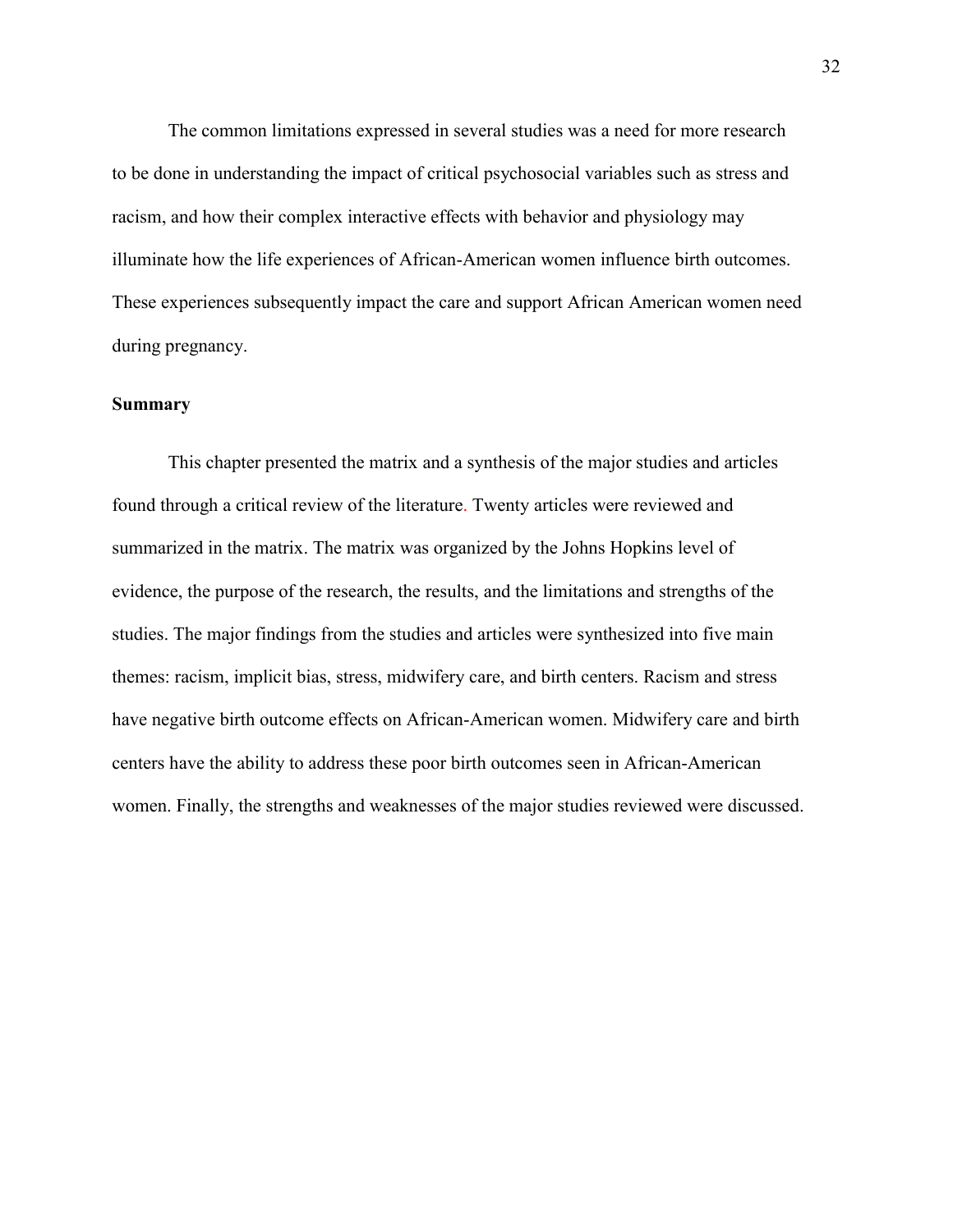The common limitations expressed in several studies was a need for more research to be done in understanding the impact of critical psychosocial variables such as stress and racism, and how their complex interactive effects with behavior and physiology may illuminate how the life experiences of African-American women influence birth outcomes. These experiences subsequently impact the care and support African American women need during pregnancy.

**Summary**

This chapter presented the matrix and a synthesis of the major studies and articles found through a critical review of the literature. Twenty articles were reviewed and summarized in the matrix. The matrix was organized by the Johns Hopkins level of evidence, the purpose of the research, the results, and the limitations and strengths of the studies. The major findings from the studies and articles were synthesized into five main themes: racism, implicit bias, stress, midwifery care, and birth centers. Racism and stress have negative birth outcome effects on African-American women. Midwifery care and birth centers have the ability to address these poor birth outcomes seen in African-American women. Finally, the strengths and weaknesses of the major studies reviewed were discussed.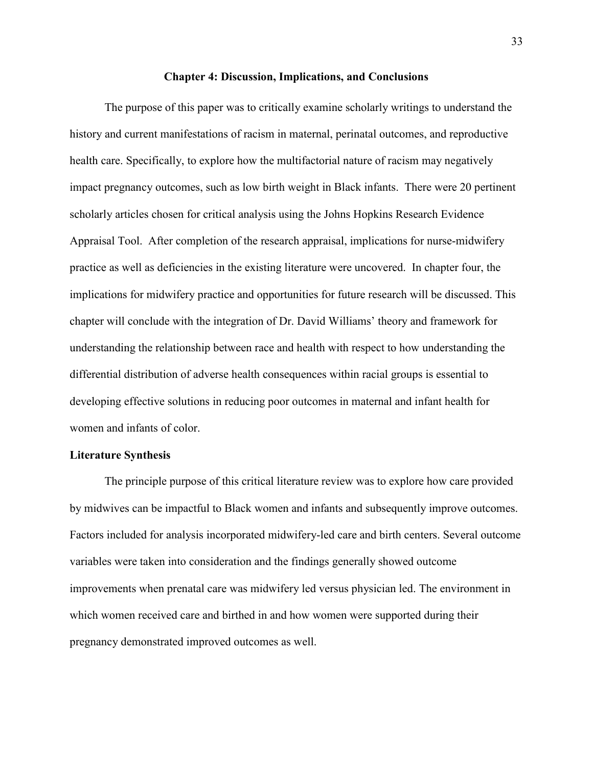## Chapter 4: Discussion, Implications, and Conclusions

The purpose of this paper was to critically examine scholarly writings to understand the history and current manifestations of racism in maternal, perinatal outcomes, and reproductive health care. Specifically, to explore how the multifactorial nature of racism may negatively impact pregnancy outcomes, such as low birth weight in Black infants. There were 20 pertinent scholarly articles chosen for critical analysis using the Johns Hopkins Research Evidence Appraisal Tool. After completion of the research appraisal, implications for nurse-midwifery practice as well as deficiencies in the existing literature were uncovered. In chapter four, the implications for midwifery practice and opportunities for future research will be discussed. This chapter will conclude with the integration of Dr. David Williams' theory and framework for understanding the relationship between race and health with respect to how understanding the differential distribution of adverse health consequences within racial groups is essential to developing effective solutions in reducing poor outcomes in maternal and infant health for women and infants of color.

### Literature Synthesis

The principle purpose of this critical literature review was to explore how care provided by midwives can be impactful to Black women and infants and subsequently improve outcomes. Factors included for analysis incorporated midwifery-led care and birth centers. Several outcome variables were taken into consideration and the findings generally showed outcome improvements when prenatal care was midwifery led versus physician led. The environment in which women received care and birthed in and how women were supported during their pregnancy demonstrated improved outcomes as well.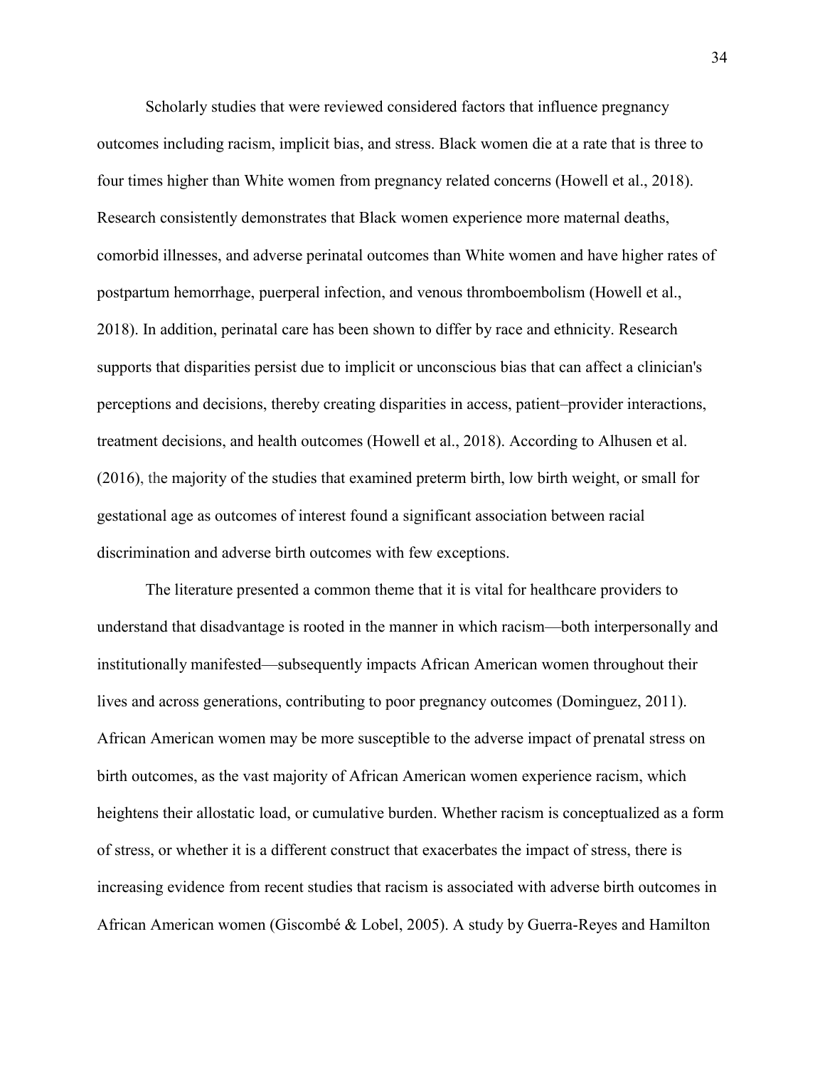Scholarly studies that were reviewed considered factors that influence pregnancy outcomes including racism, implicit bias, and stress. Black women die at a rate that is three to four times higher than White women from pregnancy related concerns (Howell et al., 2018). Research consistently demonstrates that Black women experience more maternal deaths, comorbid illnesses, and adverse perinatal outcomes than White women and have higher rates of postpartum hemorrhage, puerperal infection, and venous thromboembolism (Howell et al., 2018). In addition, perinatal care has been shown to differ by race and ethnicity. Research supports that disparities persist due to implicit or unconscious bias that can affect a clinician's perceptions and decisions, thereby creating disparities in access, patient–provider interactions, treatment decisions, and health outcomes (Howell et al., 2018). According to Alhusen et al. (2016), the majority of the studies that examined preterm birth, low birth weight, or small for gestational age as outcomes of interest found a significant association between racial discrimination and adverse birth outcomes with few exceptions.

The literature presented a common theme that it is vital for healthcare providers to understand that disadvantage is rooted in the manner in which racism—both interpersonally and institutionally manifested—subsequently impacts African American women throughout their lives and across generations, contributing to poor pregnancy outcomes (Dominguez, 2011). African American women may be more susceptible to the adverse impact of prenatal stress on birth outcomes, as the vast majority of African American women experience racism, which heightens their allostatic load, or cumulative burden. Whether racism is conceptualized as a form of stress, or whether it is a different construct that exacerbates the impact of stress, there is increasing evidence from recent studies that racism is associated with adverse birth outcomes in African American women (Giscombé & Lobel, 2005). A study by Guerra-Reyes and Hamilton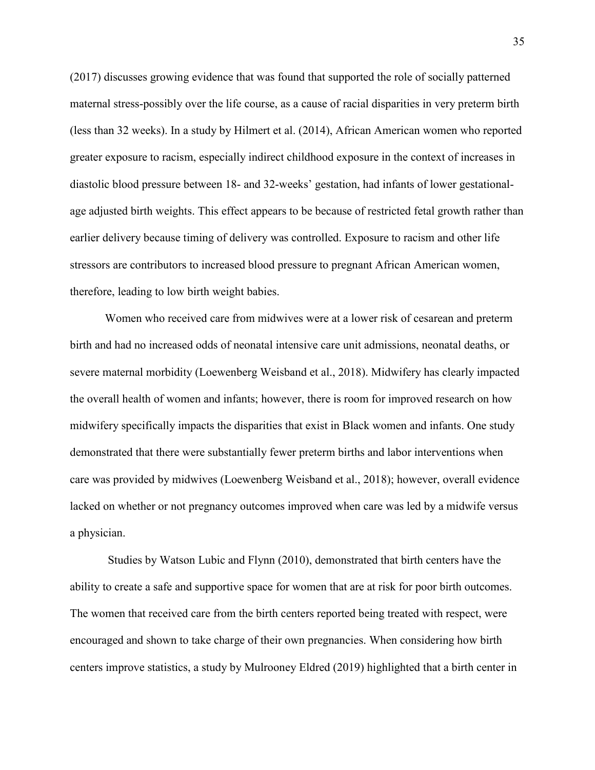(2017) discusses growing evidence that was found that supported the role of socially patterned maternal stress-possibly over the life course, as a cause of racial disparities in very preterm birth (less than 32 weeks). In a study by Hilmert et al. (2014), African American women who reported greater exposure to racism, especially indirect childhood exposure in the context of increases in diastolic blood pressure between 18- and 32-weeks' gestation, had infants of lower gestational-age adjusted birth weights. This effect appears to be because of restricted fetal growth rather than earlier delivery because timing of delivery was controlled. Exposure to racism and other life stressors are contributors to increased blood pressure to pregnant African American women, therefore, leading to low birth weight babies.

Women who received care from midwives were at a lower risk of cesarean and preterm birth and had no increased odds of neonatal intensive care unit admissions, neonatal deaths, or severe maternal morbidity (Loewenberg Weisband et al., 2018). Midwifery has clearly impacted the overall health of women and infants; however, there is room for improved research on how midwifery specifically impacts the disparities that exist in Black women and infants. One study demonstrated that there were substantially fewer preterm births and labor interventions when care was provided by midwives (Loewenberg Weisband et al., 2018); however, overall evidence lacked on whether or not pregnancy outcomes improved when care was led by a midwife versus a physician.

Studies by Watson Lubic and Flynn (2010), demonstrated that birth centers have the ability to create a safe and supportive space for women that are at risk for poor birth outcomes. The women that received care from the birth centers reported being treated with respect, were encouraged and shown to take charge of their own pregnancies. When considering how birth centers improve statistics, a study by Mulrooney Eldred (2019) highlighted that a birth center in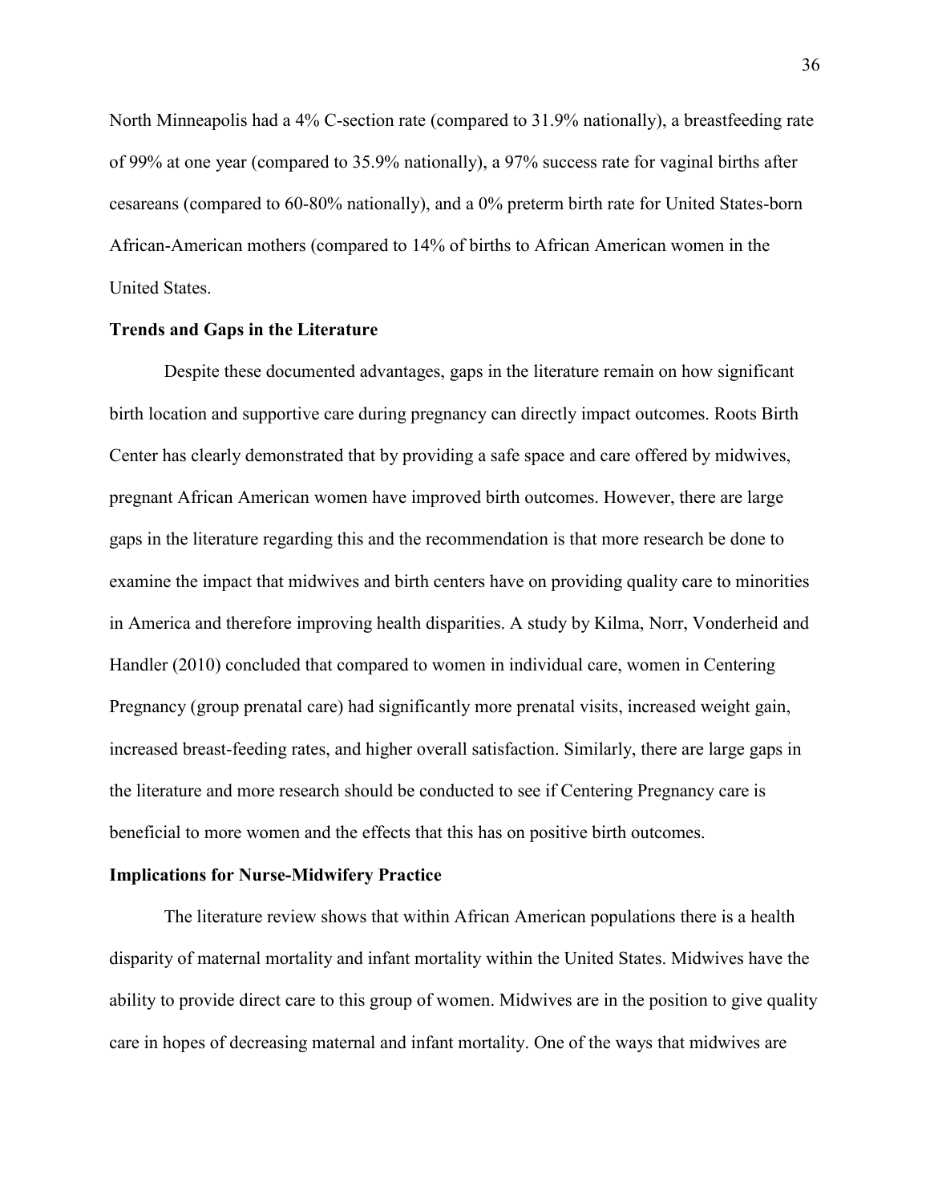North Minneapolis had a 4% C-section rate (compared to 31.9% nationally), a breastfeeding rate of 99% at one year (compared to 35.9% nationally), a 97% success rate for vaginal births after cesareans (compared to 60-80% nationally), and a 0% preterm birth rate for United States-born African-American mothers (compared to 14% of births to African American women in the United States.

**Trends and Gaps in the Literature**

Despite these documented advantages, gaps in the literature remain on how significant birth location and supportive care during pregnancy can directly impact outcomes. Roots Birth Center has clearly demonstrated that by providing a safe space and care offered by midwives, pregnant African American women have improved birth outcomes. However, there are large gaps in the literature regarding this and the recommendation is that more research be done to examine the impact that midwives and birth centers have on providing quality care to minorities in America and therefore improving health disparities. A study by Kilma, Norr, Vonderheid and Handler (2010) concluded that compared to women in individual care, women in Centering Pregnancy (group prenatal care) had significantly more prenatal visits, increased weight gain, increased breast-feeding rates, and higher overall satisfaction. Similarly, there are large gaps in the literature and more research should be conducted to see if Centering Pregnancy care is beneficial to more women and the effects that this has on positive birth outcomes.

**Implications for Nurse-Midwifery Practice**

The literature review shows that within African American populations there is a health disparity of maternal mortality and infant mortality within the United States. Midwives have the ability to provide direct care to this group of women. Midwives are in the position to give quality care in hopes of decreasing maternal and infant mortality. One of the ways that midwives are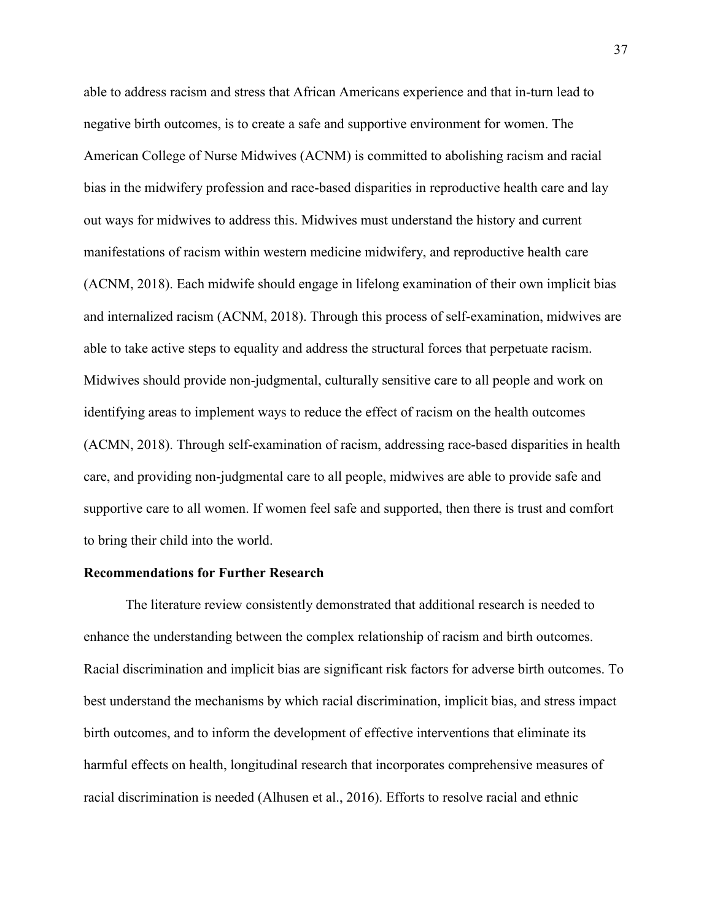able to address racism and stress that African Americans experience and that in-turn lead to negative birth outcomes, is to create a safe and supportive environment for women. The American College of Nurse Midwives (ACNM) is committed to abolishing racism and racial bias in the midwifery profession and race-based disparities in reproductive health care and lay out ways for midwives to address this. Midwives must understand the history and current manifestations of racism within western medicine midwifery, and reproductive health care (ACNM, 2018). Each midwife should engage in lifelong examination of their own implicit bias and internalized racism (ACNM, 2018). Through this process of self-examination, midwives are able to take active steps to equality and address the structural forces that perpetuate racism. Midwives should provide non-judgmental, culturally sensitive care to all people and work on identifying areas to implement ways to reduce the effect of racism on the health outcomes (ACMN, 2018). Through self-examination of racism, addressing race-based disparities in health care, and providing non-judgmental care to all people, midwives are able to provide safe and supportive care to all women. If women feel safe and supported, then there is trust and comfort to bring their child into the world.

**Recommendations for Further Research**

The literature review consistently demonstrated that additional research is needed to enhance the understanding between the complex relationship of racism and birth outcomes. Racial discrimination and implicit bias are significant risk factors for adverse birth outcomes. To best understand the mechanisms by which racial discrimination, implicit bias, and stress impact birth outcomes, and to inform the development of effective interventions that eliminate its harmful effects on health, longitudinal research that incorporates comprehensive measures of racial discrimination is needed (Alhusen et al., 2016). Efforts to resolve racial and ethnic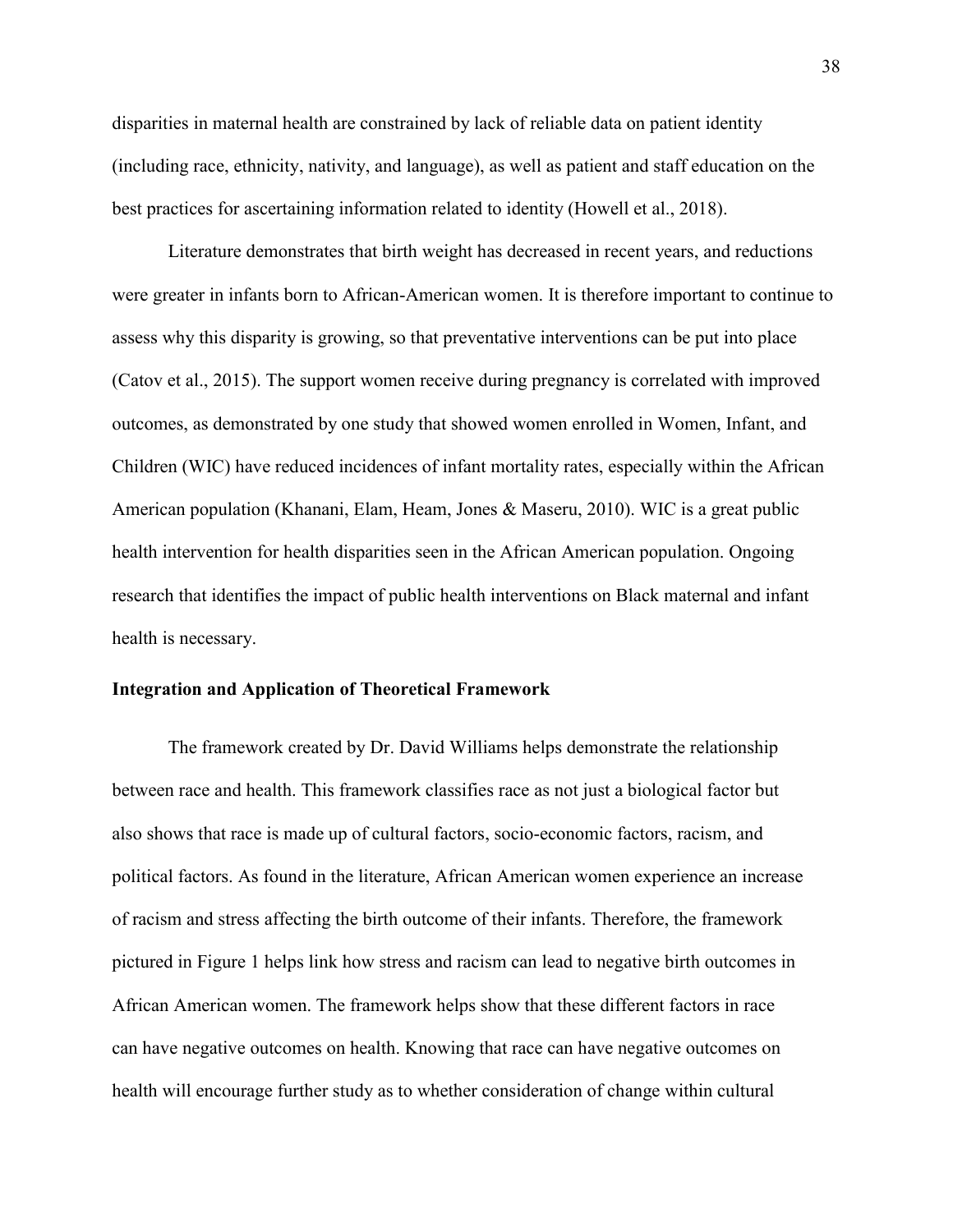disparities in maternal health are constrained by lack of reliable data on patient identity (including race, ethnicity, nativity, and language), as well as patient and staff education on the best practices for ascertaining information related to identity (Howell et al., 2018).

Literature demonstrates that birth weight has decreased in recent years, and reductions were greater in infants born to African-American women. It is therefore important to continue to assess why this disparity is growing, so that preventative interventions can be put into place (Catov et al., 2015). The support women receive during pregnancy is correlated with improved outcomes, as demonstrated by one study that showed women enrolled in Women, Infant, and Children (WIC) have reduced incidences of infant mortality rates, especially within the African American population (Khanani, Elam, Heam, Jones & Maseru, 2010). WIC is a great public health intervention for health disparities seen in the African American population. Ongoing research that identifies the impact of public health interventions on Black maternal and infant health is necessary.

### Integration and Application of Theoretical Framework

The framework created by Dr. David Williams helps demonstrate the relationship between race and health. This framework classifies race as not just a biological factor but also shows that race is made up of cultural factors, socio-economic factors, racism, and political factors. As found in the literature, African American women experience an increase of racism and stress affecting the birth outcome of their infants. Therefore, the framework pictured in Figure 1 helps link how stress and racism can lead to negative birth outcomes in African American women. The framework helps show that these different factors in race can have negative outcomes on health. Knowing that race can have negative outcomes on health will encourage further study as to whether consideration of change within cultural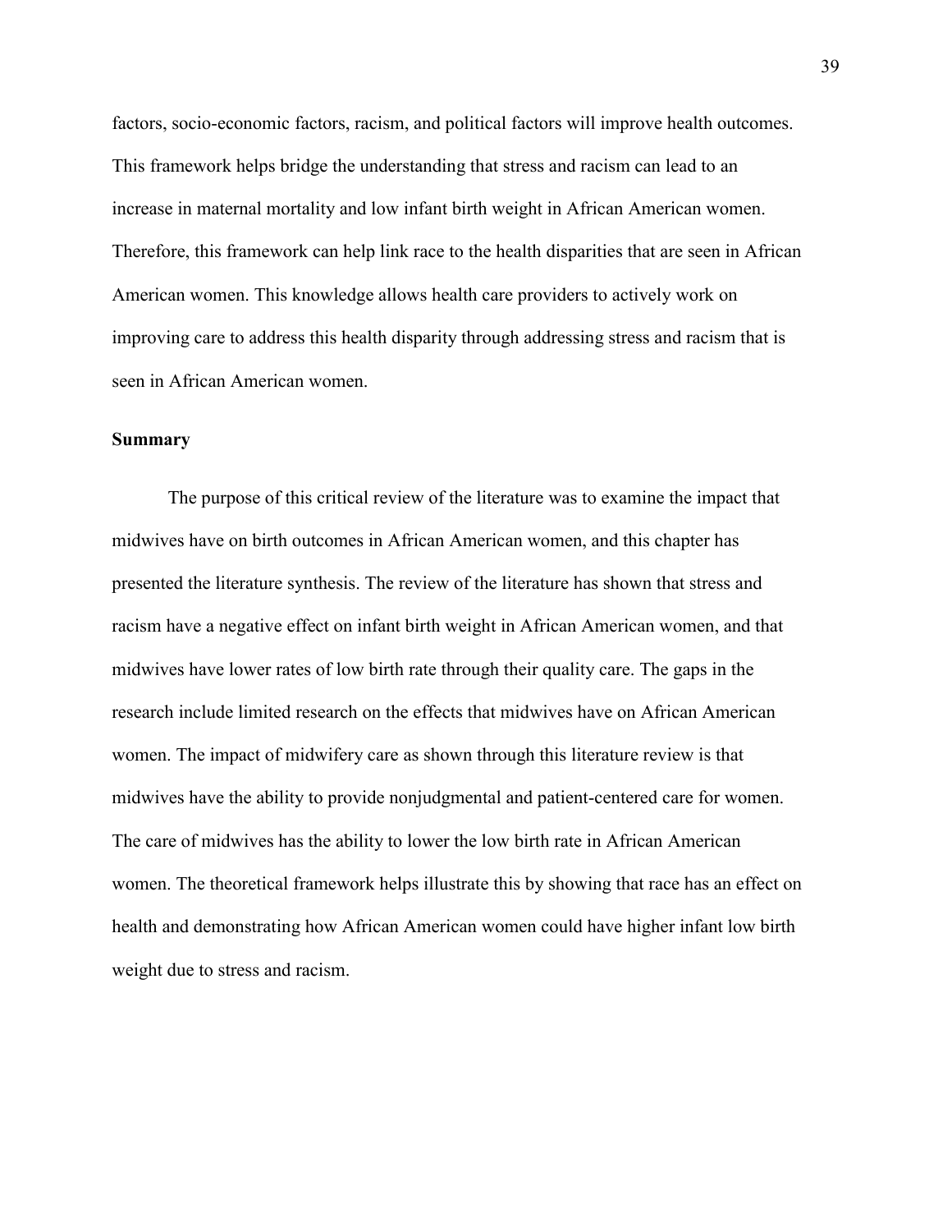factors, socio-economic factors, racism, and political factors will improve health outcomes. This framework helps bridge the understanding that stress and racism can lead to an increase in maternal mortality and low infant birth weight in African American women. Therefore, this framework can help link race to the health disparities that are seen in African American women. This knowledge allows health care providers to actively work on improving care to address this health disparity through addressing stress and racism that is seen in African American women.

## Summary

The purpose of this critical review of the literature was to examine the impact that midwives have on birth outcomes in African American women, and this chapter has presented the literature synthesis. The review of the literature has shown that stress and racism have a negative effect on infant birth weight in African American women, and that midwives have lower rates of low birth rate through their quality care. The gaps in the research include limited research on the effects that midwives have on African American women. The impact of midwifery care as shown through this literature review is that midwives have the ability to provide nonjudgmental and patient-centered care for women. The care of midwives has the ability to lower the low birth rate in African American women. The theoretical framework helps illustrate this by showing that race has an effect on health and demonstrating how African American women could have higher infant low birth weight due to stress and racism.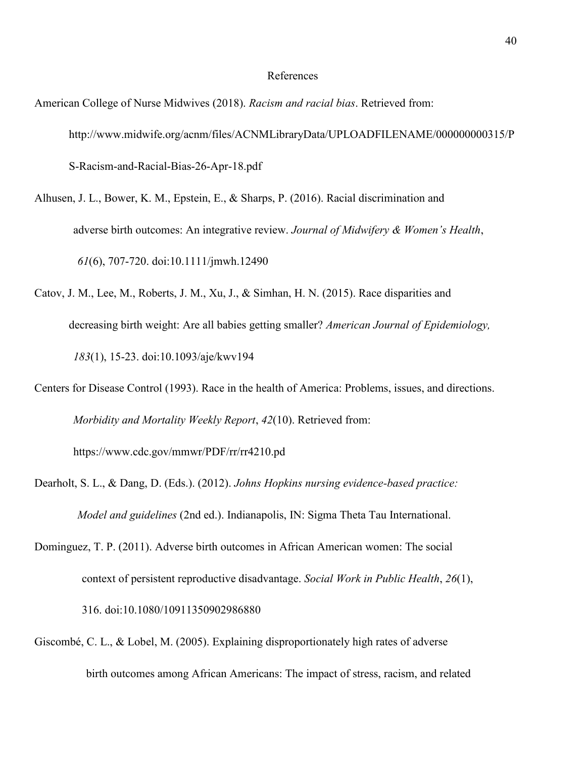# References

American College of Nurse Midwives (2018). *Racism and racial bias*. Retrieved from: http://www.midwife.org/acnm/files/ACNMLibraryData/UPLOADFILENAME/000000000315/PS-Racism-and-Racial-Bias-26-Apr-18.pdf

Alhusen, J. L., Bower, K. M., Epstein, E., & Sharps, P. (2016). Racial discrimination and adverse birth outcomes: An integrative review. *Journal of Midwifery & Women's Health*, *61*(6), 707-720. doi:10.1111/jmwh.12490

Catov, J. M., Lee, M., Roberts, J. M., Xu, J., & Simhan, H. N. (2015). Race disparities and decreasing birth weight: Are all babies getting smaller? *American Journal of Epidemiology, 183*(1), 15-23. doi:10.1093/aje/kwv194

Centers for Disease Control (1993). Race in the health of America: Problems, issues, and directions. *Morbidity and Mortality Weekly Report*, *42*(10). Retrieved from: https://www.cdc.gov/mmwr/PDF/rr/rr4210.pd

Dearholt, S. L., & Dang, D. (Eds.). (2012). *Johns Hopkins nursing evidence-based practice: Model and guidelines* (2nd ed.). Indianapolis, IN: Sigma Theta Tau International.

Dominguez, T. P. (2011). Adverse birth outcomes in African American women: The social context of persistent reproductive disadvantage. *Social Work in Public Health*, *26*(1), 316. doi:10.1080/10911350902986880

Giscombé, C. L., & Lobel, M. (2005). Explaining disproportionately high rates of adverse birth outcomes among African Americans: The impact of stress, racism, and related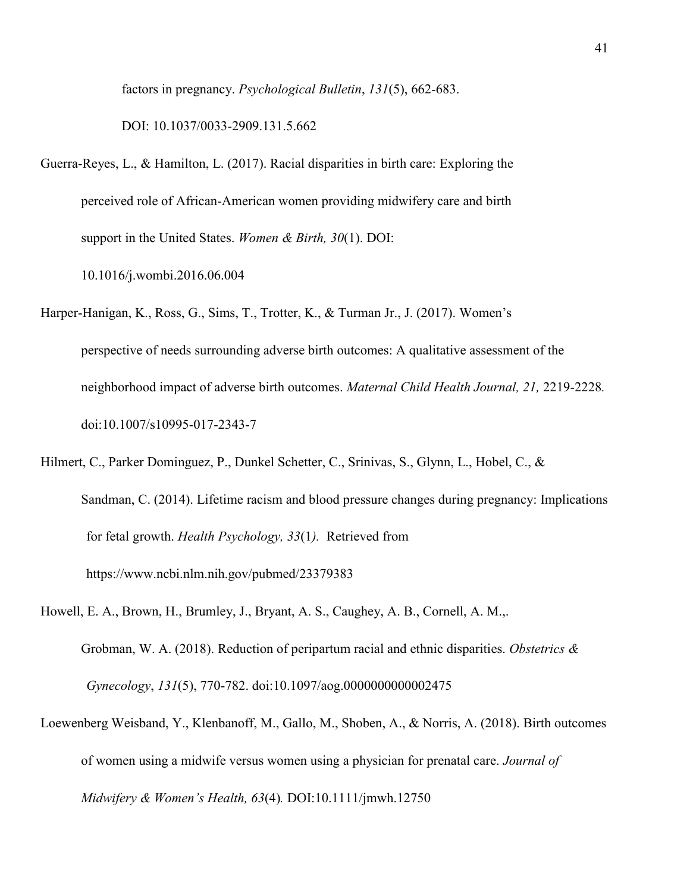factors in pregnancy. *Psychological Bulletin*, *131*(5), 662-683. DOI: 10.1037/0033-2909.131.5.662

Guerra-Reyes, L., & Hamilton, L. (2017). Racial disparities in birth care: Exploring the perceived role of African-American women providing midwifery care and birth support in the United States. *Women & Birth, 30*(1). DOI: 10.1016/j.wombi.2016.06.004

Harper-Hanigan, K., Ross, G., Sims, T., Trotter, K., & Turman Jr., J. (2017). Women's perspective of needs surrounding adverse birth outcomes: A qualitative assessment of the neighborhood impact of adverse birth outcomes. *Maternal Child Health Journal, 21,* 2219-2228. doi:10.1007/s10995-017-2343-7

Hilmert, C., Parker Dominguez, P., Dunkel Schetter, C., Srinivas, S., Glynn, L., Hobel, C., & Sandman, C. (2014). Lifetime racism and blood pressure changes during pregnancy: Implications for fetal growth. *Health Psychology, 33*(1*).* Retrieved from https://www.ncbi.nlm.nih.gov/pubmed/23379383

Howell, E. A., Brown, H., Brumley, J., Bryant, A. S., Caughey, A. B., Cornell, A. M.,. Grobman, W. A. (2018). Reduction of peripartum racial and ethnic disparities. *Obstetrics & Gynecology*, *131*(5), 770-782. doi:10.1097/aog.0000000000002475

Loewenberg Weisband, Y., Klenbanoff, M., Gallo, M., Shoben, A., & Norris, A. (2018). Birth outcomes of women using a midwife versus women using a physician for prenatal care. *Journal of Midwifery & Women's Health, 63*(4)*.* DOI:10.1111/jmwh.12750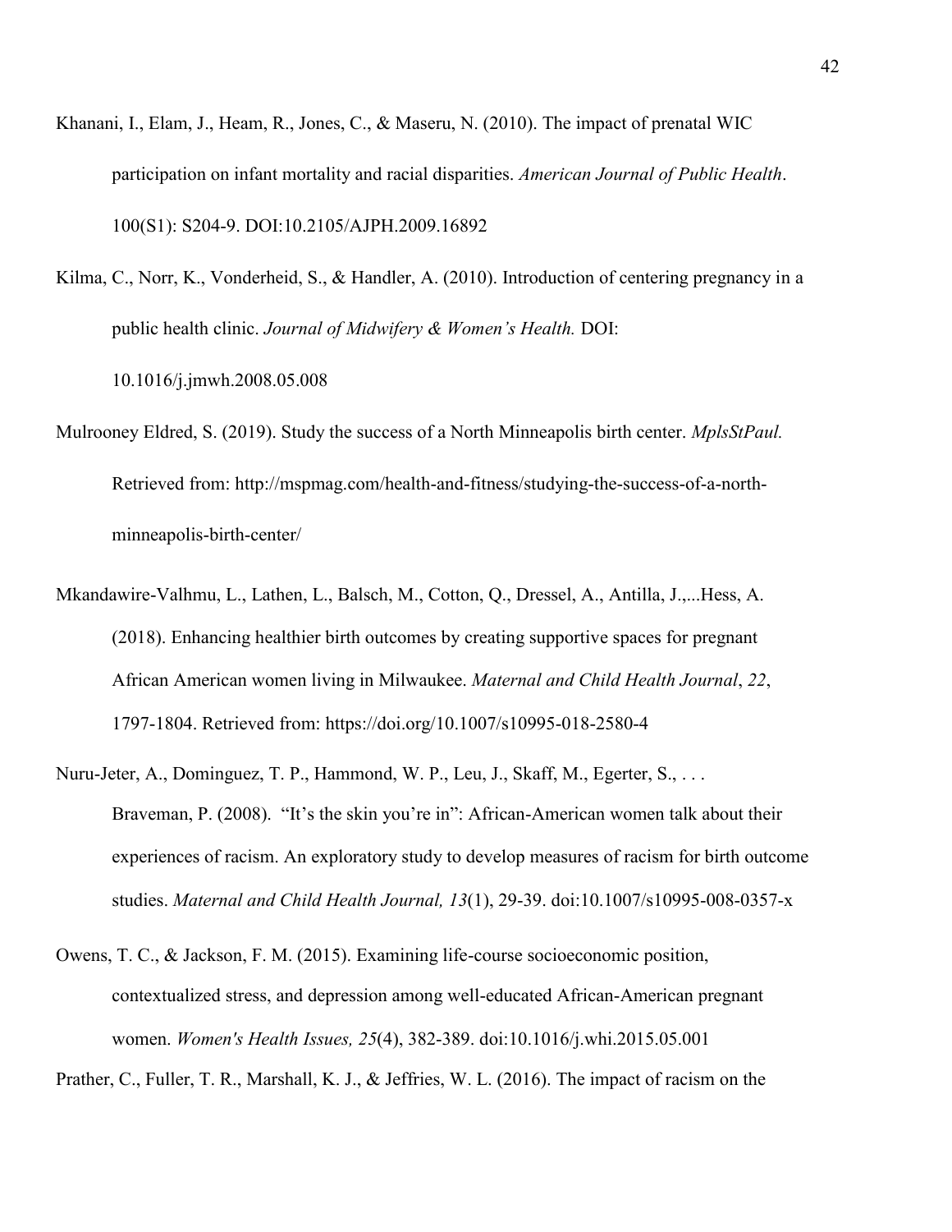Khanani, I., Elam, J., Heam, R., Jones, C., & Maseru, N. (2010). The impact of prenatal WIC participation on infant mortality and racial disparities. *American Journal of Public Health*. 100(S1): S204-9. DOI:10.2105/AJPH.2009.16892

Kilma, C., Norr, K., Vonderheid, S., & Handler, A. (2010). Introduction of centering pregnancy in a public health clinic. *Journal of Midwifery & Women's Health.* DOI: 10.1016/j.jmwh.2008.05.008

Mulrooney Eldred, S. (2019). Study the success of a North Minneapolis birth center. *MplsStPaul.* Retrieved from: http://mspmag.com/health-and-fitness/studying-the-success-of-a-north-minneapolis-birth-center/

Mkandawire-Valhmu, L., Lathen, L., Balsch, M., Cotton, Q., Dressel, A., Antilla, J.,...Hess, A. (2018). Enhancing healthier birth outcomes by creating supportive spaces for pregnant African American women living in Milwaukee. *Maternal and Child Health Journal*, *22*, 1797-1804. Retrieved from: https://doi.org/10.1007/s10995-018-2580-4

Nuru-Jeter, A., Dominguez, T. P., Hammond, W. P., Leu, J., Skaff, M., Egerter, S., . . . Braveman, P. (2008). "It's the skin you're in": African-American women talk about their experiences of racism. An exploratory study to develop measures of racism for birth outcome studies. *Maternal and Child Health Journal, 13*(1), 29-39. doi:10.1007/s10995-008-0357-x

Owens, T. C., & Jackson, F. M. (2015). Examining life-course socioeconomic position, contextualized stress, and depression among well-educated African-American pregnant women. *Women's Health Issues, 25*(4), 382-389. doi:10.1016/j.whi.2015.05.001

Prather, C., Fuller, T. R., Marshall, K. J., & Jeffries, W. L. (2016). The impact of racism on the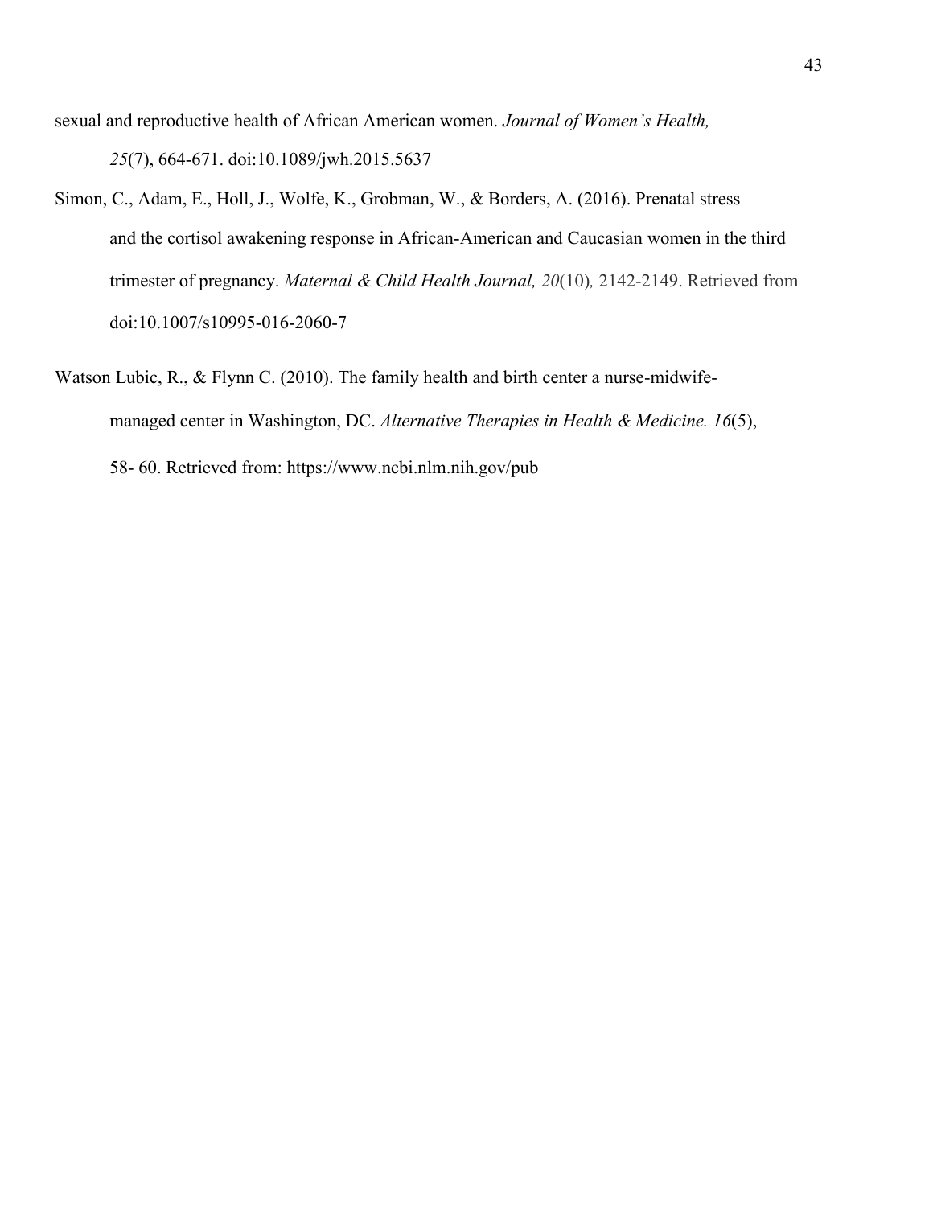sexual and reproductive health of African American women. *Journal of Women's Health, 25*(7), 664-671. doi:10.1089/jwh.2015.5637

Simon, C., Adam, E., Holl, J., Wolfe, K., Grobman, W., & Borders, A. (2016). Prenatal stress and the cortisol awakening response in African-American and Caucasian women in the third trimester of pregnancy. *Maternal & Child Health Journal, 20*(10), 2142-2149. Retrieved from doi:10.1007/s10995-016-2060-7

Watson Lubic, R., & Flynn C. (2010). The family health and birth center a nurse-midwife-managed center in Washington, DC. *Alternative Therapies in Health & Medicine. 16*(5), 58- 60. Retrieved from: https://www.ncbi.nlm.nih.gov/pub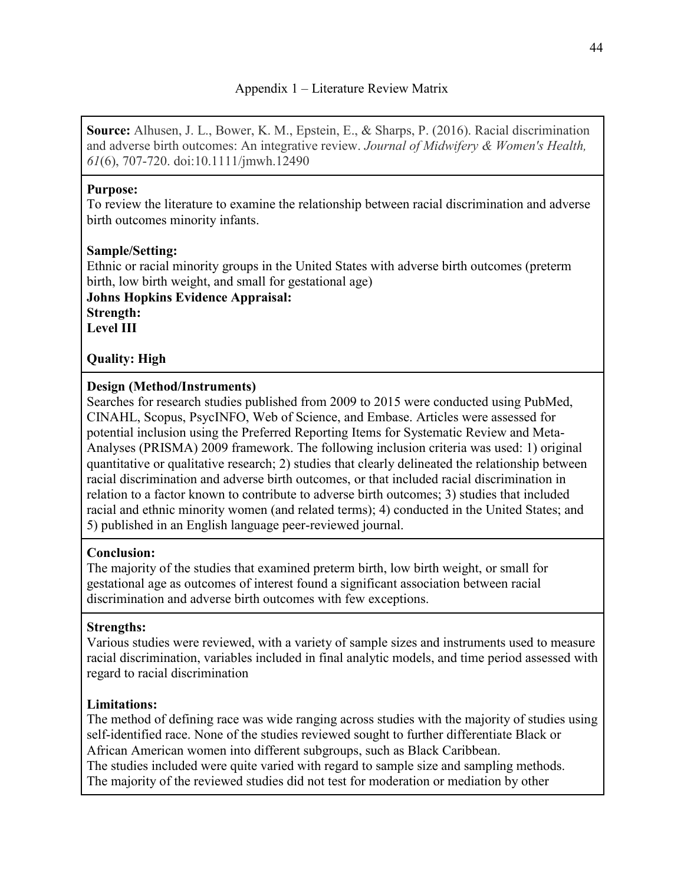## Appendix 1 – Literature Review Matrix

**Source:** Alhusen, J. L., Bower, K. M., Epstein, E., & Sharps, P. (2016). Racial discrimination and adverse birth outcomes: An integrative review. *Journal of Midwifery & Women's Health, 61*(6), 707-720. doi:10.1111/jmwh.12490

**Purpose:**
To review the literature to examine the relationship between racial discrimination and adverse birth outcomes minority infants.

**Sample/Setting:**
Ethnic or racial minority groups in the United States with adverse birth outcomes (preterm birth, low birth weight, and small for gestational age)

**Johns Hopkins Evidence Appraisal:**
**Strength:**
**Level III**

**Quality: High**

**Design (Method/Instruments)**
Searches for research studies published from 2009 to 2015 were conducted using PubMed, CINAHL, Scopus, PsycINFO, Web of Science, and Embase. Articles were assessed for potential inclusion using the Preferred Reporting Items for Systematic Review and Meta-Analyses (PRISMA) 2009 framework. The following inclusion criteria was used: 1) original quantitative or qualitative research; 2) studies that clearly delineated the relationship between racial discrimination and adverse birth outcomes, or that included racial discrimination in relation to a factor known to contribute to adverse birth outcomes; 3) studies that included racial and ethnic minority women (and related terms); 4) conducted in the United States; and 5) published in an English language peer-reviewed journal.

**Conclusion:**
The majority of the studies that examined preterm birth, low birth weight, or small for gestational age as outcomes of interest found a significant association between racial discrimination and adverse birth outcomes with few exceptions.

**Strengths:**
Various studies were reviewed, with a variety of sample sizes and instruments used to measure racial discrimination, variables included in final analytic models, and time period assessed with regard to racial discrimination

**Limitations:**
The method of defining race was wide ranging across studies with the majority of studies using self-identified race. None of the studies reviewed sought to further differentiate Black or African American women into different subgroups, such as Black Caribbean.
The studies included were quite varied with regard to sample size and sampling methods.
The majority of the reviewed studies did not test for moderation or mediation by other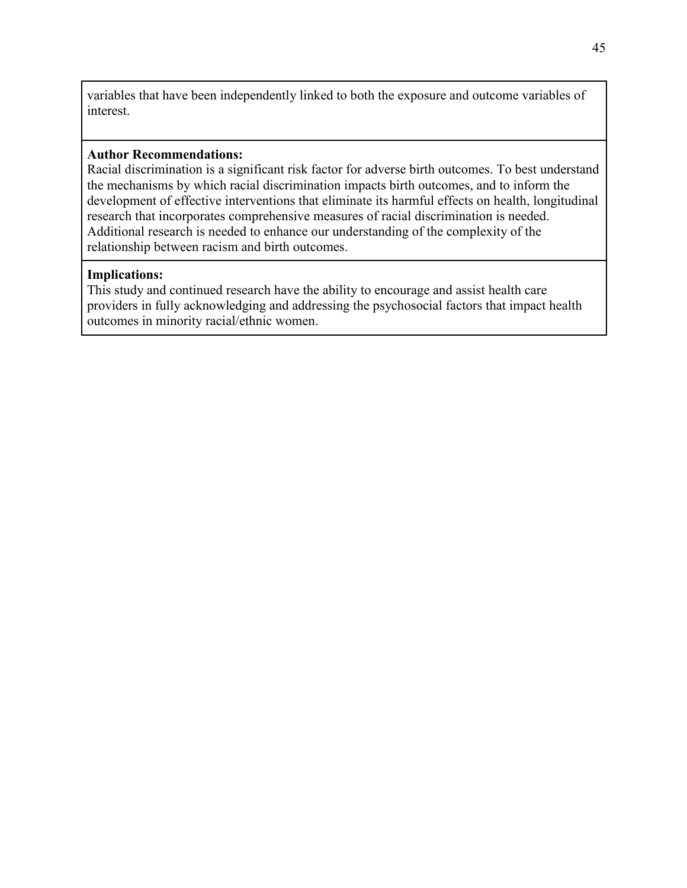variables that have been independently linked to both the exposure and outcome variables of interest.

**Author Recommendations:**
Racial discrimination is a significant risk factor for adverse birth outcomes. To best understand the mechanisms by which racial discrimination impacts birth outcomes, and to inform the development of effective interventions that eliminate its harmful effects on health, longitudinal research that incorporates comprehensive measures of racial discrimination is needed. Additional research is needed to enhance our understanding of the complexity of the relationship between racism and birth outcomes.

**Implications:**
This study and continued research have the ability to encourage and assist health care providers in fully acknowledging and addressing the psychosocial factors that impact health outcomes in minority racial/ethnic women.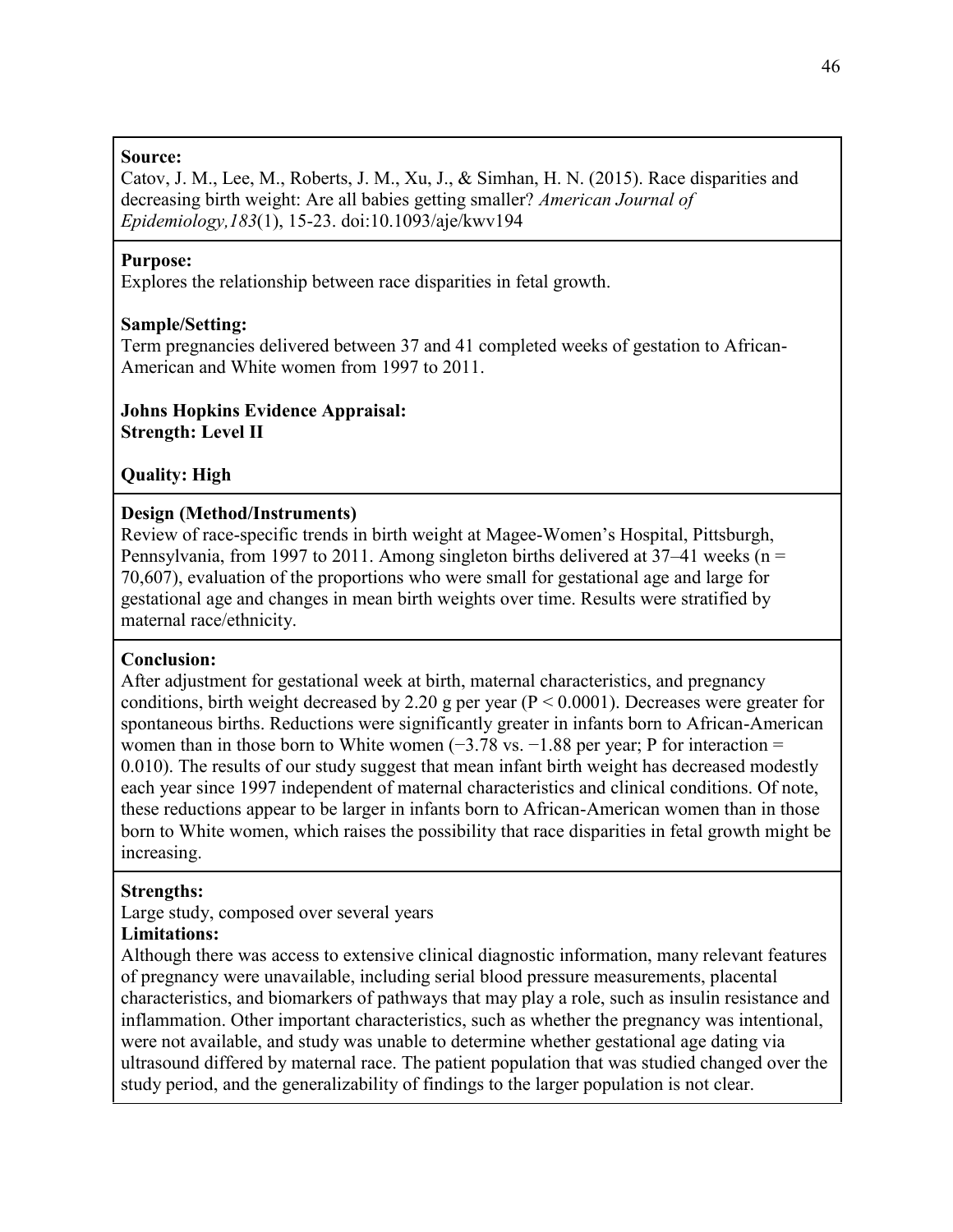**Source:**
Catov, J. M., Lee, M., Roberts, J. M., Xu, J., & Simhan, H. N. (2015). Race disparities and decreasing birth weight: Are all babies getting smaller? *American Journal of Epidemiology,183*(1), 15-23. doi:10.1093/aje/kwv194

**Purpose:**
Explores the relationship between race disparities in fetal growth.

**Sample/Setting:**
Term pregnancies delivered between 37 and 41 completed weeks of gestation to African-American and White women from 1997 to 2011.

**Johns Hopkins Evidence Appraisal:**
**Strength: Level II**

**Quality: High**

**Design (Method/Instruments)**
Review of race-specific trends in birth weight at Magee-Women's Hospital, Pittsburgh, Pennsylvania, from 1997 to 2011. Among singleton births delivered at 37–41 weeks ($n = 70,607$), evaluation of the proportions who were small for gestational age and large for gestational age and changes in mean birth weights over time. Results were stratified by maternal race/ethnicity.

**Conclusion:**
After adjustment for gestational week at birth, maternal characteristics, and pregnancy conditions, birth weight decreased by 2.20 g per year ($P < 0.0001$). Decreases were greater for spontaneous births. Reductions were significantly greater in infants born to African-American women than in those born to White women (−3.78 vs. −1.88 per year; P for interaction = 0.010). The results of our study suggest that mean infant birth weight has decreased modestly each year since 1997 independent of maternal characteristics and clinical conditions. Of note, these reductions appear to be larger in infants born to African-American women than in those born to White women, which raises the possibility that race disparities in fetal growth might be increasing.

**Strengths:**
Large study, composed over several years

**Limitations:**
Although there was access to extensive clinical diagnostic information, many relevant features of pregnancy were unavailable, including serial blood pressure measurements, placental characteristics, and biomarkers of pathways that may play a role, such as insulin resistance and inflammation. Other important characteristics, such as whether the pregnancy was intentional, were not available, and study was unable to determine whether gestational age dating via ultrasound differed by maternal race. The patient population that was studied changed over the study period, and the generalizability of findings to the larger population is not clear.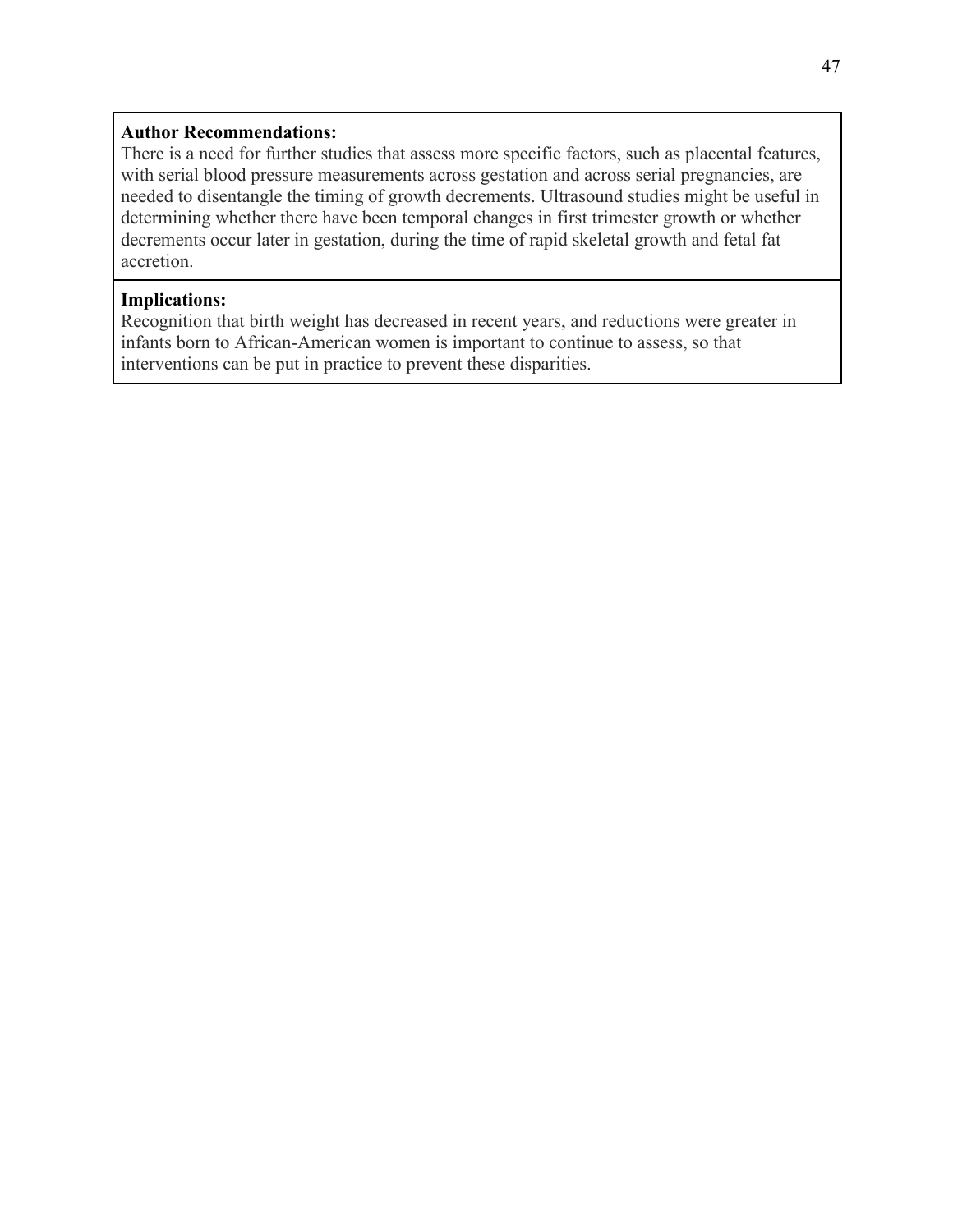| |
|---|
| **Author Recommendations:**<br>There is a need for further studies that assess more specific factors, such as placental features, with serial blood pressure measurements across gestation and across serial pregnancies, are needed to disentangle the timing of growth decrements. Ultrasound studies might be useful in determining whether there have been temporal changes in first trimester growth or whether decrements occur later in gestation, during the time of rapid skeletal growth and fetal fat accretion. |
| **Implications:**<br>Recognition that birth weight has decreased in recent years, and reductions were greater in infants born to African-American women is important to continue to assess, so that interventions can be put in practice to prevent these disparities. |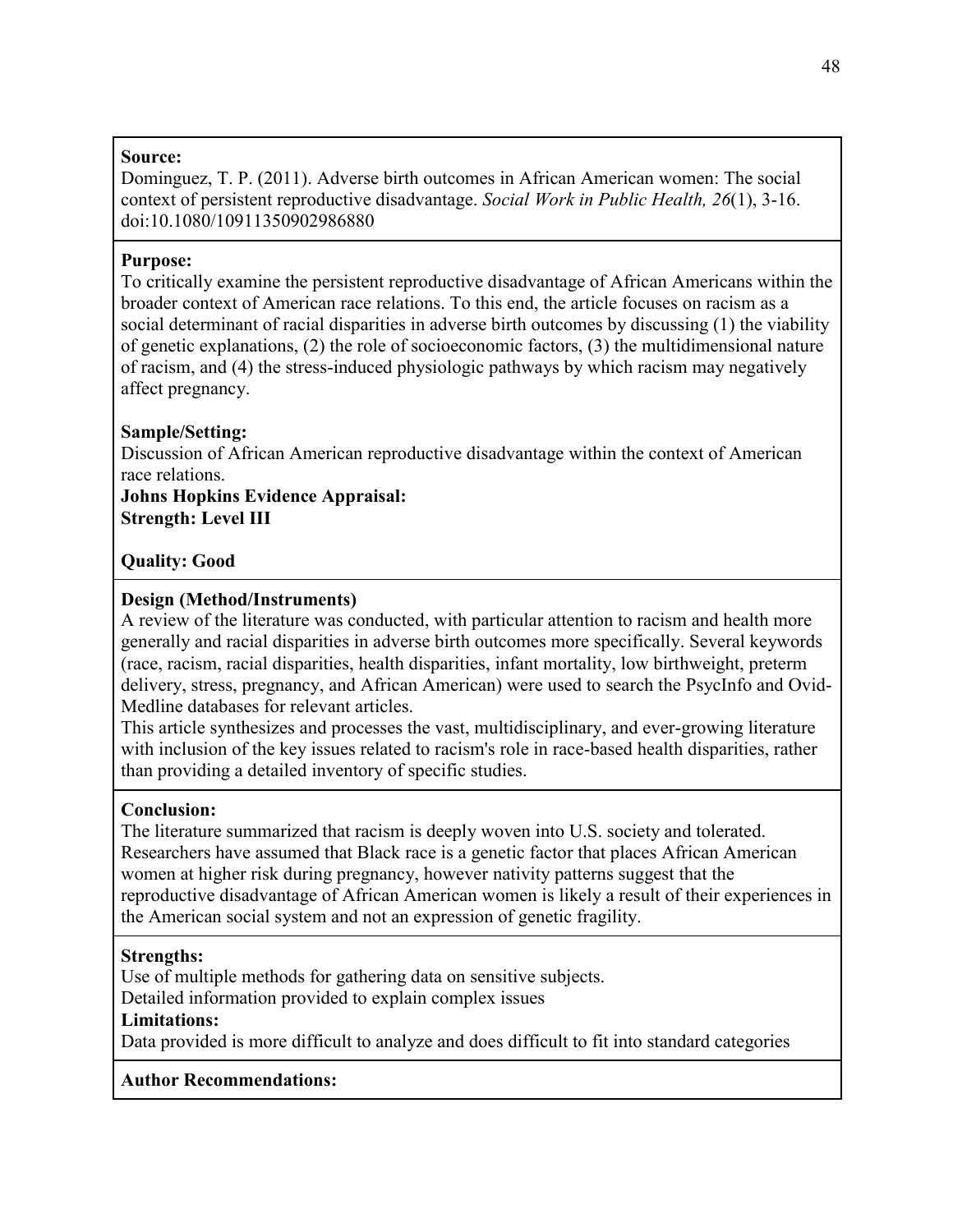**Source:**
Dominguez, T. P. (2011). Adverse birth outcomes in African American women: The social context of persistent reproductive disadvantage. *Social Work in Public Health, 26*(1), 3-16. doi:10.1080/10911350902986880

**Purpose:**
To critically examine the persistent reproductive disadvantage of African Americans within the broader context of American race relations. To this end, the article focuses on racism as a social determinant of racial disparities in adverse birth outcomes by discussing (1) the viability of genetic explanations, (2) the role of socioeconomic factors, (3) the multidimensional nature of racism, and (4) the stress-induced physiologic pathways by which racism may negatively affect pregnancy.

**Sample/Setting:**
Discussion of African American reproductive disadvantage within the context of American race relations.
**Johns Hopkins Evidence Appraisal:**
**Strength: Level III**

**Quality: Good**

**Design (Method/Instruments)**
A review of the literature was conducted, with particular attention to racism and health more generally and racial disparities in adverse birth outcomes more specifically. Several keywords (race, racism, racial disparities, health disparities, infant mortality, low birthweight, preterm delivery, stress, pregnancy, and African American) were used to search the PsycInfo and Ovid-Medline databases for relevant articles.
This article synthesizes and processes the vast, multidisciplinary, and ever-growing literature with inclusion of the key issues related to racism's role in race-based health disparities, rather than providing a detailed inventory of specific studies.

**Conclusion:**
The literature summarized that racism is deeply woven into U.S. society and tolerated. Researchers have assumed that Black race is a genetic factor that places African American women at higher risk during pregnancy, however nativity patterns suggest that the reproductive disadvantage of African American women is likely a result of their experiences in the American social system and not an expression of genetic fragility.

**Strengths:**
Use of multiple methods for gathering data on sensitive subjects.
Detailed information provided to explain complex issues
**Limitations:**
Data provided is more difficult to analyze and does difficult to fit into standard categories

**Author Recommendations:**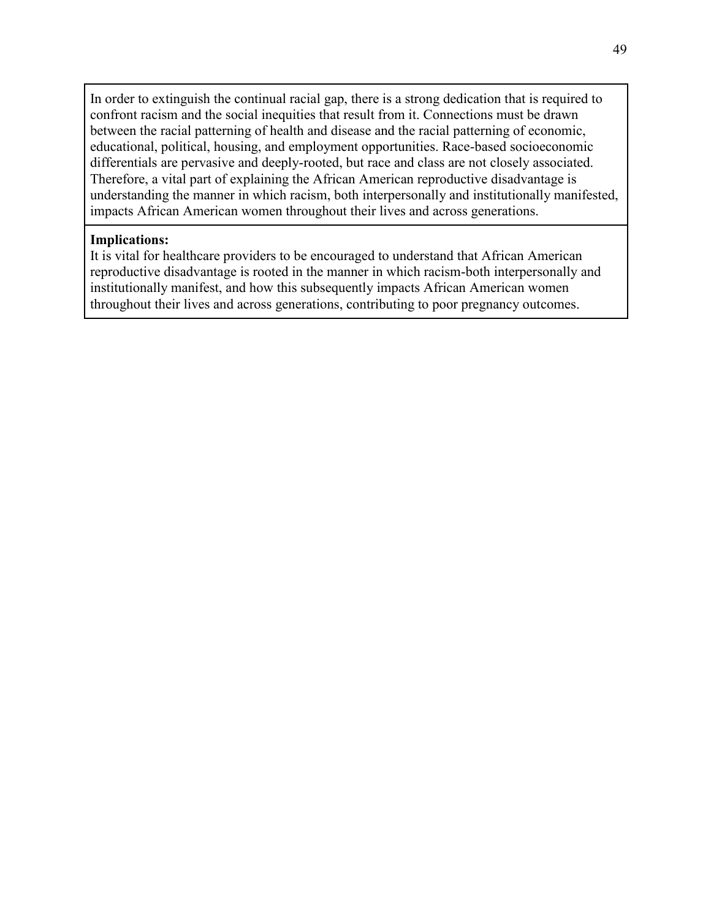In order to extinguish the continual racial gap, there is a strong dedication that is required to confront racism and the social inequities that result from it. Connections must be drawn between the racial patterning of health and disease and the racial patterning of economic, educational, political, housing, and employment opportunities. Race-based socioeconomic differentials are pervasive and deeply-rooted, but race and class are not closely associated. Therefore, a vital part of explaining the African American reproductive disadvantage is understanding the manner in which racism, both interpersonally and institutionally manifested, impacts African American women throughout their lives and across generations.

**Implications:**
It is vital for healthcare providers to be encouraged to understand that African American reproductive disadvantage is rooted in the manner in which racism-both interpersonally and institutionally manifest, and how this subsequently impacts African American women throughout their lives and across generations, contributing to poor pregnancy outcomes.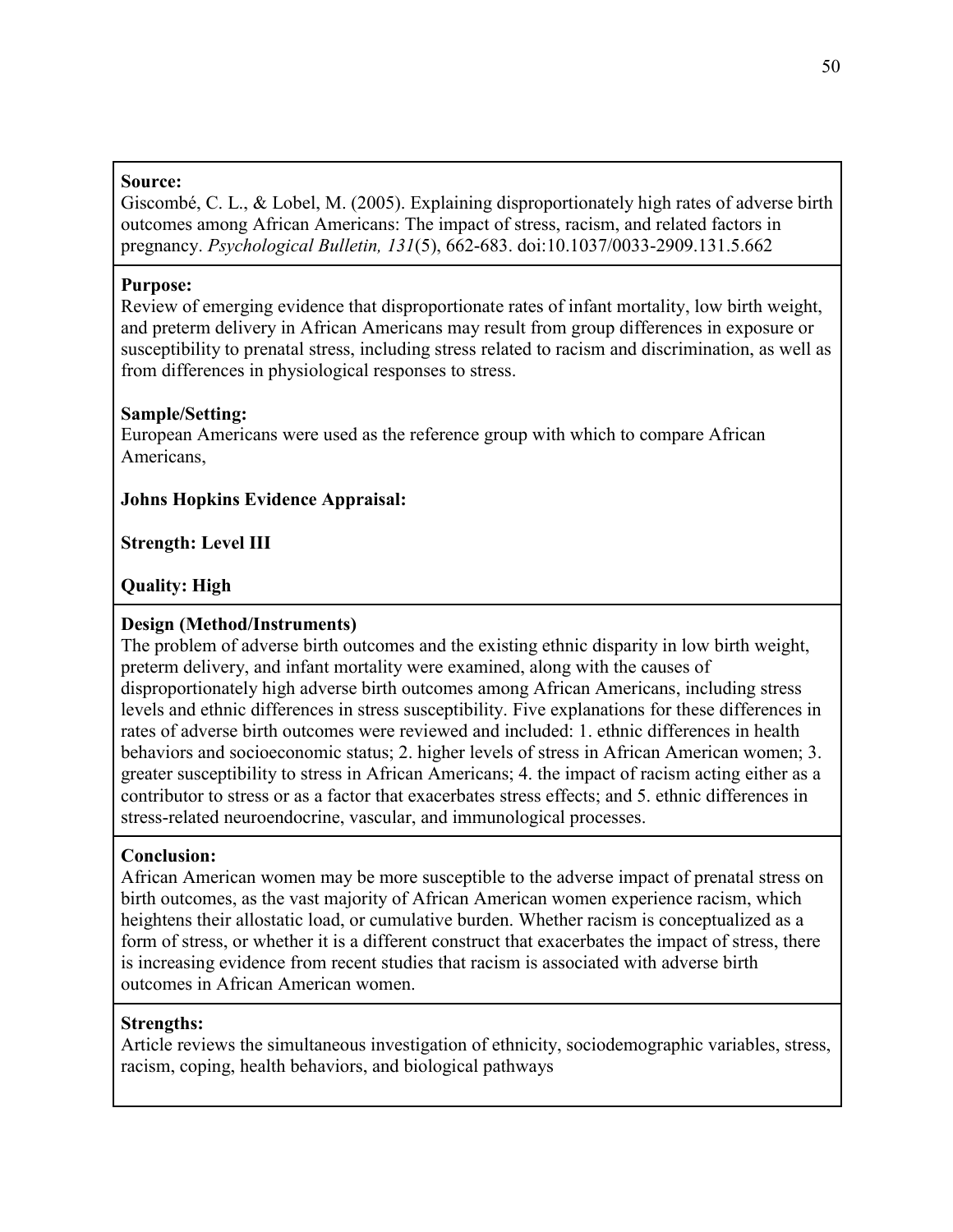**Source:**
Giscombé, C. L., & Lobel, M. (2005). Explaining disproportionately high rates of adverse birth outcomes among African Americans: The impact of stress, racism, and related factors in pregnancy. *Psychological Bulletin, 131*(5), 662-683. doi:10.1037/0033-2909.131.5.662

**Purpose:**
Review of emerging evidence that disproportionate rates of infant mortality, low birth weight, and preterm delivery in African Americans may result from group differences in exposure or susceptibility to prenatal stress, including stress related to racism and discrimination, as well as from differences in physiological responses to stress.

**Sample/Setting:**
European Americans were used as the reference group with which to compare African Americans,

**Johns Hopkins Evidence Appraisal:**

**Strength: Level III**

**Quality: High**

**Design (Method/Instruments)**
The problem of adverse birth outcomes and the existing ethnic disparity in low birth weight, preterm delivery, and infant mortality were examined, along with the causes of disproportionately high adverse birth outcomes among African Americans, including stress levels and ethnic differences in stress susceptibility. Five explanations for these differences in rates of adverse birth outcomes were reviewed and included: 1. ethnic differences in health behaviors and socioeconomic status; 2. higher levels of stress in African American women; 3. greater susceptibility to stress in African Americans; 4. the impact of racism acting either as a contributor to stress or as a factor that exacerbates stress effects; and 5. ethnic differences in stress-related neuroendocrine, vascular, and immunological processes.

**Conclusion:**
African American women may be more susceptible to the adverse impact of prenatal stress on birth outcomes, as the vast majority of African American women experience racism, which heightens their allostatic load, or cumulative burden. Whether racism is conceptualized as a form of stress, or whether it is a different construct that exacerbates the impact of stress, there is increasing evidence from recent studies that racism is associated with adverse birth outcomes in African American women.

**Strengths:**
Article reviews the simultaneous investigation of ethnicity, sociodemographic variables, stress, racism, coping, health behaviors, and biological pathways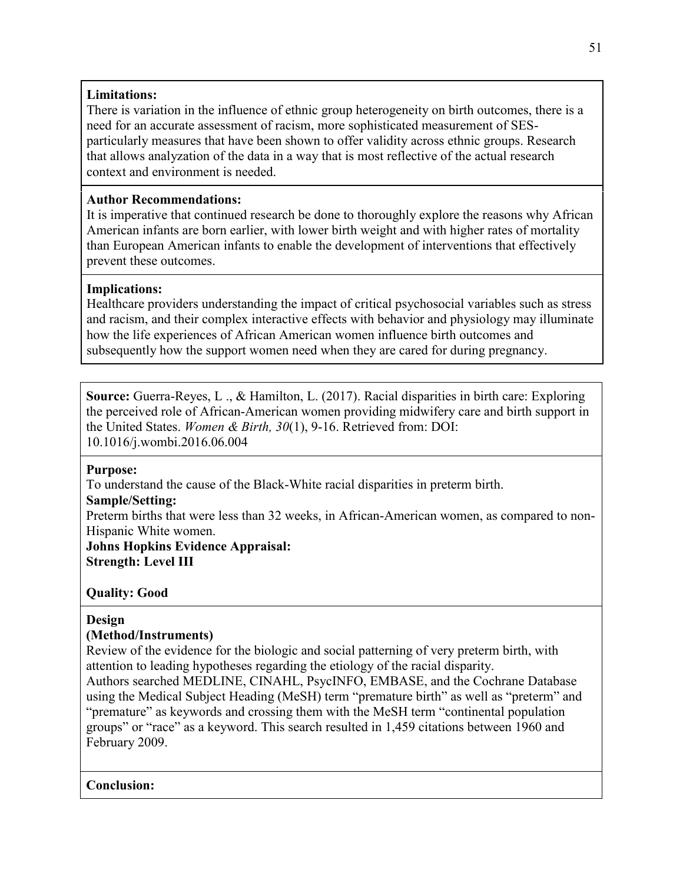**Limitations:**
There is variation in the influence of ethnic group heterogeneity on birth outcomes, there is a need for an accurate assessment of racism, more sophisticated measurement of SES-particularly measures that have been shown to offer validity across ethnic groups. Research that allows analyzation of the data in a way that is most reflective of the actual research context and environment is needed.

**Author Recommendations:**
It is imperative that continued research be done to thoroughly explore the reasons why African American infants are born earlier, with lower birth weight and with higher rates of mortality than European American infants to enable the development of interventions that effectively prevent these outcomes.

**Implications:**
Healthcare providers understanding the impact of critical psychosocial variables such as stress and racism, and their complex interactive effects with behavior and physiology may illuminate how the life experiences of African American women influence birth outcomes and subsequently how the support women need when they are cared for during pregnancy.

**Source:** Guerra-Reyes, L ., & Hamilton, L. (2017). Racial disparities in birth care: Exploring the perceived role of African-American women providing midwifery care and birth support in the United States. *Women & Birth, 30*(1), 9-16. Retrieved from: DOI: 10.1016/j.wombi.2016.06.004

**Purpose:**
To understand the cause of the Black-White racial disparities in preterm birth.

**Sample/Setting:**
Preterm births that were less than 32 weeks, in African-American women, as compared to non-Hispanic White women.

**Johns Hopkins Evidence Appraisal:**
**Strength: Level III**

**Quality: Good**

**Design**
**(Method/Instruments)**
Review of the evidence for the biologic and social patterning of very preterm birth, with attention to leading hypotheses regarding the etiology of the racial disparity.
Authors searched MEDLINE, CINAHL, PsycINFO, EMBASE, and the Cochrane Database using the Medical Subject Heading (MeSH) term "premature birth" as well as "preterm" and "premature" as keywords and crossing them with the MeSH term "continental population groups" or "race" as a keyword. This search resulted in 1,459 citations between 1960 and February 2009.

**Conclusion:**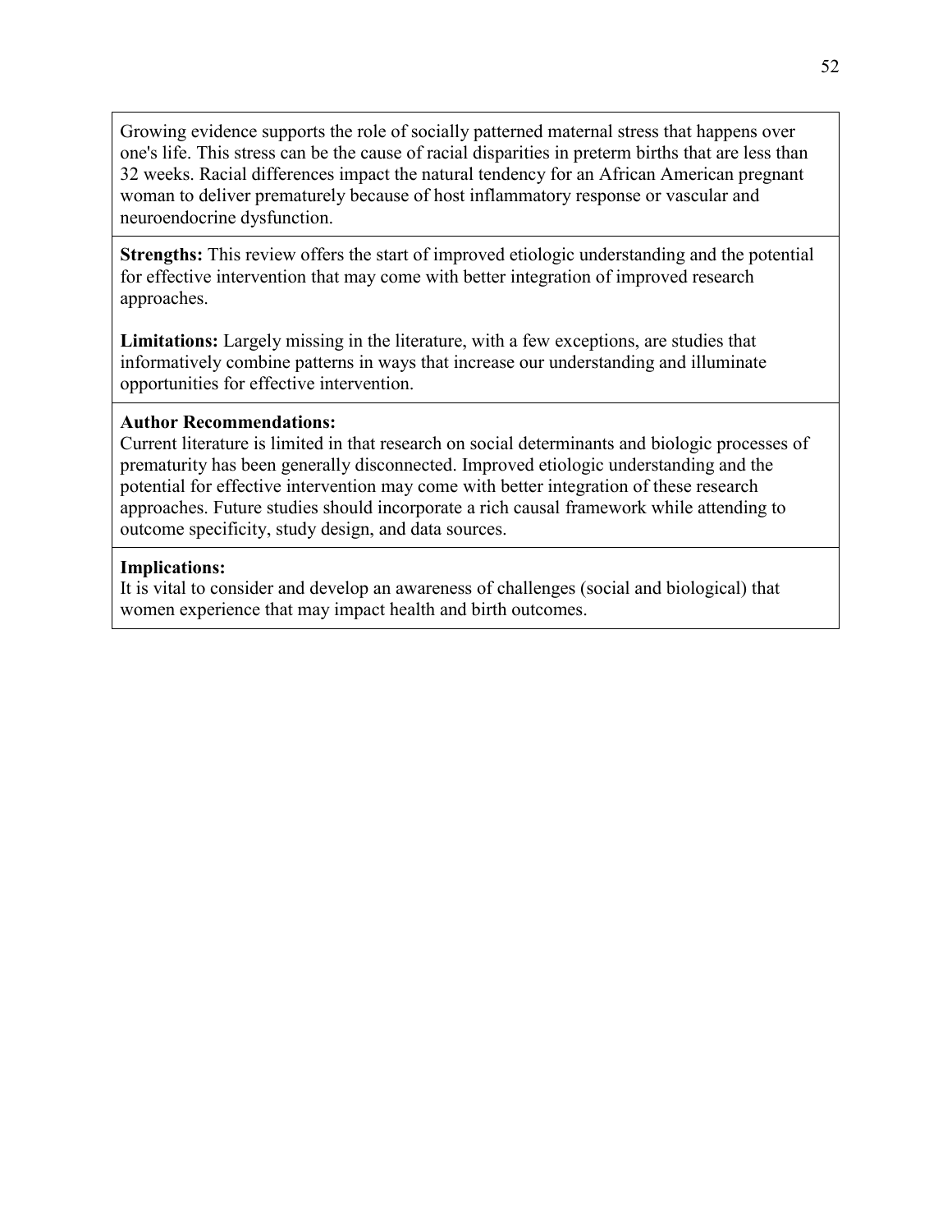Growing evidence supports the role of socially patterned maternal stress that happens over one's life. This stress can be the cause of racial disparities in preterm births that are less than 32 weeks. Racial differences impact the natural tendency for an African American pregnant woman to deliver prematurely because of host inflammatory response or vascular and neuroendocrine dysfunction.

**Strengths:** This review offers the start of improved etiologic understanding and the potential for effective intervention that may come with better integration of improved research approaches.

**Limitations:** Largely missing in the literature, with a few exceptions, are studies that informatively combine patterns in ways that increase our understanding and illuminate opportunities for effective intervention.

**Author Recommendations:**
Current literature is limited in that research on social determinants and biologic processes of prematurity has been generally disconnected. Improved etiologic understanding and the potential for effective intervention may come with better integration of these research approaches. Future studies should incorporate a rich causal framework while attending to outcome specificity, study design, and data sources.

**Implications:**
It is vital to consider and develop an awareness of challenges (social and biological) that women experience that may impact health and birth outcomes.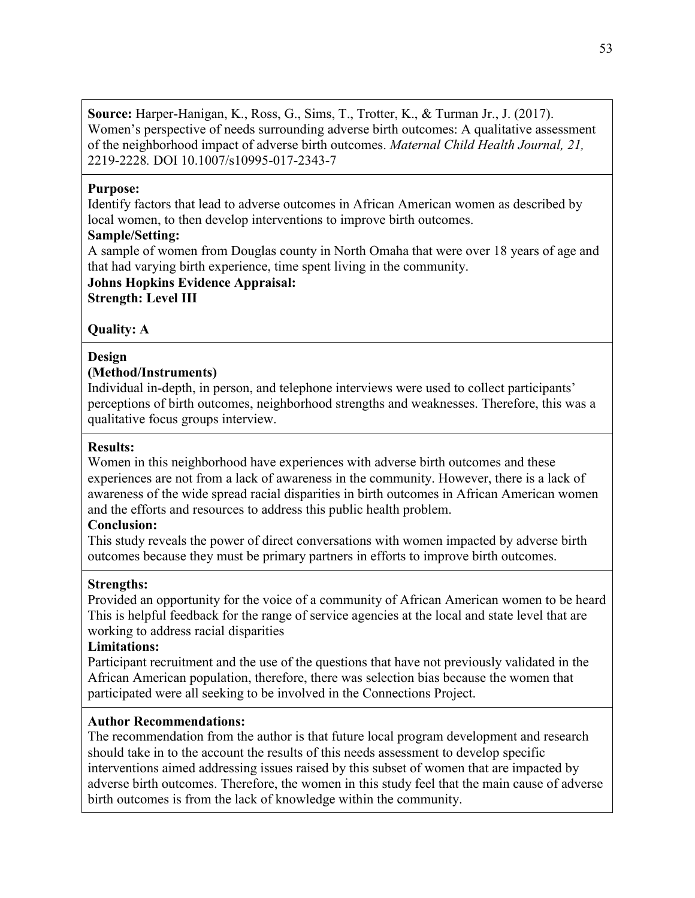**Source:** Harper-Hanigan, K., Ross, G., Sims, T., Trotter, K., & Turman Jr., J. (2017). Women's perspective of needs surrounding adverse birth outcomes: A qualitative assessment of the neighborhood impact of adverse birth outcomes. *Maternal Child Health Journal, 21,* 2219-2228. DOI 10.1007/s10995-017-2343-7

**Purpose:**
Identify factors that lead to adverse outcomes in African American women as described by local women, to then develop interventions to improve birth outcomes.

**Sample/Setting:**
A sample of women from Douglas county in North Omaha that were over 18 years of age and that had varying birth experience, time spent living in the community.

**Johns Hopkins Evidence Appraisal:**
**Strength: Level III**

**Quality: A**

**Design**
**(Method/Instruments)**
Individual in-depth, in person, and telephone interviews were used to collect participants' perceptions of birth outcomes, neighborhood strengths and weaknesses. Therefore, this was a qualitative focus groups interview.

**Results:**
Women in this neighborhood have experiences with adverse birth outcomes and these experiences are not from a lack of awareness in the community. However, there is a lack of awareness of the wide spread racial disparities in birth outcomes in African American women and the efforts and resources to address this public health problem.

**Conclusion:**
This study reveals the power of direct conversations with women impacted by adverse birth outcomes because they must be primary partners in efforts to improve birth outcomes.

**Strengths:**
Provided an opportunity for the voice of a community of African American women to be heard This is helpful feedback for the range of service agencies at the local and state level that are working to address racial disparities

**Limitations:**
Participant recruitment and the use of the questions that have not previously validated in the African American population, therefore, there was selection bias because the women that participated were all seeking to be involved in the Connections Project.

**Author Recommendations:**
The recommendation from the author is that future local program development and research should take in to the account the results of this needs assessment to develop specific interventions aimed addressing issues raised by this subset of women that are impacted by adverse birth outcomes. Therefore, the women in this study feel that the main cause of adverse birth outcomes is from the lack of knowledge within the community.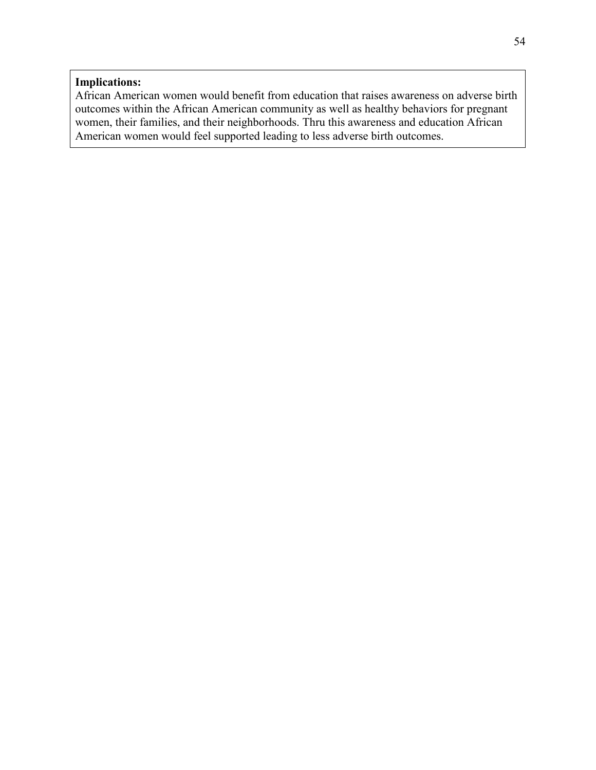**Implications:**

African American women would benefit from education that raises awareness on adverse birth outcomes within the African American community as well as healthy behaviors for pregnant women, their families, and their neighborhoods. Thru this awareness and education African American women would feel supported leading to less adverse birth outcomes.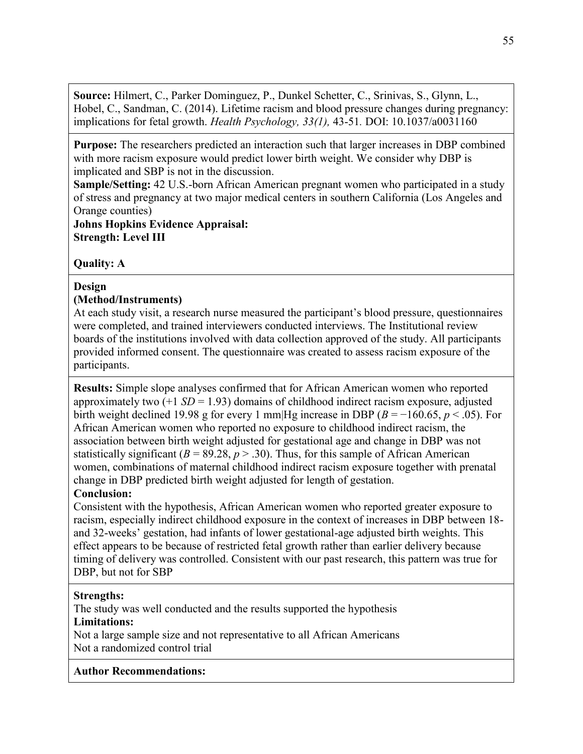**Source:** Hilmert, C., Parker Dominguez, P., Dunkel Schetter, C., Srinivas, S., Glynn, L., Hobel, C., Sandman, C. (2014). Lifetime racism and blood pressure changes during pregnancy: implications for fetal growth. *Health Psychology, 33(1),* 43-51. DOI: 10.1037/a0031160

**Purpose:** The researchers predicted an interaction such that larger increases in DBP combined with more racism exposure would predict lower birth weight. We consider why DBP is implicated and SBP is not in the discussion.

**Sample/Setting:** 42 U.S.-born African American pregnant women who participated in a study of stress and pregnancy at two major medical centers in southern California (Los Angeles and Orange counties)

**Johns Hopkins Evidence Appraisal:**

**Strength: Level III**

**Quality: A**

**Design**

**(Method/Instruments)**

At each study visit, a research nurse measured the participant's blood pressure, questionnaires were completed, and trained interviewers conducted interviews. The Institutional review boards of the institutions involved with data collection approved of the study. All participants provided informed consent. The questionnaire was created to assess racism exposure of the participants.

**Results:** Simple slope analyses confirmed that for African American women who reported approximately two (+1 $SD = 1.93$) domains of childhood indirect racism exposure, adjusted birth weight declined 19.98 g for every 1 mm|Hg increase in DBP ($B = -160.65$, $p < .05$). For African American women who reported no exposure to childhood indirect racism, the association between birth weight adjusted for gestational age and change in DBP was not statistically significant ($B = 89.28$, $p > .30$). Thus, for this sample of African American women, combinations of maternal childhood indirect racism exposure together with prenatal change in DBP predicted birth weight adjusted for length of gestation.

**Conclusion:**

Consistent with the hypothesis, African American women who reported greater exposure to racism, especially indirect childhood exposure in the context of increases in DBP between 18- and 32-weeks' gestation, had infants of lower gestational-age adjusted birth weights. This effect appears to be because of restricted fetal growth rather than earlier delivery because timing of delivery was controlled. Consistent with our past research, this pattern was true for DBP, but not for SBP

**Strengths:**

The study was well conducted and the results supported the hypothesis

**Limitations:**

Not a large sample size and not representative to all African Americans

Not a randomized control trial

**Author Recommendations:**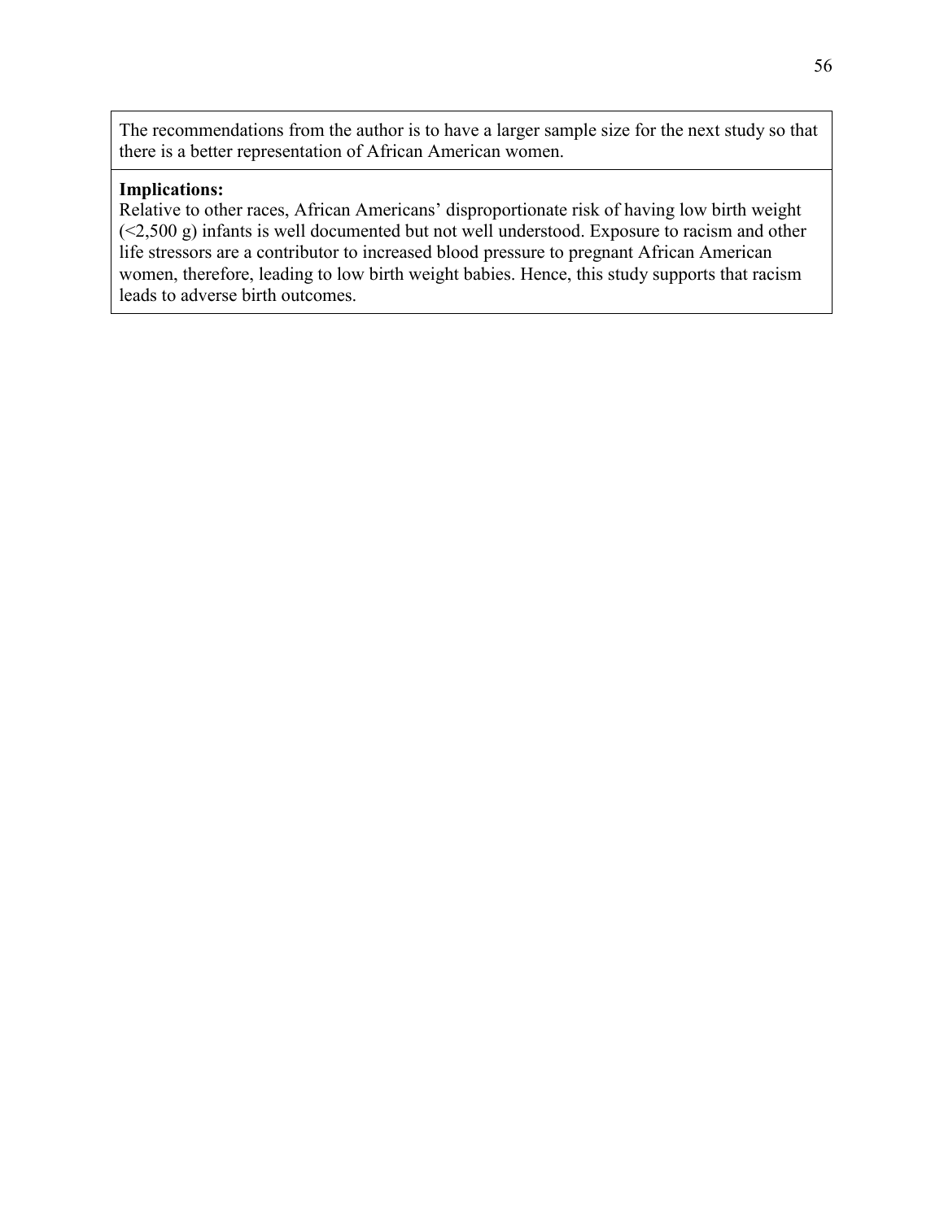| |
| --- |
| The recommendations from the author is to have a larger sample size for the next study so that there is a better representation of African American women. |
| **Implications:**<br>Relative to other races, African Americans' disproportionate risk of having low birth weight (<2,500 g) infants is well documented but not well understood. Exposure to racism and other life stressors are a contributor to increased blood pressure to pregnant African American women, therefore, leading to low birth weight babies. Hence, this study supports that racism leads to adverse birth outcomes. |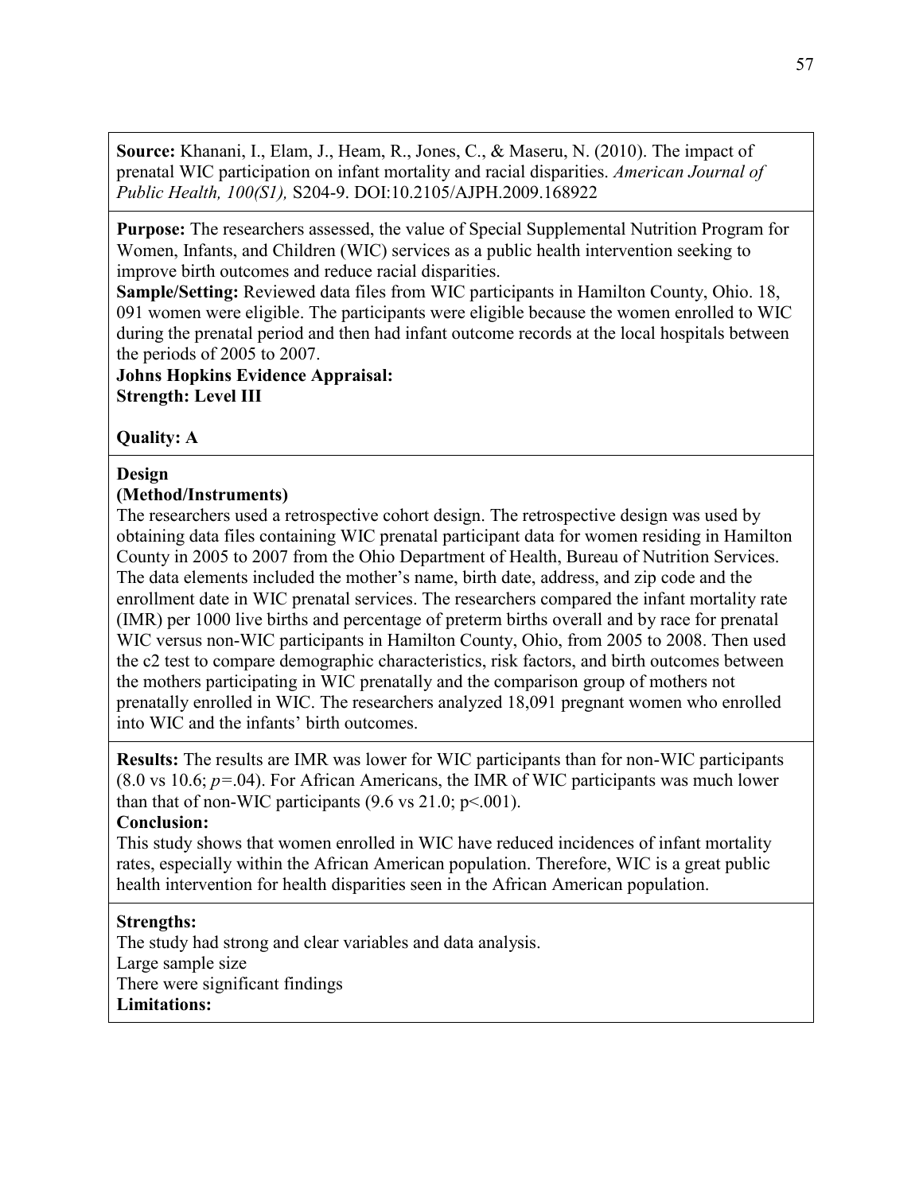**Source:** Khanani, I., Elam, J., Heam, R., Jones, C., & Maseru, N. (2010). The impact of prenatal WIC participation on infant mortality and racial disparities. *American Journal of Public Health, 100(S1),* S204-9. DOI:10.2105/AJPH.2009.168922

**Purpose:** The researchers assessed, the value of Special Supplemental Nutrition Program for Women, Infants, and Children (WIC) services as a public health intervention seeking to improve birth outcomes and reduce racial disparities.

**Sample/Setting:** Reviewed data files from WIC participants in Hamilton County, Ohio. 18, 091 women were eligible. The participants were eligible because the women enrolled to WIC during the prenatal period and then had infant outcome records at the local hospitals between the periods of 2005 to 2007.

**Johns Hopkins Evidence Appraisal:**

**Strength: Level III**

**Quality: A**

**Design**

**(Method/Instruments)**

The researchers used a retrospective cohort design. The retrospective design was used by obtaining data files containing WIC prenatal participant data for women residing in Hamilton County in 2005 to 2007 from the Ohio Department of Health, Bureau of Nutrition Services. The data elements included the mother's name, birth date, address, and zip code and the enrollment date in WIC prenatal services. The researchers compared the infant mortality rate (IMR) per 1000 live births and percentage of preterm births overall and by race for prenatal WIC versus non-WIC participants in Hamilton County, Ohio, from 2005 to 2008. Then used the c2 test to compare demographic characteristics, risk factors, and birth outcomes between the mothers participating in WIC prenatally and the comparison group of mothers not prenatally enrolled in WIC. The researchers analyzed 18,091 pregnant women who enrolled into WIC and the infants' birth outcomes.

**Results:** The results are IMR was lower for WIC participants than for non-WIC participants (8.0 vs 10.6; $p$=.04). For African Americans, the IMR of WIC participants was much lower than that of non-WIC participants (9.6 vs 21.0; p<.001).

**Conclusion:**

This study shows that women enrolled in WIC have reduced incidences of infant mortality rates, especially within the African American population. Therefore, WIC is a great public health intervention for health disparities seen in the African American population.

**Strengths:**

The study had strong and clear variables and data analysis.

Large sample size

There were significant findings

**Limitations:**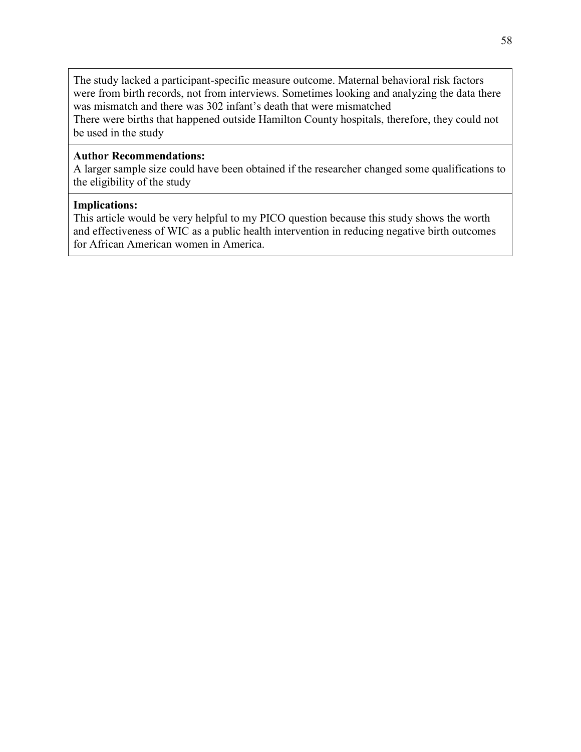The study lacked a participant-specific measure outcome. Maternal behavioral risk factors were from birth records, not from interviews. Sometimes looking and analyzing the data there was mismatch and there was 302 infant's death that were mismatched
There were births that happened outside Hamilton County hospitals, therefore, they could not be used in the study

**Author Recommendations:**
A larger sample size could have been obtained if the researcher changed some qualifications to the eligibility of the study

**Implications:**
This article would be very helpful to my PICO question because this study shows the worth and effectiveness of WIC as a public health intervention in reducing negative birth outcomes for African American women in America.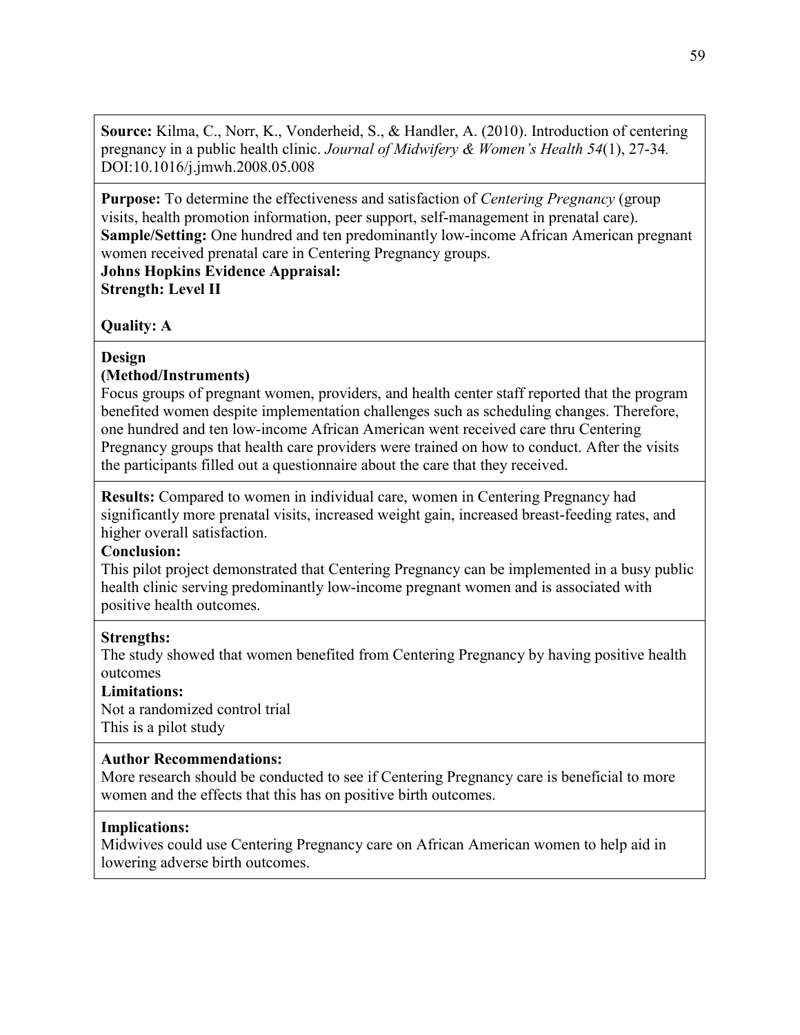**Source:** Kilma, C., Norr, K., Vonderheid, S., & Handler, A. (2010). Introduction of centering pregnancy in a public health clinic. *Journal of Midwifery & Women's Health 54*(1), 27-34. DOI:10.1016/j.jmwh.2008.05.008

**Purpose:** To determine the effectiveness and satisfaction of *Centering Pregnancy* (group visits, health promotion information, peer support, self-management in prenatal care).

**Sample/Setting:** One hundred and ten predominantly low-income African American pregnant women received prenatal care in Centering Pregnancy groups.

**Johns Hopkins Evidence Appraisal:**

**Strength: Level II**

**Quality: A**

**Design**

**(Method/Instruments)**

Focus groups of pregnant women, providers, and health center staff reported that the program benefited women despite implementation challenges such as scheduling changes. Therefore, one hundred and ten low-income African American went received care thru Centering Pregnancy groups that health care providers were trained on how to conduct. After the visits the participants filled out a questionnaire about the care that they received.

**Results:** Compared to women in individual care, women in Centering Pregnancy had significantly more prenatal visits, increased weight gain, increased breast-feeding rates, and higher overall satisfaction.

**Conclusion:**

This pilot project demonstrated that Centering Pregnancy can be implemented in a busy public health clinic serving predominantly low-income pregnant women and is associated with positive health outcomes.

**Strengths:**

The study showed that women benefited from Centering Pregnancy by having positive health outcomes

**Limitations:**

Not a randomized control trial

This is a pilot study

**Author Recommendations:**

More research should be conducted to see if Centering Pregnancy care is beneficial to more women and the effects that this has on positive birth outcomes.

**Implications:**

Midwives could use Centering Pregnancy care on African American women to help aid in lowering adverse birth outcomes.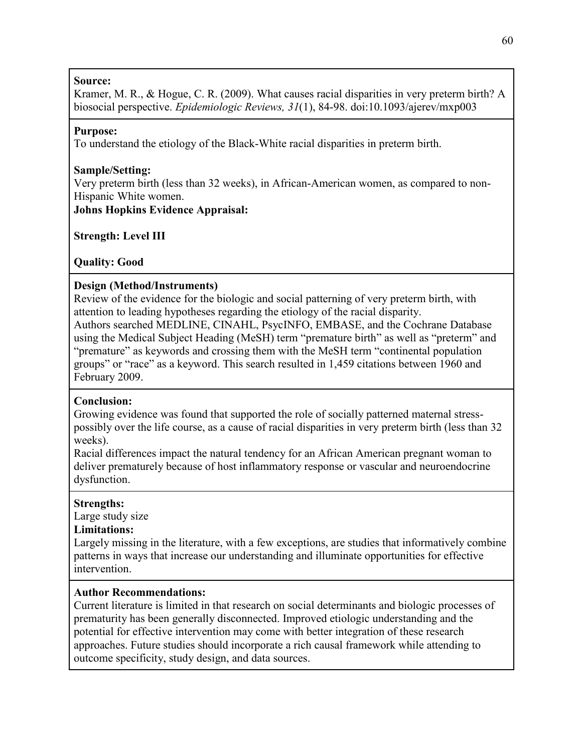**Source:**
Kramer, M. R., & Hogue, C. R. (2009). What causes racial disparities in very preterm birth? A biosocial perspective. *Epidemiologic Reviews, 31*(1), 84-98. doi:10.1093/ajerev/mxp003

**Purpose:**
To understand the etiology of the Black-White racial disparities in preterm birth.

**Sample/Setting:**
Very preterm birth (less than 32 weeks), in African-American women, as compared to non-Hispanic White women.

**Johns Hopkins Evidence Appraisal:**

**Strength: Level III**

**Quality: Good**

**Design (Method/Instruments)**
Review of the evidence for the biologic and social patterning of very preterm birth, with attention to leading hypotheses regarding the etiology of the racial disparity.
Authors searched MEDLINE, CINAHL, PsycINFO, EMBASE, and the Cochrane Database using the Medical Subject Heading (MeSH) term "premature birth" as well as "preterm" and "premature" as keywords and crossing them with the MeSH term "continental population groups" or "race" as a keyword. This search resulted in 1,459 citations between 1960 and February 2009.

**Conclusion:**
Growing evidence was found that supported the role of socially patterned maternal stress-possibly over the life course, as a cause of racial disparities in very preterm birth (less than 32 weeks).
Racial differences impact the natural tendency for an African American pregnant woman to deliver prematurely because of host inflammatory response or vascular and neuroendocrine dysfunction.

**Strengths:**
Large study size

**Limitations:**
Largely missing in the literature, with a few exceptions, are studies that informatively combine patterns in ways that increase our understanding and illuminate opportunities for effective intervention.

**Author Recommendations:**
Current literature is limited in that research on social determinants and biologic processes of prematurity has been generally disconnected. Improved etiologic understanding and the potential for effective intervention may come with better integration of these research approaches. Future studies should incorporate a rich causal framework while attending to outcome specificity, study design, and data sources.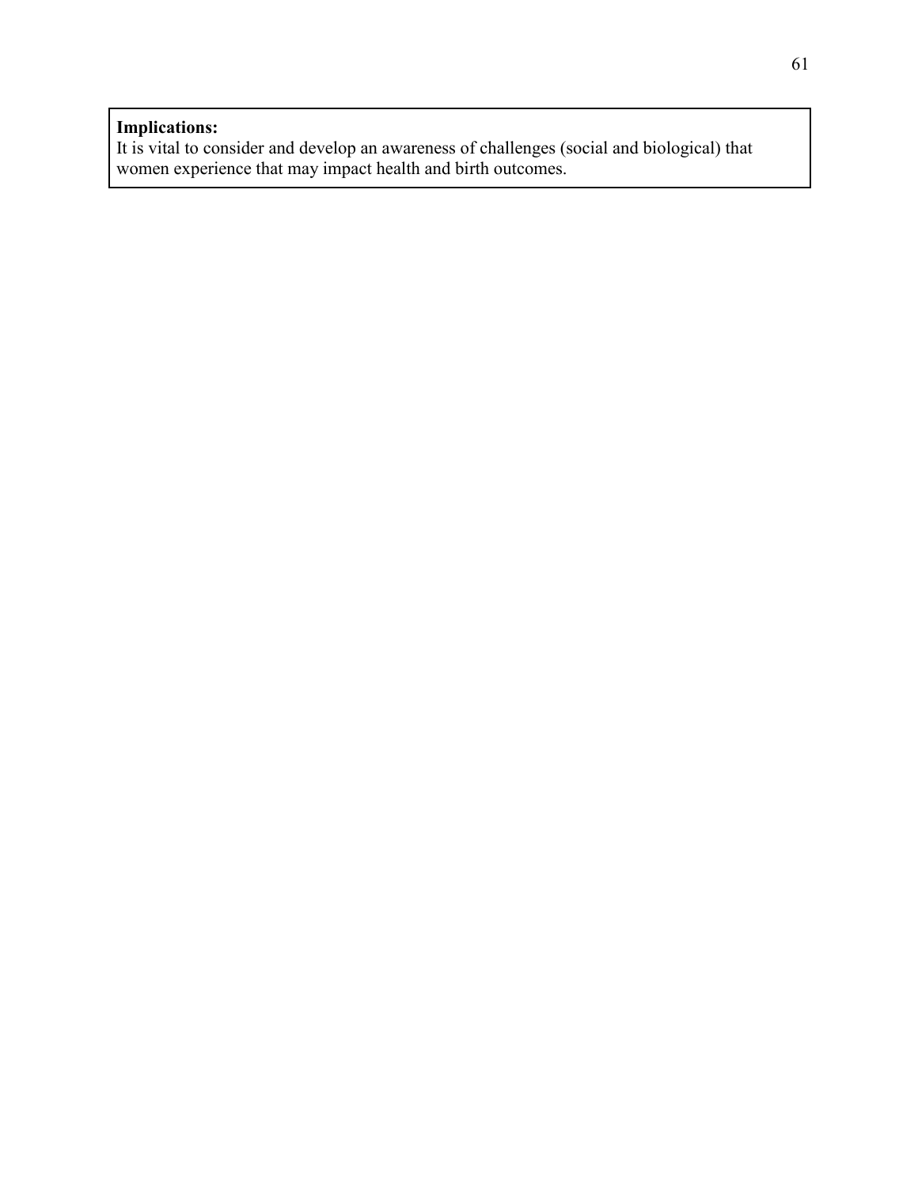**Implications:**
It is vital to consider and develop an awareness of challenges (social and biological) that women experience that may impact health and birth outcomes.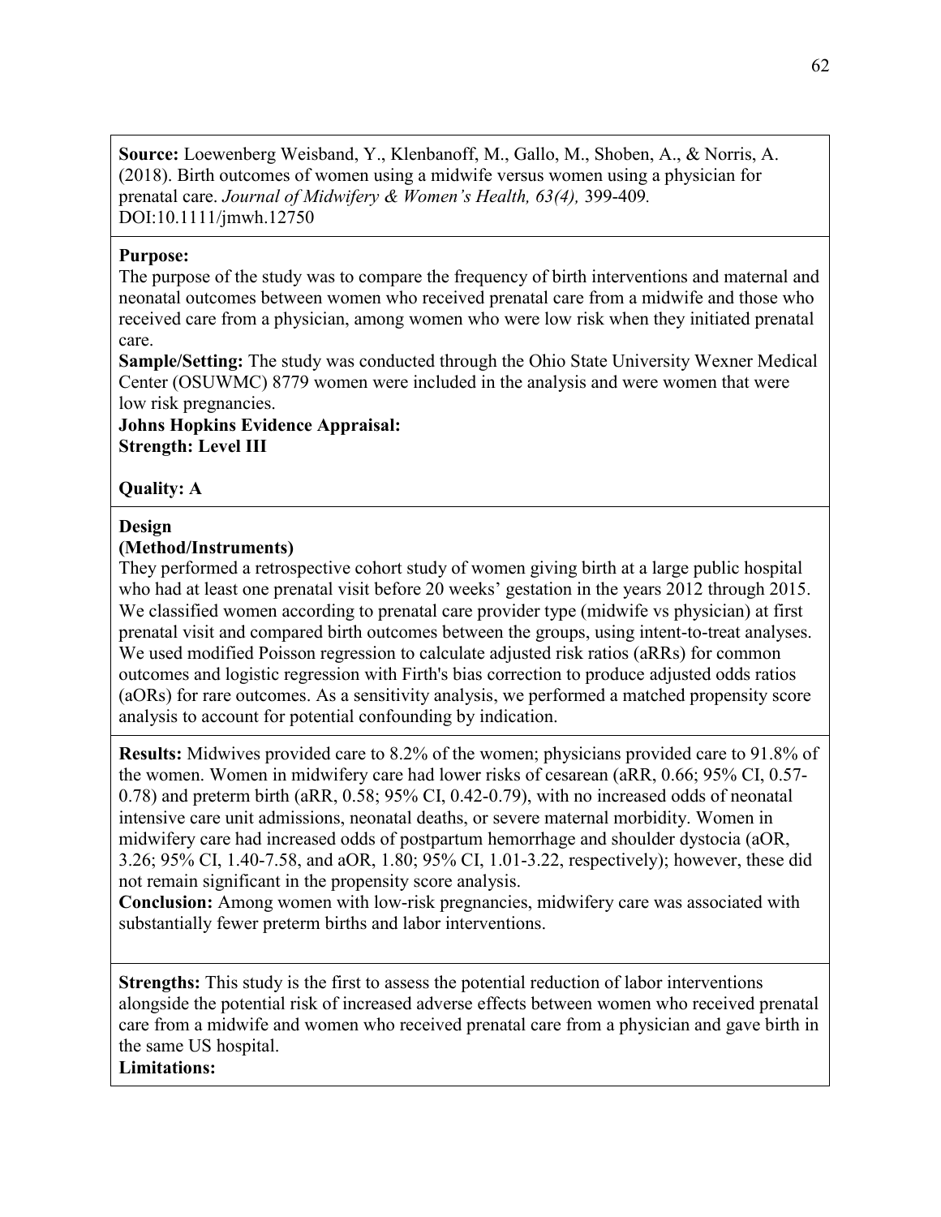**Source:** Loewenberg Weisband, Y., Klenbanoff, M., Gallo, M., Shoben, A., & Norris, A. (2018). Birth outcomes of women using a midwife versus women using a physician for prenatal care. *Journal of Midwifery & Women's Health, 63(4),* 399-409. DOI:10.1111/jmwh.12750

**Purpose:**
The purpose of the study was to compare the frequency of birth interventions and maternal and neonatal outcomes between women who received prenatal care from a midwife and those who received care from a physician, among women who were low risk when they initiated prenatal care.

**Sample/Setting:** The study was conducted through the Ohio State University Wexner Medical Center (OSUWMC) 8779 women were included in the analysis and were women that were low risk pregnancies.

**Johns Hopkins Evidence Appraisal:**
**Strength: Level III**

**Quality: A**

**Design**
**(Method/Instruments)**
They performed a retrospective cohort study of women giving birth at a large public hospital who had at least one prenatal visit before 20 weeks' gestation in the years 2012 through 2015. We classified women according to prenatal care provider type (midwife vs physician) at first prenatal visit and compared birth outcomes between the groups, using intent-to-treat analyses. We used modified Poisson regression to calculate adjusted risk ratios (aRRs) for common outcomes and logistic regression with Firth's bias correction to produce adjusted odds ratios (aORs) for rare outcomes. As a sensitivity analysis, we performed a matched propensity score analysis to account for potential confounding by indication.

**Results:** Midwives provided care to 8.2% of the women; physicians provided care to 91.8% of the women. Women in midwifery care had lower risks of cesarean (aRR, 0.66; 95% CI, 0.57-0.78) and preterm birth (aRR, 0.58; 95% CI, 0.42-0.79), with no increased odds of neonatal intensive care unit admissions, neonatal deaths, or severe maternal morbidity. Women in midwifery care had increased odds of postpartum hemorrhage and shoulder dystocia (aOR, 3.26; 95% CI, 1.40-7.58, and aOR, 1.80; 95% CI, 1.01-3.22, respectively); however, these did not remain significant in the propensity score analysis.

**Conclusion:** Among women with low-risk pregnancies, midwifery care was associated with substantially fewer preterm births and labor interventions.

**Strengths:** This study is the first to assess the potential reduction of labor interventions alongside the potential risk of increased adverse effects between women who received prenatal care from a midwife and women who received prenatal care from a physician and gave birth in the same US hospital.

**Limitations:**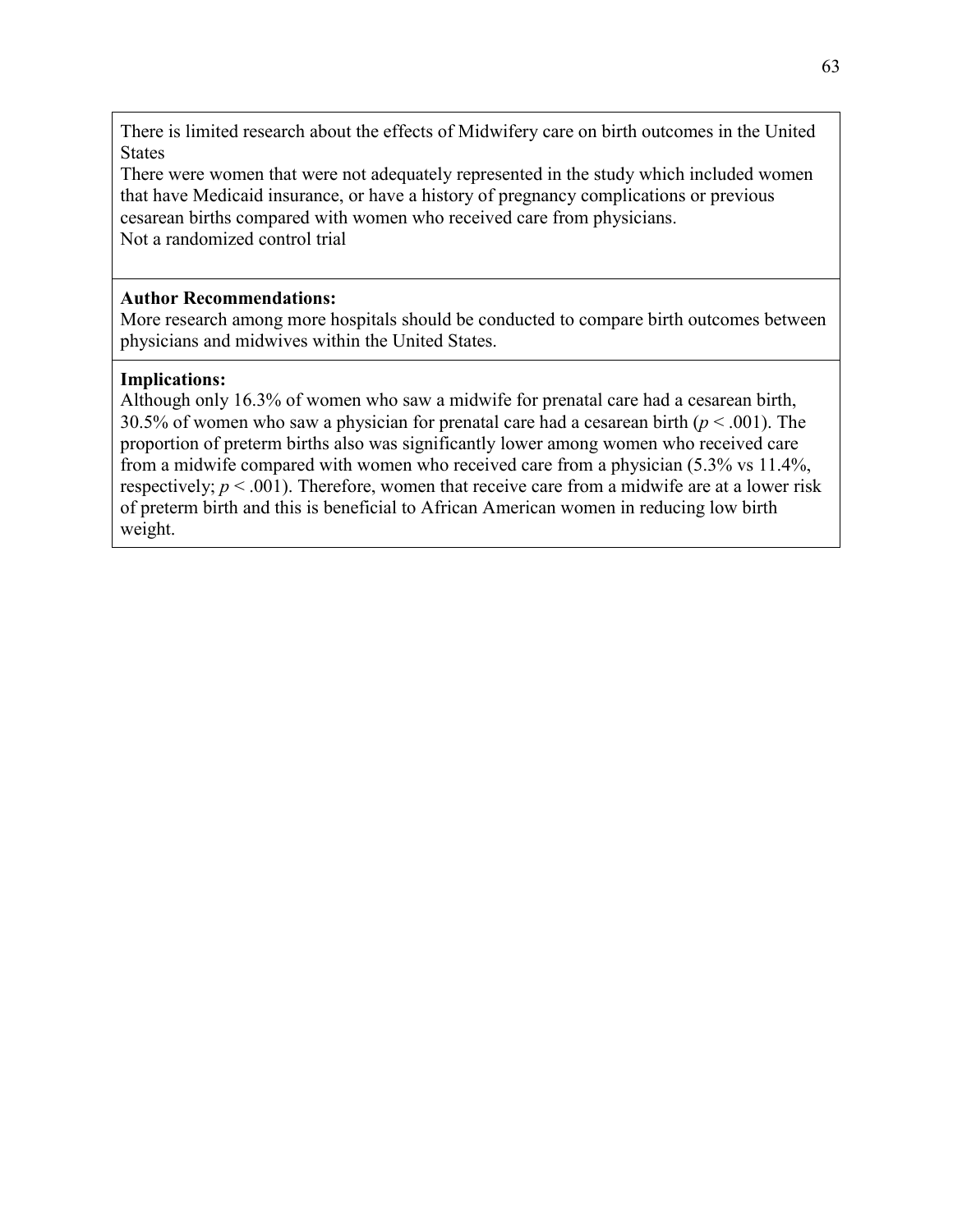There is limited research about the effects of Midwifery care on birth outcomes in the United States

There were women that were not adequately represented in the study which included women that have Medicaid insurance, or have a history of pregnancy complications or previous cesarean births compared with women who received care from physicians.

Not a randomized control trial

**Author Recommendations:**

More research among more hospitals should be conducted to compare birth outcomes between physicians and midwives within the United States.

**Implications:**

Although only 16.3% of women who saw a midwife for prenatal care had a cesarean birth, 30.5% of women who saw a physician for prenatal care had a cesarean birth ($p < .001$). The proportion of preterm births also was significantly lower among women who received care from a midwife compared with women who received care from a physician (5.3% vs 11.4%, respectively; $p < .001$). Therefore, women that receive care from a midwife are at a lower risk of preterm birth and this is beneficial to African American women in reducing low birth weight.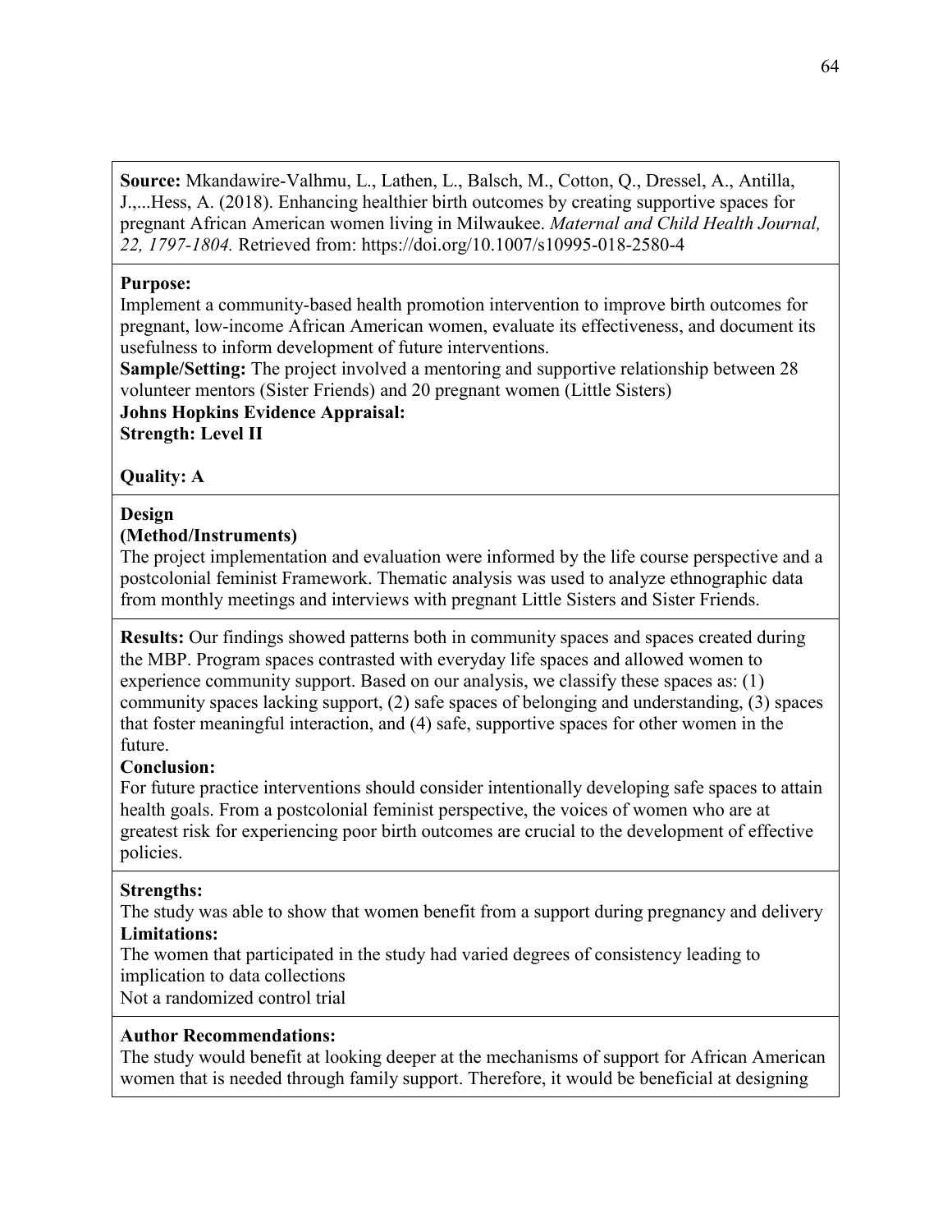**Source:** Mkandawire-Valhmu, L., Lathen, L., Balsch, M., Cotton, Q., Dressel, A., Antilla, J.,...Hess, A. (2018). Enhancing healthier birth outcomes by creating supportive spaces for pregnant African American women living in Milwaukee. *Maternal and Child Health Journal, 22, 1797-1804.* Retrieved from: https://doi.org/10.1007/s10995-018-2580-4

**Purpose:**
Implement a community-based health promotion intervention to improve birth outcomes for pregnant, low-income African American women, evaluate its effectiveness, and document its usefulness to inform development of future interventions.

**Sample/Setting:** The project involved a mentoring and supportive relationship between 28 volunteer mentors (Sister Friends) and 20 pregnant women (Little Sisters)

**Johns Hopkins Evidence Appraisal:**

**Strength: Level II**

**Quality: A**

**Design**

**(Method/Instruments)**

The project implementation and evaluation were informed by the life course perspective and a postcolonial feminist Framework. Thematic analysis was used to analyze ethnographic data from monthly meetings and interviews with pregnant Little Sisters and Sister Friends.

**Results:** Our findings showed patterns both in community spaces and spaces created during the MBP. Program spaces contrasted with everyday life spaces and allowed women to experience community support. Based on our analysis, we classify these spaces as: (1) community spaces lacking support, (2) safe spaces of belonging and understanding, (3) spaces that foster meaningful interaction, and (4) safe, supportive spaces for other women in the future.

**Conclusion:**

For future practice interventions should consider intentionally developing safe spaces to attain health goals. From a postcolonial feminist perspective, the voices of women who are at greatest risk for experiencing poor birth outcomes are crucial to the development of effective policies.

**Strengths:**

The study was able to show that women benefit from a support during pregnancy and delivery

**Limitations:**

The women that participated in the study had varied degrees of consistency leading to implication to data collections

Not a randomized control trial

**Author Recommendations:**

The study would benefit at looking deeper at the mechanisms of support for African American women that is needed through family support. Therefore, it would be beneficial at designing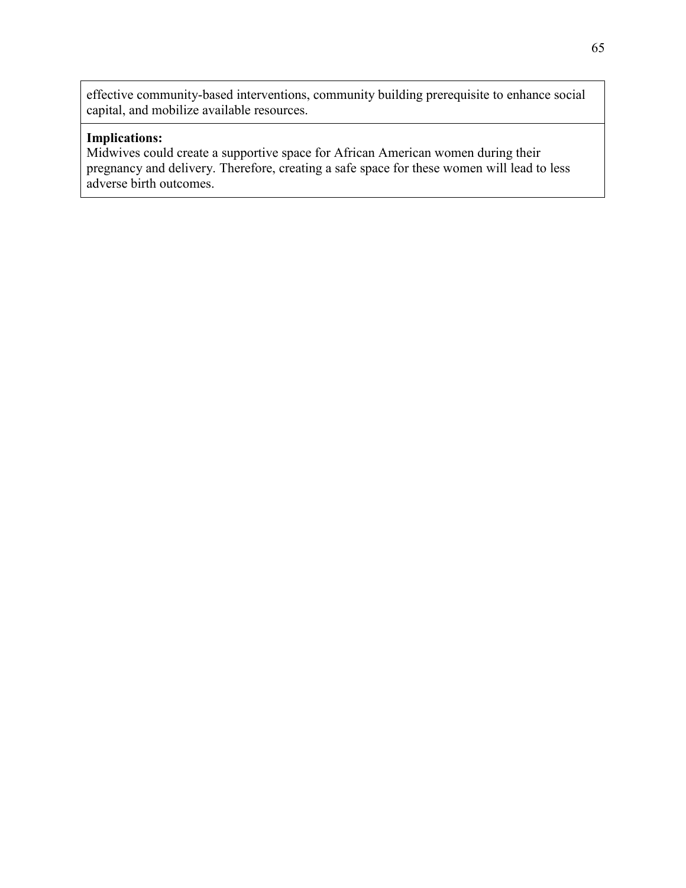| |
|---|
| effective community-based interventions, community building prerequisite to enhance social capital, and mobilize available resources. |
| **Implications:**<br>Midwives could create a supportive space for African American women during their pregnancy and delivery. Therefore, creating a safe space for these women will lead to less adverse birth outcomes. |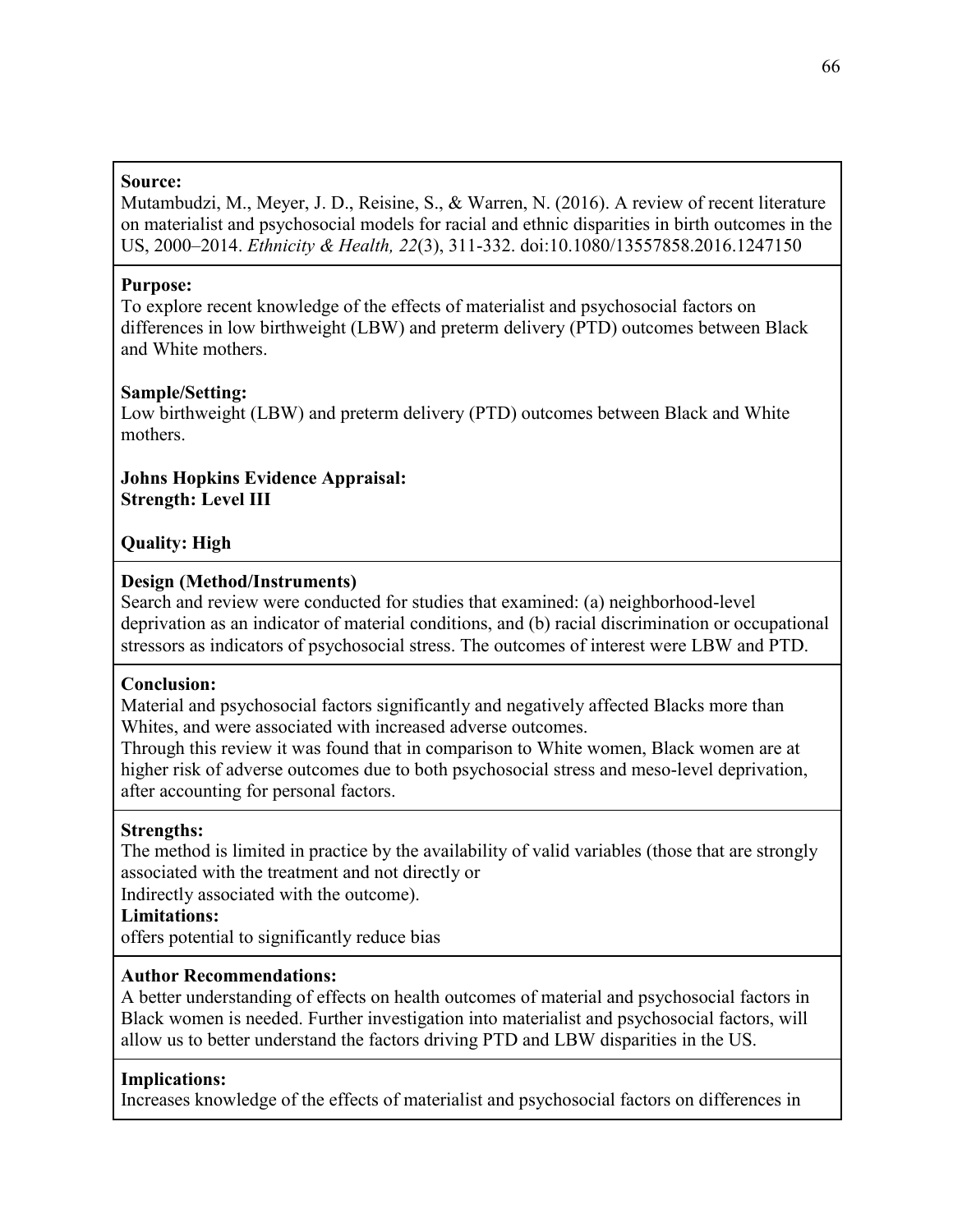**Source:**
Mutambudzi, M., Meyer, J. D., Reisine, S., & Warren, N. (2016). A review of recent literature on materialist and psychosocial models for racial and ethnic disparities in birth outcomes in the US, 2000–2014. *Ethnicity & Health, 22*(3), 311-332. doi:10.1080/13557858.2016.1247150

**Purpose:**
To explore recent knowledge of the effects of materialist and psychosocial factors on differences in low birthweight (LBW) and preterm delivery (PTD) outcomes between Black and White mothers.

**Sample/Setting:**
Low birthweight (LBW) and preterm delivery (PTD) outcomes between Black and White mothers.

**Johns Hopkins Evidence Appraisal:**
**Strength: Level III**

**Quality: High**

**Design (Method/Instruments)**
Search and review were conducted for studies that examined: (a) neighborhood-level deprivation as an indicator of material conditions, and (b) racial discrimination or occupational stressors as indicators of psychosocial stress. The outcomes of interest were LBW and PTD.

**Conclusion:**
Material and psychosocial factors significantly and negatively affected Blacks more than Whites, and were associated with increased adverse outcomes.
Through this review it was found that in comparison to White women, Black women are at higher risk of adverse outcomes due to both psychosocial stress and meso-level deprivation, after accounting for personal factors.

**Strengths:**
The method is limited in practice by the availability of valid variables (those that are strongly associated with the treatment and not directly or
Indirectly associated with the outcome).
**Limitations:**
offers potential to significantly reduce bias

**Author Recommendations:**
A better understanding of effects on health outcomes of material and psychosocial factors in Black women is needed. Further investigation into materialist and psychosocial factors, will allow us to better understand the factors driving PTD and LBW disparities in the US.

**Implications:**
Increases knowledge of the effects of materialist and psychosocial factors on differences in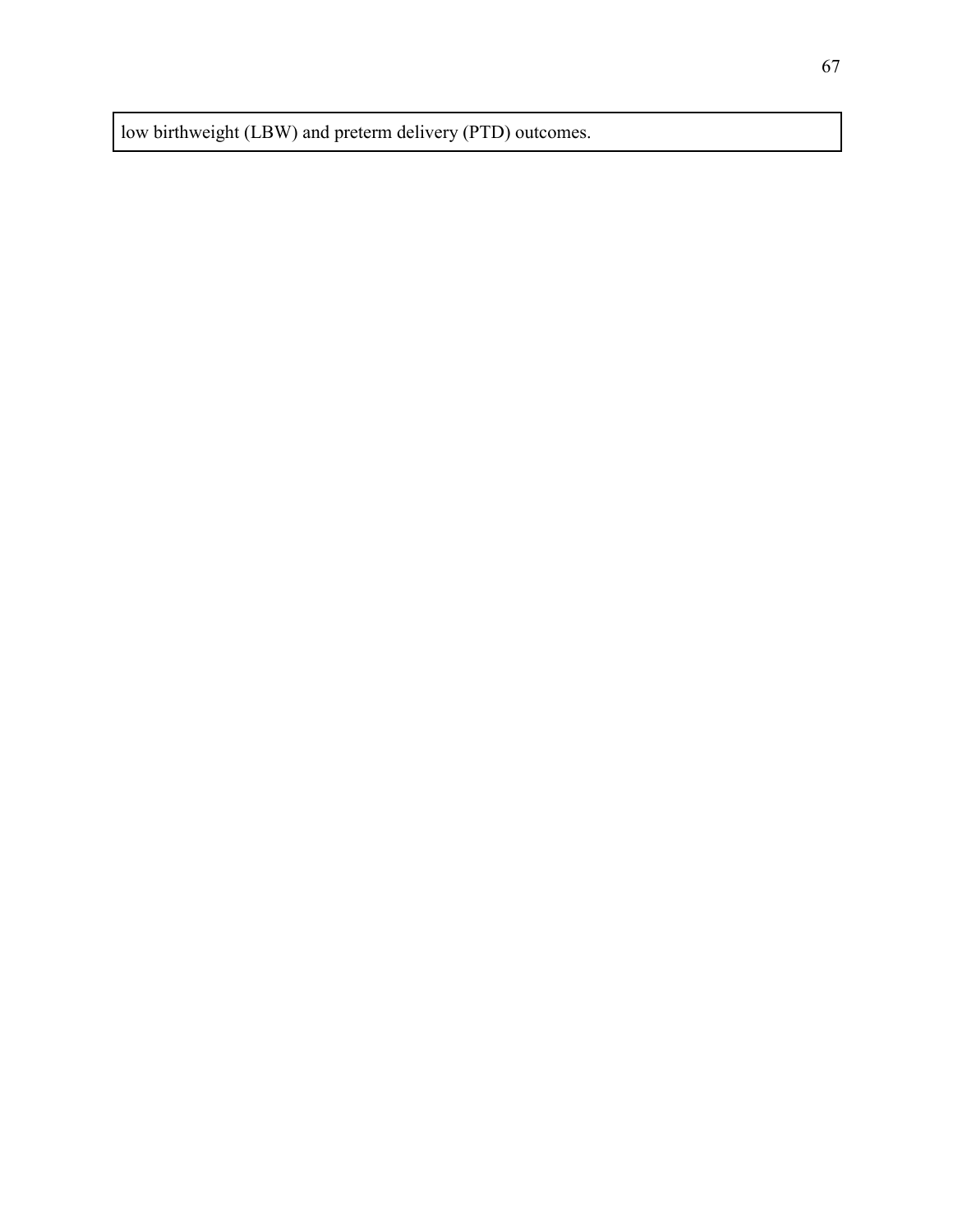| low birthweight (LBW) and preterm delivery (PTD) outcomes. |
|---|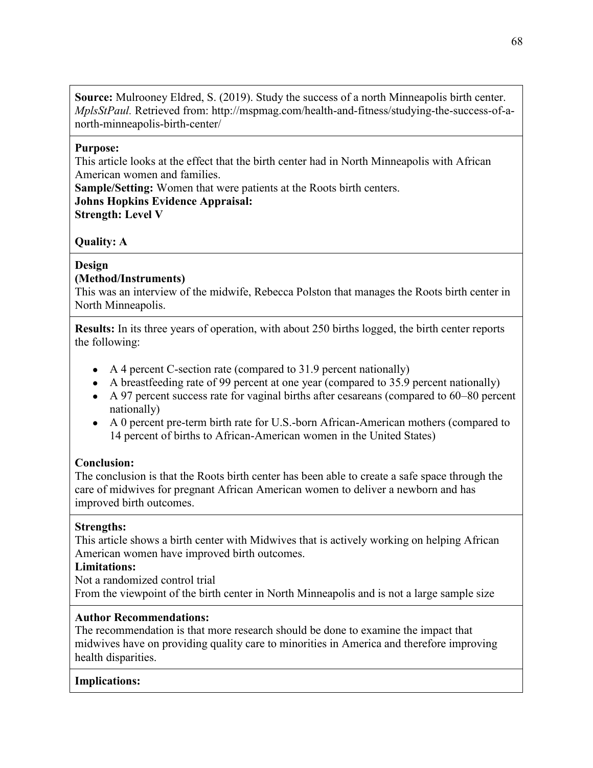**Source:** Mulrooney Eldred, S. (2019). Study the success of a north Minneapolis birth center. *MplsStPaul.* Retrieved from: http://mspmag.com/health-and-fitness/studying-the-success-of-a-north-minneapolis-birth-center/

**Purpose:**
This article looks at the effect that the birth center had in North Minneapolis with African American women and families.

**Sample/Setting:** Women that were patients at the Roots birth centers.

**Johns Hopkins Evidence Appraisal:**

**Strength: Level V**

**Quality: A**

**Design**

**(Method/Instruments)**

This was an interview of the midwife, Rebecca Polston that manages the Roots birth center in North Minneapolis.

**Results:** In its three years of operation, with about 250 births logged, the birth center reports the following:

- A 4 percent C-section rate (compared to 31.9 percent nationally)
- A breastfeeding rate of 99 percent at one year (compared to 35.9 percent nationally)
- A 97 percent success rate for vaginal births after cesareans (compared to 60–80 percent nationally)
- A 0 percent pre-term birth rate for U.S.-born African-American mothers (compared to 14 percent of births to African-American women in the United States)

**Conclusion:**
The conclusion is that the Roots birth center has been able to create a safe space through the care of midwives for pregnant African American women to deliver a newborn and has improved birth outcomes.

**Strengths:**
This article shows a birth center with Midwives that is actively working on helping African American women have improved birth outcomes.

**Limitations:**
Not a randomized control trial
From the viewpoint of the birth center in North Minneapolis and is not a large sample size

**Author Recommendations:**
The recommendation is that more research should be done to examine the impact that midwives have on providing quality care to minorities in America and therefore improving health disparities.

**Implications:**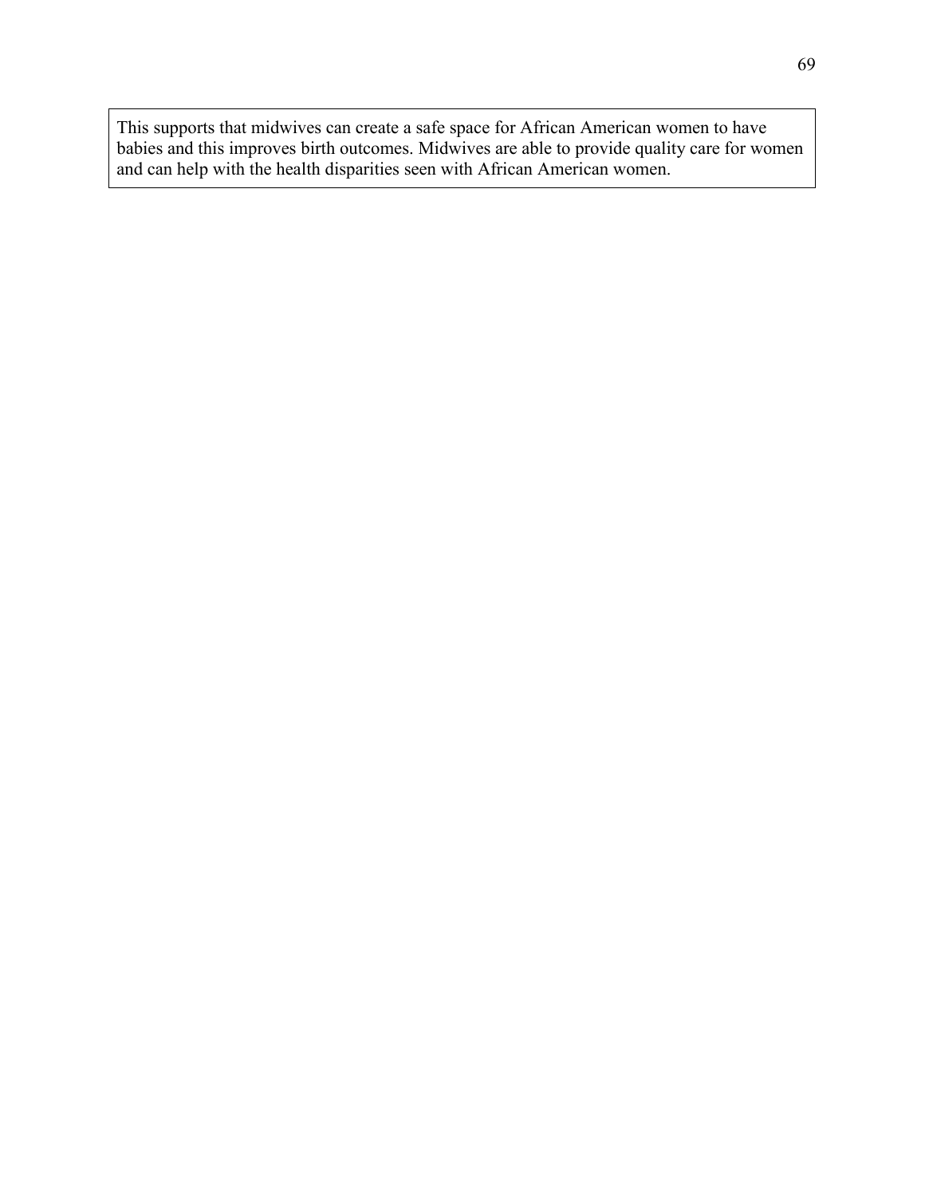This supports that midwives can create a safe space for African American women to have babies and this improves birth outcomes. Midwives are able to provide quality care for women and can help with the health disparities seen with African American women.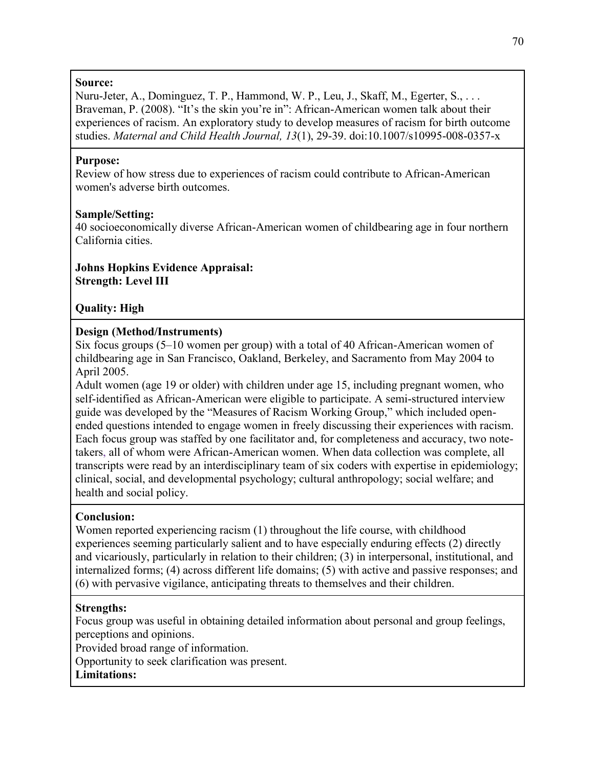**Source:**
Nuru-Jeter, A., Dominguez, T. P., Hammond, W. P., Leu, J., Skaff, M., Egerter, S., . . . Braveman, P. (2008). "It's the skin you're in": African-American women talk about their experiences of racism. An exploratory study to develop measures of racism for birth outcome studies. *Maternal and Child Health Journal, 13*(1), 29-39. doi:10.1007/s10995-008-0357-x

**Purpose:**
Review of how stress due to experiences of racism could contribute to African-American women's adverse birth outcomes.

**Sample/Setting:**
40 socioeconomically diverse African-American women of childbearing age in four northern California cities.

**Johns Hopkins Evidence Appraisal:**
**Strength: Level III**

**Quality: High**

**Design (Method/Instruments)**
Six focus groups (5–10 women per group) with a total of 40 African-American women of childbearing age in San Francisco, Oakland, Berkeley, and Sacramento from May 2004 to April 2005.
Adult women (age 19 or older) with children under age 15, including pregnant women, who self-identified as African-American were eligible to participate. A semi-structured interview guide was developed by the "Measures of Racism Working Group," which included open-ended questions intended to engage women in freely discussing their experiences with racism. Each focus group was staffed by one facilitator and, for completeness and accuracy, two note-takers, all of whom were African-American women. When data collection was complete, all transcripts were read by an interdisciplinary team of six coders with expertise in epidemiology; clinical, social, and developmental psychology; cultural anthropology; social welfare; and health and social policy.

**Conclusion:**
Women reported experiencing racism (1) throughout the life course, with childhood experiences seeming particularly salient and to have especially enduring effects (2) directly and vicariously, particularly in relation to their children; (3) in interpersonal, institutional, and internalized forms; (4) across different life domains; (5) with active and passive responses; and (6) with pervasive vigilance, anticipating threats to themselves and their children.

**Strengths:**
Focus group was useful in obtaining detailed information about personal and group feelings, perceptions and opinions.
Provided broad range of information.
Opportunity to seek clarification was present.
**Limitations:**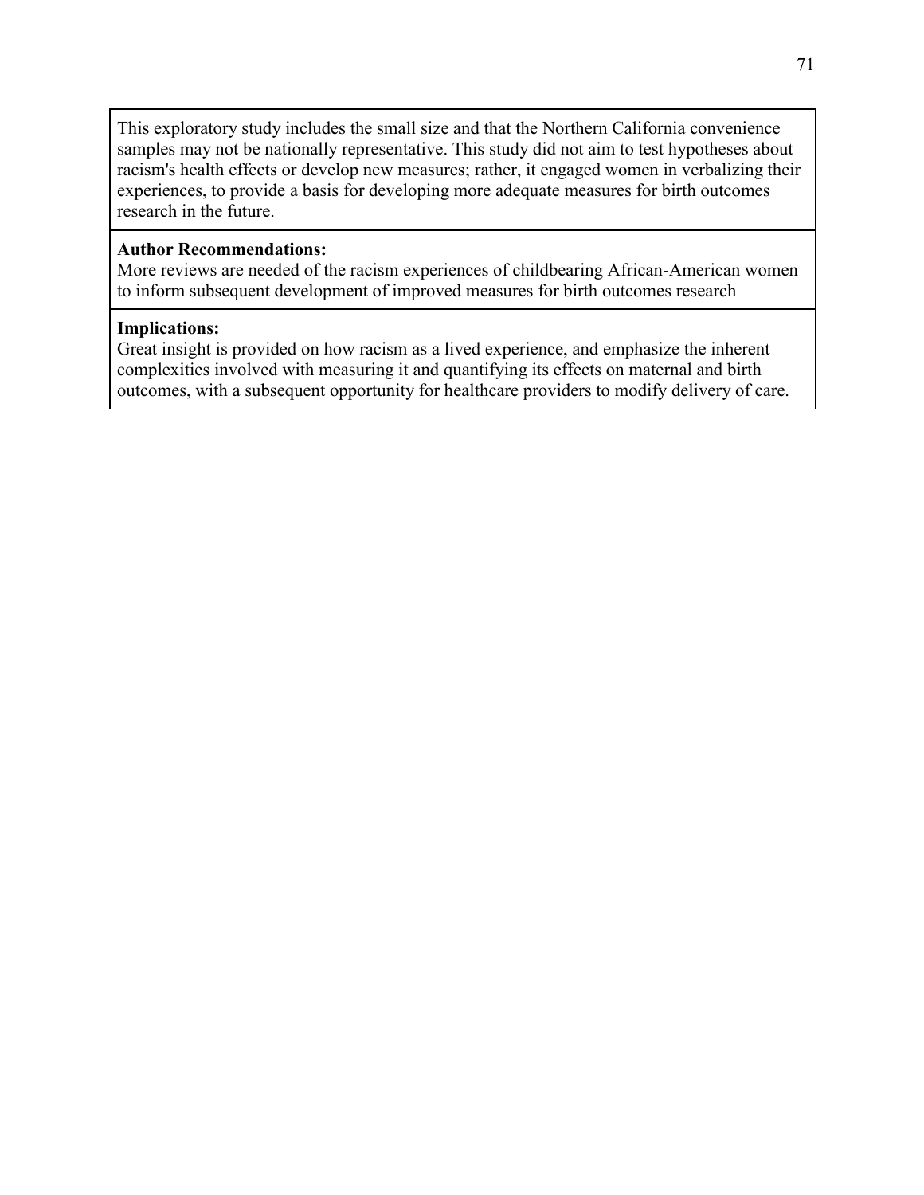This exploratory study includes the small size and that the Northern California convenience samples may not be nationally representative. This study did not aim to test hypotheses about racism's health effects or develop new measures; rather, it engaged women in verbalizing their experiences, to provide a basis for developing more adequate measures for birth outcomes research in the future.

**Author Recommendations:**
More reviews are needed of the racism experiences of childbearing African-American women to inform subsequent development of improved measures for birth outcomes research

**Implications:**
Great insight is provided on how racism as a lived experience, and emphasize the inherent complexities involved with measuring it and quantifying its effects on maternal and birth outcomes, with a subsequent opportunity for healthcare providers to modify delivery of care.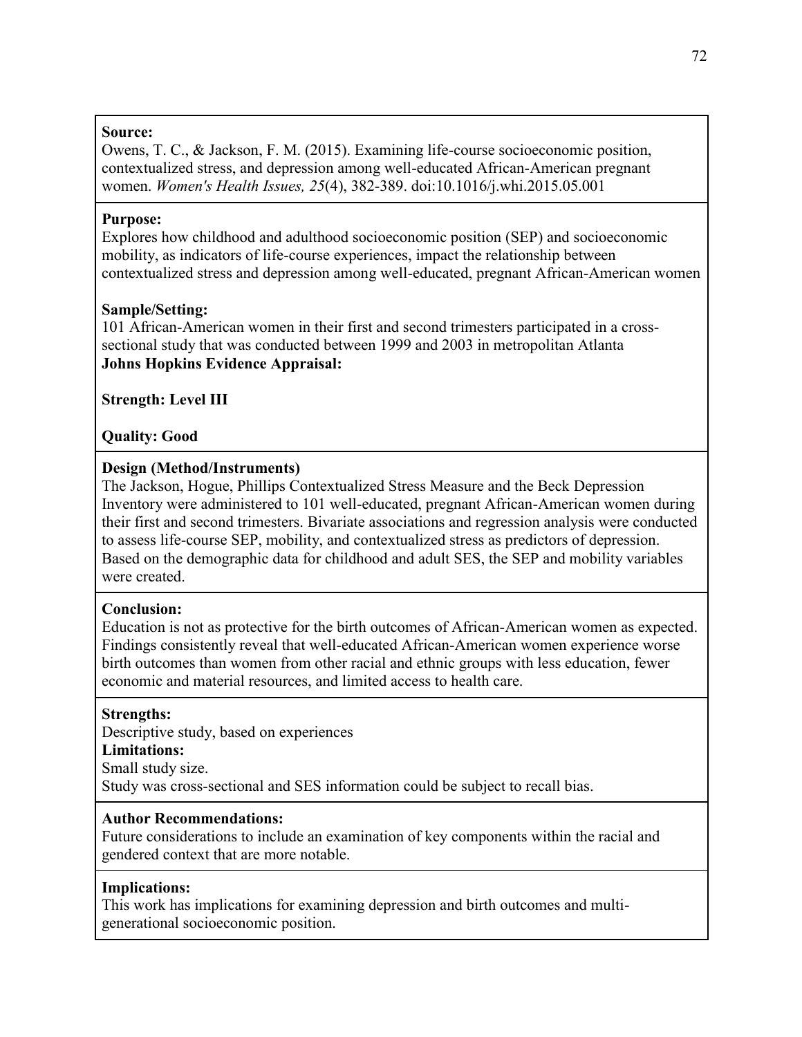**Source:**
Owens, T. C., & Jackson, F. M. (2015). Examining life-course socioeconomic position, contextualized stress, and depression among well-educated African-American pregnant women. *Women's Health Issues, 25*(4), 382-389. doi:10.1016/j.whi.2015.05.001

**Purpose:**
Explores how childhood and adulthood socioeconomic position (SEP) and socioeconomic mobility, as indicators of life-course experiences, impact the relationship between contextualized stress and depression among well-educated, pregnant African-American women

**Sample/Setting:**
101 African-American women in their first and second trimesters participated in a cross-sectional study that was conducted between 1999 and 2003 in metropolitan Atlanta
**Johns Hopkins Evidence Appraisal:**

**Strength: Level III**

**Quality: Good**

**Design (Method/Instruments)**
The Jackson, Hogue, Phillips Contextualized Stress Measure and the Beck Depression Inventory were administered to 101 well-educated, pregnant African-American women during their first and second trimesters. Bivariate associations and regression analysis were conducted to assess life-course SEP, mobility, and contextualized stress as predictors of depression. Based on the demographic data for childhood and adult SES, the SEP and mobility variables were created.

**Conclusion:**
Education is not as protective for the birth outcomes of African-American women as expected. Findings consistently reveal that well-educated African-American women experience worse birth outcomes than women from other racial and ethnic groups with less education, fewer economic and material resources, and limited access to health care.

**Strengths:**
Descriptive study, based on experiences
**Limitations:**
Small study size.
Study was cross-sectional and SES information could be subject to recall bias.

**Author Recommendations:**
Future considerations to include an examination of key components within the racial and gendered context that are more notable.

**Implications:**
This work has implications for examining depression and birth outcomes and multi-generational socioeconomic position.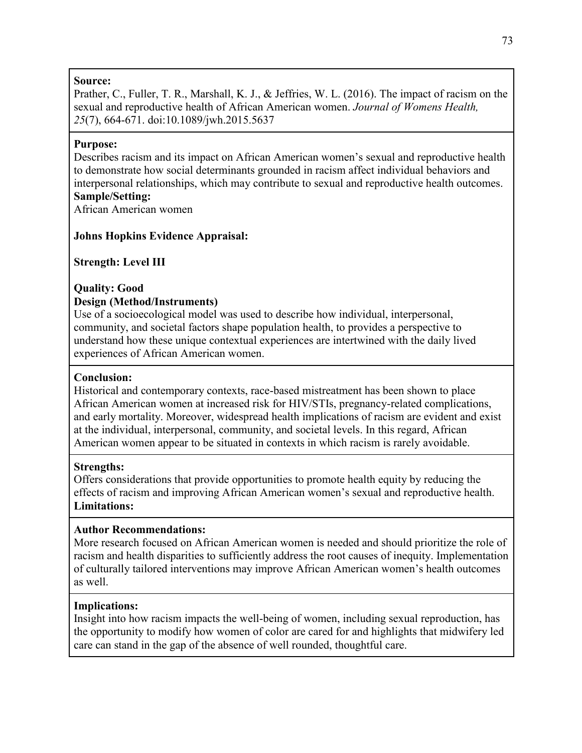**Source:**
Prather, C., Fuller, T. R., Marshall, K. J., & Jeffries, W. L. (2016). The impact of racism on the sexual and reproductive health of African American women. *Journal of Womens Health, 25*(7), 664-671. doi:10.1089/jwh.2015.5637

**Purpose:**
Describes racism and its impact on African American women's sexual and reproductive health to demonstrate how social determinants grounded in racism affect individual behaviors and interpersonal relationships, which may contribute to sexual and reproductive health outcomes.

**Sample/Setting:**
African American women

**Johns Hopkins Evidence Appraisal:**

**Strength: Level III**

**Quality: Good**

**Design (Method/Instruments)**
Use of a socioecological model was used to describe how individual, interpersonal, community, and societal factors shape population health, to provides a perspective to understand how these unique contextual experiences are intertwined with the daily lived experiences of African American women.

**Conclusion:**
Historical and contemporary contexts, race-based mistreatment has been shown to place African American women at increased risk for HIV/STIs, pregnancy-related complications, and early mortality. Moreover, widespread health implications of racism are evident and exist at the individual, interpersonal, community, and societal levels. In this regard, African American women appear to be situated in contexts in which racism is rarely avoidable.

**Strengths:**
Offers considerations that provide opportunities to promote health equity by reducing the effects of racism and improving African American women's sexual and reproductive health.

**Limitations:**

**Author Recommendations:**
More research focused on African American women is needed and should prioritize the role of racism and health disparities to sufficiently address the root causes of inequity. Implementation of culturally tailored interventions may improve African American women's health outcomes as well.

**Implications:**
Insight into how racism impacts the well-being of women, including sexual reproduction, has the opportunity to modify how women of color are cared for and highlights that midwifery led care can stand in the gap of the absence of well rounded, thoughtful care.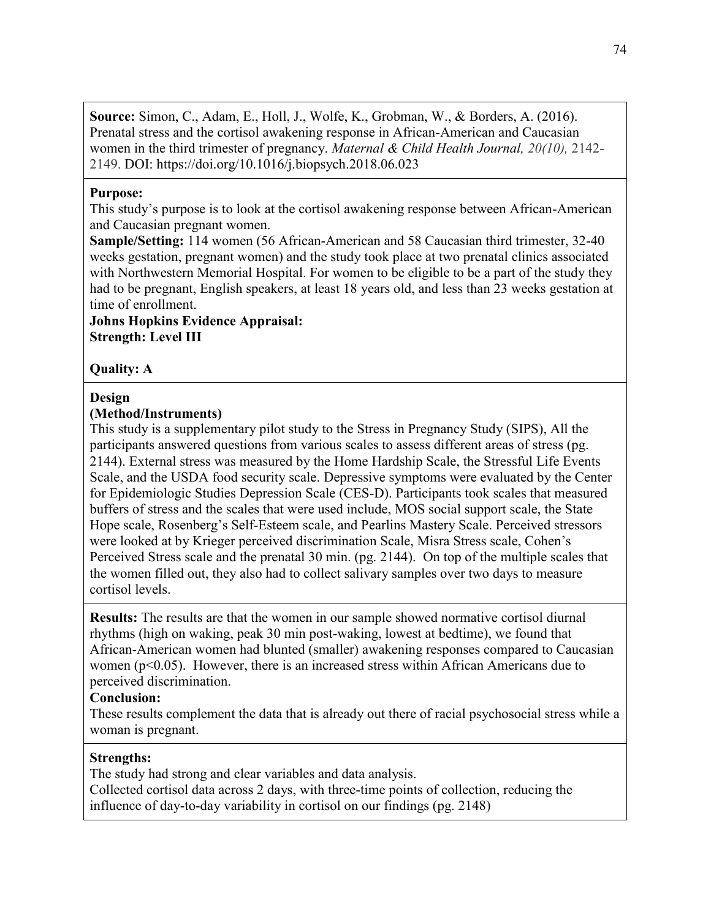**Source:** Simon, C., Adam, E., Holl, J., Wolfe, K., Grobman, W., & Borders, A. (2016). Prenatal stress and the cortisol awakening response in African-American and Caucasian women in the third trimester of pregnancy. *Maternal & Child Health Journal, 20(10),* 2142-2149. DOI: https://doi.org/10.1016/j.biopsych.2018.06.023

**Purpose:**
This study's purpose is to look at the cortisol awakening response between African-American and Caucasian pregnant women.

**Sample/Setting:** 114 women (56 African-American and 58 Caucasian third trimester, 32-40 weeks gestation, pregnant women) and the study took place at two prenatal clinics associated with Northwestern Memorial Hospital. For women to be eligible to be a part of the study they had to be pregnant, English speakers, at least 18 years old, and less than 23 weeks gestation at time of enrollment.

**Johns Hopkins Evidence Appraisal:**
**Strength: Level III**

**Quality: A**

**Design**
**(Method/Instruments)**
This study is a supplementary pilot study to the Stress in Pregnancy Study (SIPS), All the participants answered questions from various scales to assess different areas of stress (pg. 2144). External stress was measured by the Home Hardship Scale, the Stressful Life Events Scale, and the USDA food security scale. Depressive symptoms were evaluated by the Center for Epidemiologic Studies Depression Scale (CES-D). Participants took scales that measured buffers of stress and the scales that were used include, MOS social support scale, the State Hope scale, Rosenberg's Self-Esteem scale, and Pearlins Mastery Scale. Perceived stressors were looked at by Krieger perceived discrimination Scale, Misra Stress scale, Cohen's Perceived Stress scale and the prenatal 30 min. (pg. 2144). On top of the multiple scales that the women filled out, they also had to collect salivary samples over two days to measure cortisol levels.

**Results:** The results are that the women in our sample showed normative cortisol diurnal rhythms (high on waking, peak 30 min post-waking, lowest at bedtime), we found that African-American women had blunted (smaller) awakening responses compared to Caucasian women ($p<0.05$). However, there is an increased stress within African Americans due to perceived discrimination.

**Conclusion:**
These results complement the data that is already out there of racial psychosocial stress while a woman is pregnant.

**Strengths:**
The study had strong and clear variables and data analysis.
Collected cortisol data across 2 days, with three-time points of collection, reducing the influence of day-to-day variability in cortisol on our findings (pg. 2148)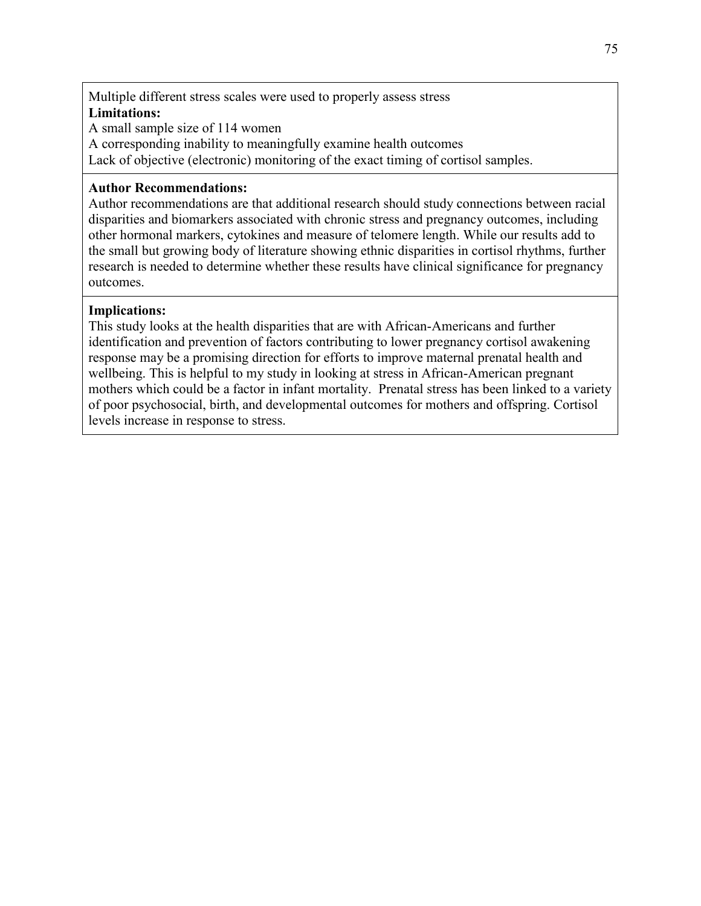Multiple different stress scales were used to properly assess stress

**Limitations:**

A small sample size of 114 women

A corresponding inability to meaningfully examine health outcomes

Lack of objective (electronic) monitoring of the exact timing of cortisol samples.

**Author Recommendations:**

Author recommendations are that additional research should study connections between racial disparities and biomarkers associated with chronic stress and pregnancy outcomes, including other hormonal markers, cytokines and measure of telomere length. While our results add to the small but growing body of literature showing ethnic disparities in cortisol rhythms, further research is needed to determine whether these results have clinical significance for pregnancy outcomes.

**Implications:**

This study looks at the health disparities that are with African-Americans and further identification and prevention of factors contributing to lower pregnancy cortisol awakening response may be a promising direction for efforts to improve maternal prenatal health and wellbeing. This is helpful to my study in looking at stress in African-American pregnant mothers which could be a factor in infant mortality. Prenatal stress has been linked to a variety of poor psychosocial, birth, and developmental outcomes for mothers and offspring. Cortisol levels increase in response to stress.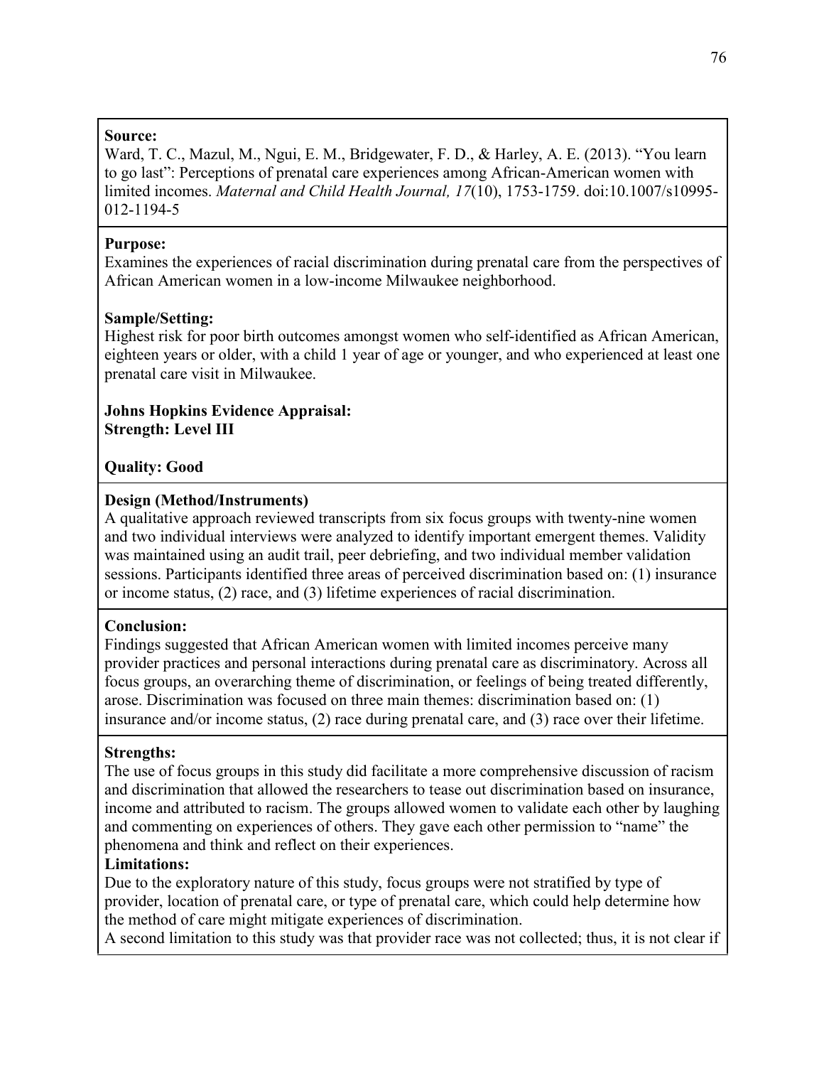**Source:**
Ward, T. C., Mazul, M., Ngui, E. M., Bridgewater, F. D., & Harley, A. E. (2013). "You learn to go last": Perceptions of prenatal care experiences among African-American women with limited incomes. *Maternal and Child Health Journal, 17*(10), 1753-1759. doi:10.1007/s10995-012-1194-5

**Purpose:**
Examines the experiences of racial discrimination during prenatal care from the perspectives of African American women in a low-income Milwaukee neighborhood.

**Sample/Setting:**
Highest risk for poor birth outcomes amongst women who self-identified as African American, eighteen years or older, with a child 1 year of age or younger, and who experienced at least one prenatal care visit in Milwaukee.

**Johns Hopkins Evidence Appraisal:**
**Strength: Level III**

**Quality: Good**

**Design (Method/Instruments)**
A qualitative approach reviewed transcripts from six focus groups with twenty-nine women and two individual interviews were analyzed to identify important emergent themes. Validity was maintained using an audit trail, peer debriefing, and two individual member validation sessions. Participants identified three areas of perceived discrimination based on: (1) insurance or income status, (2) race, and (3) lifetime experiences of racial discrimination.

**Conclusion:**
Findings suggested that African American women with limited incomes perceive many provider practices and personal interactions during prenatal care as discriminatory. Across all focus groups, an overarching theme of discrimination, or feelings of being treated differently, arose. Discrimination was focused on three main themes: discrimination based on: (1) insurance and/or income status, (2) race during prenatal care, and (3) race over their lifetime.

**Strengths:**
The use of focus groups in this study did facilitate a more comprehensive discussion of racism and discrimination that allowed the researchers to tease out discrimination based on insurance, income and attributed to racism. The groups allowed women to validate each other by laughing and commenting on experiences of others. They gave each other permission to "name" the phenomena and think and reflect on their experiences.

**Limitations:**
Due to the exploratory nature of this study, focus groups were not stratified by type of provider, location of prenatal care, or type of prenatal care, which could help determine how the method of care might mitigate experiences of discrimination.
A second limitation to this study was that provider race was not collected; thus, it is not clear if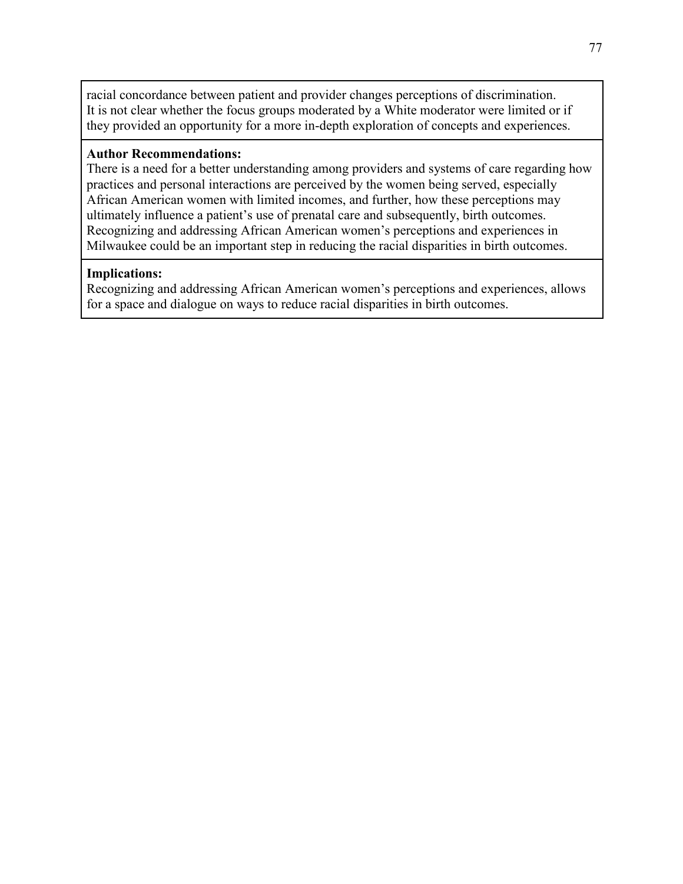racial concordance between patient and provider changes perceptions of discrimination. It is not clear whether the focus groups moderated by a White moderator were limited or if they provided an opportunity for a more in-depth exploration of concepts and experiences.

**Author Recommendations:**
There is a need for a better understanding among providers and systems of care regarding how practices and personal interactions are perceived by the women being served, especially African American women with limited incomes, and further, how these perceptions may ultimately influence a patient's use of prenatal care and subsequently, birth outcomes. Recognizing and addressing African American women's perceptions and experiences in Milwaukee could be an important step in reducing the racial disparities in birth outcomes.

**Implications:**
Recognizing and addressing African American women's perceptions and experiences, allows for a space and dialogue on ways to reduce racial disparities in birth outcomes.